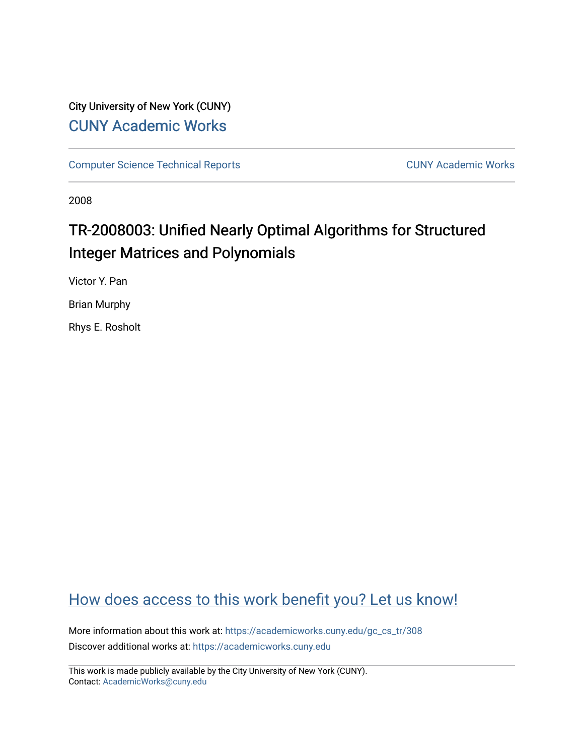City University of New York (CUNY)

CUNY Academic Works

Computer Science Technical Reports

CUNY Academic Works

2008

# TR-2008003: Unified Nearly Optimal Algorithms for Structured Integer Matrices and Polynomials

Victor Y. Pan

Brian Murphy

Rhys E. Rosholt

How does access to this work benefit you? Let us know!

More information about this work at: https://academicworks.cuny.edu/gc_cs_tr/308

Discover additional works at: https://academicworks.cuny.edu

This work is made publicly available by the City University of New York (CUNY).
Contact: AcademicWorks@cuny.edu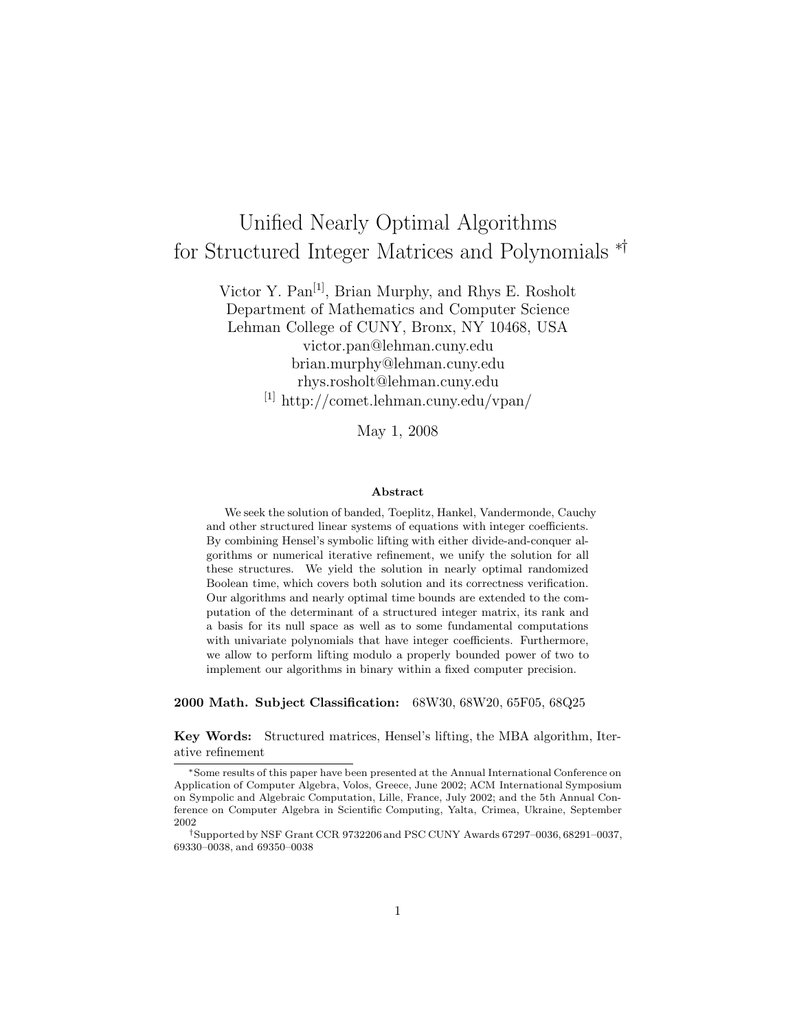# Unified Nearly Optimal Algorithms for Structured Integer Matrices and Polynomials *†

Victor Y. Pan[1], Brian Murphy, and Rhys E. Rosholt
Department of Mathematics and Computer Science
Lehman College of CUNY, Bronx, NY 10468, USA
victor.pan@lehman.cuny.edu
brian.murphy@lehman.cuny.edu
rhys.rosholt@lehman.cuny.edu
[1] http://comet.lehman.cuny.edu/vpan/

May 1, 2008

### Abstract

We seek the solution of banded, Toeplitz, Hankel, Vandermonde, Cauchy and other structured linear systems of equations with integer coefficients. By combining Hensel's symbolic lifting with either divide-and-conquer algorithms or numerical iterative refinement, we unify the solution for all these structures. We yield the solution in nearly optimal randomized Boolean time, which covers both solution and its correctness verification. Our algorithms and nearly optimal time bounds are extended to the computation of the determinant of a structured integer matrix, its rank and a basis for its null space as well as to some fundamental computations with univariate polynomials that have integer coefficients. Furthermore, we allow to perform lifting modulo a properly bounded power of two to implement our algorithms in binary within a fixed computer precision.

**2000 Math. Subject Classification:** 68W30, 68W20, 65F05, 68Q25

**Key Words:** Structured matrices, Hensel's lifting, the MBA algorithm, Iterative refinement

*Some results of this paper have been presented at the Annual International Conference on Application of Computer Algebra, Volos, Greece, June 2002; ACM International Symposium on Sympolic and Algebraic Computation, Lille, France, July 2002; and the 5th Annual Conference on Computer Algebra in Scientific Computing, Yalta, Crimea, Ukraine, September 2002

†Supported by NSF Grant CCR 9732206 and PSC CUNY Awards 67297–0036, 68291–0037, 69330–0038, and 69350–0038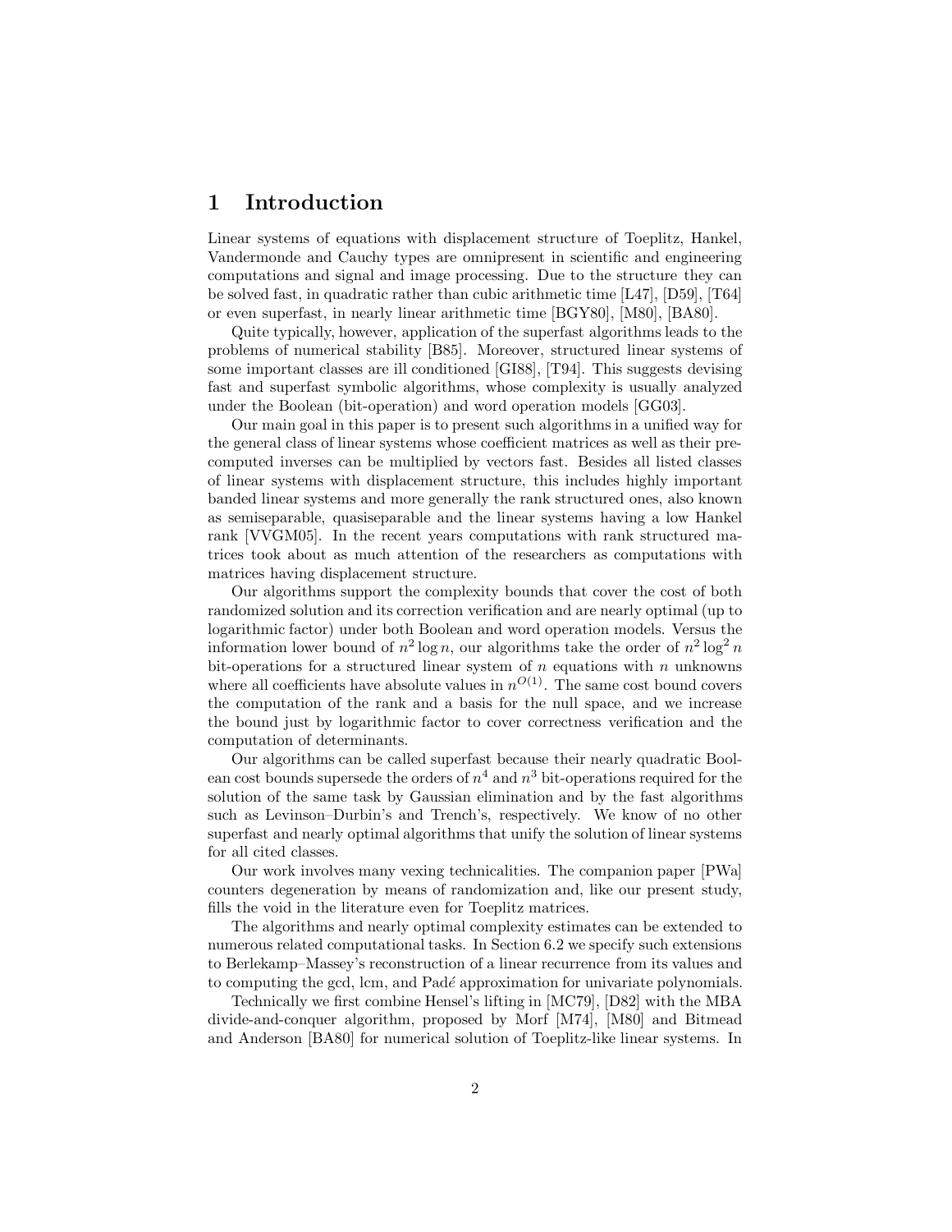# 1 Introduction

Linear systems of equations with displacement structure of Toeplitz, Hankel, Vandermonde and Cauchy types are omnipresent in scientific and engineering computations and signal and image processing. Due to the structure they can be solved fast, in quadratic rather than cubic arithmetic time [L47], [D59], [T64] or even superfast, in nearly linear arithmetic time [BGY80], [M80], [BA80].

Quite typically, however, application of the superfast algorithms leads to the problems of numerical stability [B85]. Moreover, structured linear systems of some important classes are ill conditioned [GI88], [T94]. This suggests devising fast and superfast symbolic algorithms, whose complexity is usually analyzed under the Boolean (bit-operation) and word operation models [GG03].

Our main goal in this paper is to present such algorithms in a unified way for the general class of linear systems whose coefficient matrices as well as their precomputed inverses can be multiplied by vectors fast. Besides all listed classes of linear systems with displacement structure, this includes highly important banded linear systems and more generally the rank structured ones, also known as semiseparable, quasiseparable and the linear systems having a low Hankel rank [VVGM05]. In the recent years computations with rank structured matrices took about as much attention of the researchers as computations with matrices having displacement structure.

Our algorithms support the complexity bounds that cover the cost of both randomized solution and its correction verification and are nearly optimal (up to logarithmic factor) under both Boolean and word operation models. Versus the information lower bound of $n^2 \log n$, our algorithms take the order of $n^2 \log^2 n$ bit-operations for a structured linear system of $n$ equations with $n$ unknowns where all coefficients have absolute values in $n^{O(1)}$. The same cost bound covers the computation of the rank and a basis for the null space, and we increase the bound just by logarithmic factor to cover correctness verification and the computation of determinants.

Our algorithms can be called superfast because their nearly quadratic Boolean cost bounds supersede the orders of $n^4$ and $n^3$ bit-operations required for the solution of the same task by Gaussian elimination and by the fast algorithms such as Levinson–Durbin's and Trench's, respectively. We know of no other superfast and nearly optimal algorithms that unify the solution of linear systems for all cited classes.

Our work involves many vexing technicalities. The companion paper [PWa] counters degeneration by means of randomization and, like our present study, fills the void in the literature even for Toeplitz matrices.

The algorithms and nearly optimal complexity estimates can be extended to numerous related computational tasks. In Section 6.2 we specify such extensions to Berlekamp–Massey's reconstruction of a linear recurrence from its values and to computing the gcd, lcm, and Padé approximation for univariate polynomials.

Technically we first combine Hensel's lifting in [MC79], [D82] with the MBA divide-and-conquer algorithm, proposed by Morf [M74], [M80] and Bitmead and Anderson [BA80] for numerical solution of Toeplitz-like linear systems. In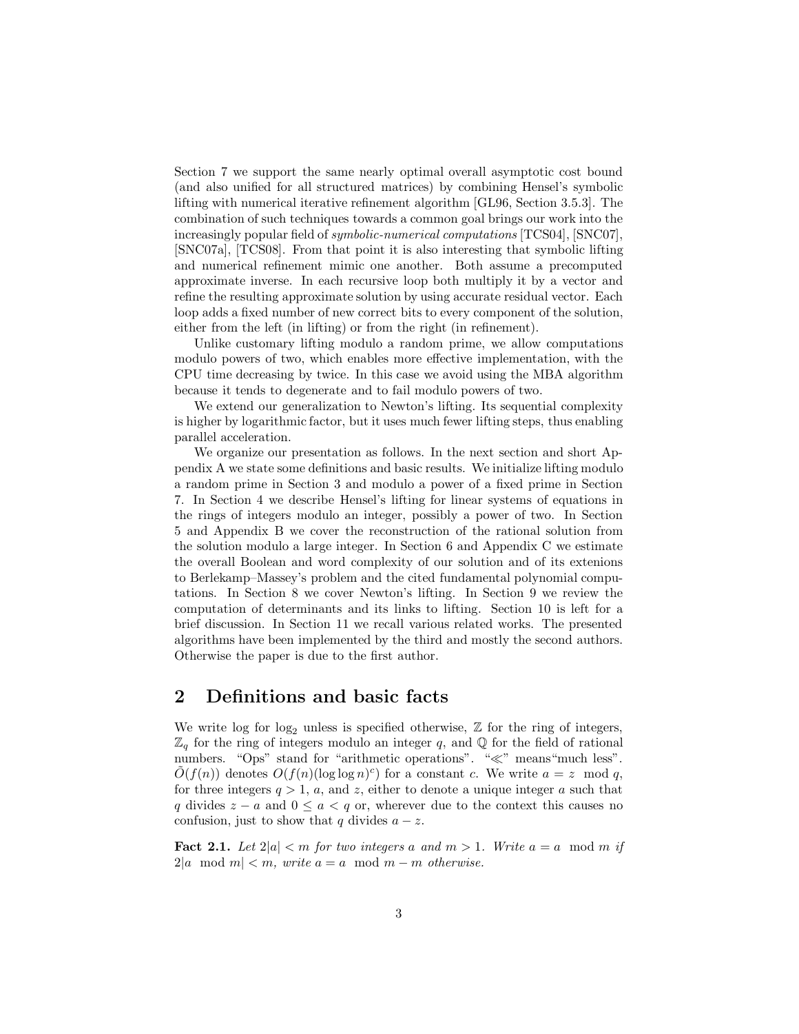Section 7 we support the same nearly optimal overall asymptotic cost bound (and also unified for all structured matrices) by combining Hensel's symbolic lifting with numerical iterative refinement algorithm [GL96, Section 3.5.3]. The combination of such techniques towards a common goal brings our work into the increasingly popular field of *symbolic-numerical computations* [TCS04], [SNC07], [SNC07a], [TCS08]. From that point it is also interesting that symbolic lifting and numerical refinement mimic one another. Both assume a precomputed approximate inverse. In each recursive loop both multiply it by a vector and refine the resulting approximate solution by using accurate residual vector. Each loop adds a fixed number of new correct bits to every component of the solution, either from the left (in lifting) or from the right (in refinement).

Unlike customary lifting modulo a random prime, we allow computations modulo powers of two, which enables more effective implementation, with the CPU time decreasing by twice. In this case we avoid using the MBA algorithm because it tends to degenerate and to fail modulo powers of two.

We extend our generalization to Newton's lifting. Its sequential complexity is higher by logarithmic factor, but it uses much fewer lifting steps, thus enabling parallel acceleration.

We organize our presentation as follows. In the next section and short Appendix A we state some definitions and basic results. We initialize lifting modulo a random prime in Section 3 and modulo a power of a fixed prime in Section 7. In Section 4 we describe Hensel's lifting for linear systems of equations in the rings of integers modulo an integer, possibly a power of two. In Section 5 and Appendix B we cover the reconstruction of the rational solution from the solution modulo a large integer. In Section 6 and Appendix C we estimate the overall Boolean and word complexity of our solution and of its extenions to Berlekamp–Massey's problem and the cited fundamental polynomial computations. In Section 8 we cover Newton's lifting. In Section 9 we review the computation of determinants and its links to lifting. Section 10 is left for a brief discussion. In Section 11 we recall various related works. The presented algorithms have been implemented by the third and mostly the second authors. Otherwise the paper is due to the first author.

## 2 Definitions and basic facts

We write log for $\log_2$ unless is specified otherwise, $\mathbb{Z}$ for the ring of integers, $\mathbb{Z}_q$ for the ring of integers modulo an integer $q$, and $\mathbb{Q}$ for the field of rational numbers. "Ops" stand for "arithmetic operations". "$\ll$" means"much less". $\tilde{O}(f(n))$ denotes $O(f(n)(\log\log n)^c)$ for a constant $c$. We write $a = z \mod q$, for three integers $q > 1$, $a$, and $z$, either to denote a unique integer $a$ such that $q$ divides $z - a$ and $0 \leq a < q$ or, wherever due to the context this causes no confusion, just to show that $q$ divides $a - z$.

**Fact 2.1.** *Let $2|a| < m$ for two integers $a$ and $m > 1$. Write $a = a \mod m$ if $2|a \mod m| < m$, write $a = a \mod m - m$ otherwise.*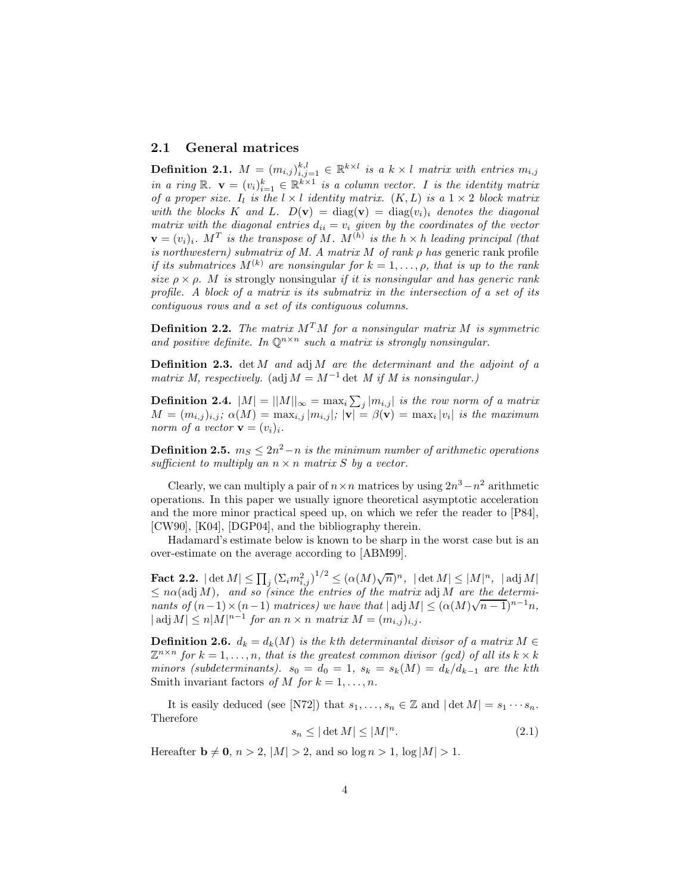### 2.1 General matrices

**Definition 2.1.** *$M = (m_{i,j})_{i,j=1}^{k,l} \in \mathbb{R}^{k\times l}$ is a $k \times l$ matrix with entries $m_{i,j}$ in a ring $\mathbb{R}$. $\mathbf{v} = (v_i)_{i=1}^{k} \in \mathbb{R}^{k\times 1}$ is a column vector. $I$ is the identity matrix of a proper size. $I_l$ is the $l \times l$ identity matrix. $(K, L)$ is a $1 \times 2$ block matrix with the blocks $K$ and $L$. $D(\mathbf{v}) = \operatorname{diag}(\mathbf{v}) = \operatorname{diag}(v_i)_i$ denotes the diagonal matrix with the diagonal entries $d_{ii} = v_i$ given by the coordinates of the vector $\mathbf{v} = (v_i)_i$. $M^T$ is the transpose of $M$. $M^{(h)}$ is the $h \times h$ leading principal (that is northwestern) submatrix of $M$. A matrix $M$ of rank $\rho$ has* generic rank profile *if its submatrices $M^{(k)}$ are nonsingular for $k = 1, \ldots, \rho$, that is up to the rank size $\rho \times \rho$. $M$ is* strongly nonsingular *if it is nonsingular and has generic rank profile. A block of a matrix is its submatrix in the intersection of a set of its contiguous rows and a set of its contiguous columns.*

**Definition 2.2.** *The matrix $M^T M$ for a nonsingular matrix $M$ is symmetric and positive definite. In $\mathbb{Q}^{n\times n}$ such a matrix is strongly nonsingular.*

**Definition 2.3.** *$\det M$ and $\operatorname{adj} M$ are the determinant and the adjoint of a matrix $M$, respectively. ($\operatorname{adj} M = M^{-1} \det M$ if $M$ is nonsingular.)*

**Definition 2.4.** *$|M| = ||M||_\infty = \max_i \sum_j |m_{i,j}|$ is the row norm of a matrix $M = (m_{i,j})_{i,j}$; $\alpha(M) = \max_{i,j} |m_{i,j}|$; $|\mathbf{v}| = \beta(\mathbf{v}) = \max_i |v_i|$ is the maximum norm of a vector $\mathbf{v} = (v_i)_i$.*

**Definition 2.5.** *$m_S \leq 2n^2 - n$ is the minimum number of arithmetic operations sufficient to multiply an $n \times n$ matrix $S$ by a vector.*

Clearly, we can multiply a pair of $n \times n$ matrices by using $2n^3 - n^2$ arithmetic operations. In this paper we usually ignore theoretical asymptotic acceleration and the more minor practical speed up, on which we refer the reader to [P84], [CW90], [K04], [DGP04], and the bibliography therein.

Hadamard's estimate below is known to be sharp in the worst case but is an over-estimate on the average according to [ABM99].

**Fact 2.2.** *$|\det M| \leq \prod_j (\Sigma_i m_{i,j}^2)^{1/2} \leq (\alpha(M)\sqrt{n})^n$, $|\det M| \leq |M|^n$, $|\operatorname{adj} M| \leq n\alpha(\operatorname{adj} M)$, and so (since the entries of the matrix $\operatorname{adj} M$ are the determinants of $(n-1)\times(n-1)$ matrices) we have that $|\operatorname{adj} M| \leq (\alpha(M)\sqrt{n-1})^{n-1}n$, $|\operatorname{adj} M| \leq n|M|^{n-1}$ for an $n \times n$ matrix $M = (m_{i,j})_{i,j}$.*

**Definition 2.6.** *$d_k = d_k(M)$ is the $k$th determinantal divisor of a matrix $M \in \mathbb{Z}^{n\times n}$ for $k = 1, \ldots, n$, that is the greatest common divisor (gcd) of all its $k \times k$ minors (subdeterminants). $s_0 = d_0 = 1$, $s_k = s_k(M) = d_k/d_{k-1}$ are the $k$th* Smith invariant factors *of $M$ for $k = 1, \ldots, n$.*

It is easily deduced (see [N72]) that $s_1, \ldots, s_n \in \mathbb{Z}$ and $|\det M| = s_1 \cdots s_n$. Therefore

$$s_n \leq |\det M| \leq |M|^n. \tag{2.1}$$

Hereafter $\mathbf{b} \neq \mathbf{0}$, $n > 2$, $|M| > 2$, and so $\log n > 1$, $\log |M| > 1$.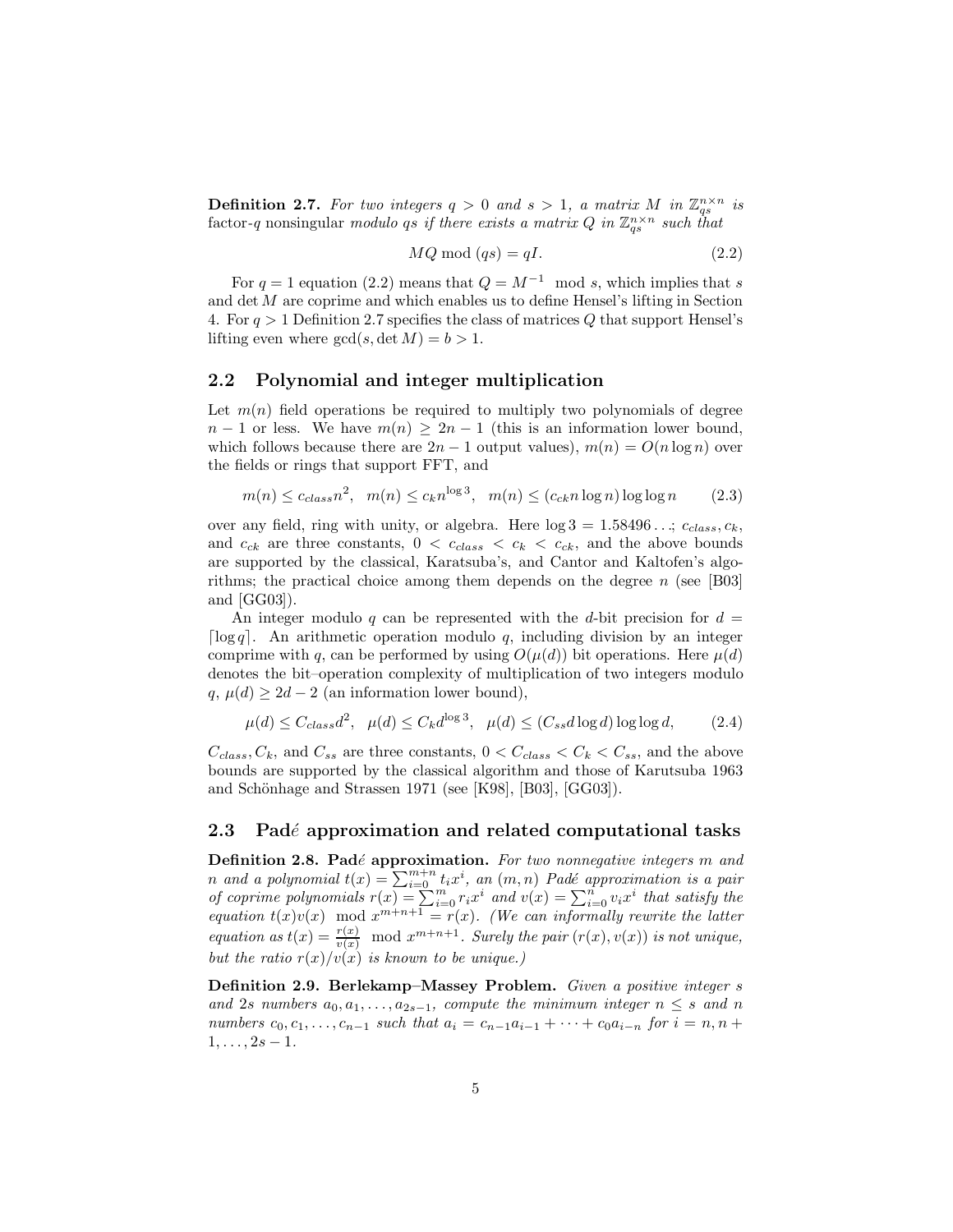**Definition 2.7.** *For two integers $q > 0$ and $s > 1$, a matrix $M$ in $\mathbb{Z}_{qs}^{n\times n}$ is* factor-$q$ nonsingular *modulo $qs$ if there exists a matrix $Q$ in $\mathbb{Z}_{qs}^{n\times n}$ such that*

$$MQ \bmod (qs) = qI. \tag{2.2}$$

For $q = 1$ equation (2.2) means that $Q = M^{-1} \mod s$, which implies that $s$ and $\det M$ are coprime and which enables us to define Hensel's lifting in Section 4. For $q > 1$ Definition 2.7 specifies the class of matrices $Q$ that support Hensel's lifting even where $\gcd(s, \det M) = b > 1$.

## 2.2 Polynomial and integer multiplication

Let $m(n)$ field operations be required to multiply two polynomials of degree $n - 1$ or less. We have $m(n) \geq 2n - 1$ (this is an information lower bound, which follows because there are $2n - 1$ output values), $m(n) = O(n \log n)$ over the fields or rings that support FFT, and

$$m(n) \leq c_{class}n^2, \quad m(n) \leq c_k n^{\log 3}, \quad m(n) \leq (c_{ck} n \log n) \log\log n \tag{2.3}$$

over any field, ring with unity, or algebra. Here $\log 3 = 1.58496\ldots$; $c_{class}, c_k$, and $c_{ck}$ are three constants, $0 < c_{class} < c_k < c_{ck}$, and the above bounds are supported by the classical, Karatsuba's, and Cantor and Kaltofen's algorithms; the practical choice among them depends on the degree $n$ (see [B03] and [GG03]).

An integer modulo $q$ can be represented with the $d$-bit precision for $d = \lceil \log q \rceil$. An arithmetic operation modulo $q$, including division by an integer comprime with $q$, can be performed by using $O(\mu(d))$ bit operations. Here $\mu(d)$ denotes the bit–operation complexity of multiplication of two integers modulo $q$, $\mu(d) \geq 2d - 2$ (an information lower bound),

$$\mu(d) \leq C_{class}d^2, \quad \mu(d) \leq C_k d^{\log 3}, \quad \mu(d) \leq (C_{ss} d \log d) \log\log d, \tag{2.4}$$

$C_{class}, C_k$, and $C_{ss}$ are three constants, $0 < C_{class} < C_k < C_{ss}$, and the above bounds are supported by the classical algorithm and those of Karutsuba 1963 and Schönhage and Strassen 1971 (see [K98], [B03], [GG03]).

## 2.3 Padé approximation and related computational tasks

**Definition 2.8. Padé approximation.** *For two nonnegative integers $m$ and $n$ and a polynomial $t(x) = \sum_{i=0}^{m+n} t_i x^i$, an $(m, n)$ Padé approximation is a pair of coprime polynomials $r(x) = \sum_{i=0}^{m} r_i x^i$ and $v(x) = \sum_{i=0}^{n} v_i x^i$ that satisfy the equation $t(x)v(x) \mod x^{m+n+1} = r(x)$. (We can informally rewrite the latter equation as $t(x) = \frac{r(x)}{v(x)} \mod x^{m+n+1}$. Surely the pair $(r(x), v(x))$ is not unique, but the ratio $r(x)/v(x)$ is known to be unique.)*

**Definition 2.9. Berlekamp–Massey Problem.** *Given a positive integer $s$ and $2s$ numbers $a_0, a_1, \ldots, a_{2s-1}$, compute the minimum integer $n \leq s$ and $n$ numbers $c_0, c_1, \ldots, c_{n-1}$ such that $a_i = c_{n-1}a_{i-1} + \cdots + c_0 a_{i-n}$ for $i = n, n+1, \ldots, 2s - 1$.*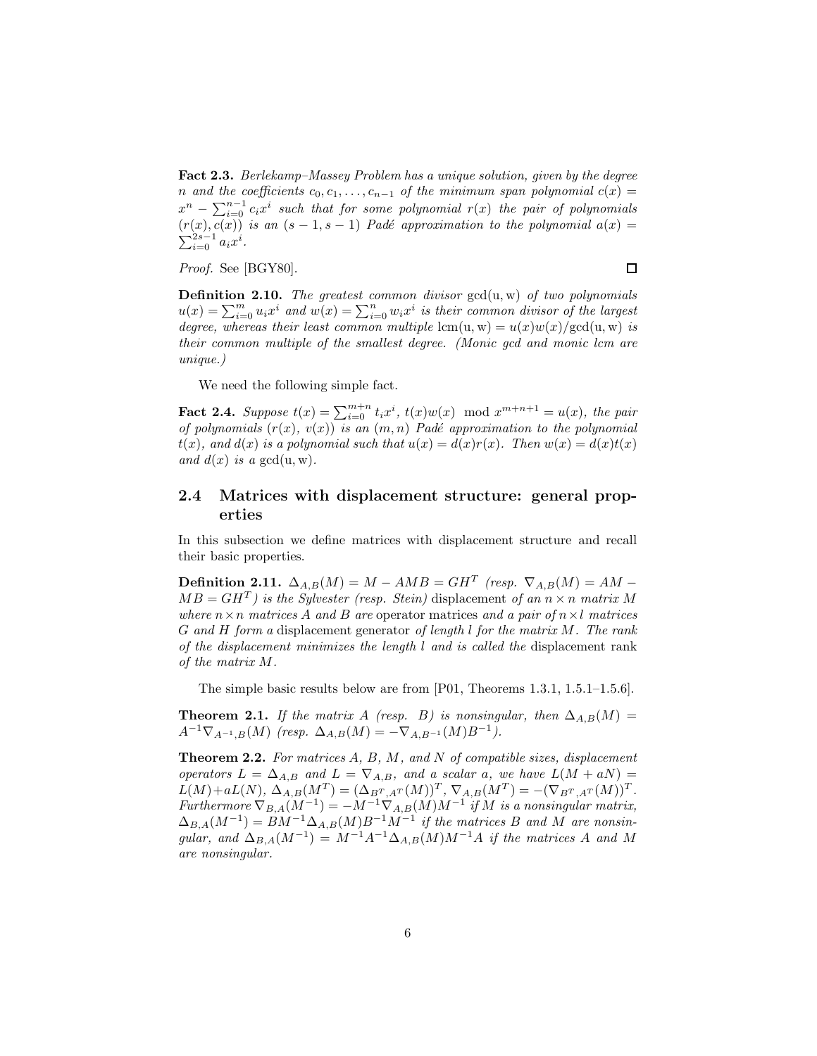**Fact 2.3.** *Berlekamp–Massey Problem has a unique solution, given by the degree $n$ and the coefficients $c_0, c_1, \ldots, c_{n-1}$ of the minimum span polynomial $c(x) = x^n - \sum_{i=0}^{n-1} c_i x^i$ such that for some polynomial $r(x)$ the pair of polynomials $(r(x), c(x))$ is an $(s-1, s-1)$ Padé approximation to the polynomial $a(x) = \sum_{i=0}^{2s-1} a_i x^i$.*

*Proof.* See [BGY80]. □

**Definition 2.10.** *The greatest common divisor* $\gcd(\mathrm{u}, \mathrm{w})$ *of two polynomials $u(x) = \sum_{i=0}^{m} u_i x^i$ and $w(x) = \sum_{i=0}^{n} w_i x^i$ is their common divisor of the largest degree, whereas their least common multiple $\mathrm{lcm}(\mathrm{u}, \mathrm{w}) = u(x)w(x)/\gcd(\mathrm{u}, \mathrm{w})$ is their common multiple of the smallest degree. (Monic gcd and monic lcm are unique.)*

We need the following simple fact.

**Fact 2.4.** *Suppose $t(x) = \sum_{i=0}^{m+n} t_i x^i$, $t(x)w(x) \mod x^{m+n+1} = u(x)$, the pair of polynomials $(r(x), v(x))$ is an $(m, n)$ Padé approximation to the polynomial $t(x)$, and $d(x)$ is a polynomial such that $u(x) = d(x)r(x)$. Then $w(x) = d(x)t(x)$ and $d(x)$ is a $\gcd(\mathrm{u}, \mathrm{w})$.*

## 2.4 Matrices with displacement structure: general properties

In this subsection we define matrices with displacement structure and recall their basic properties.

**Definition 2.11.** $\Delta_{A,B}(M) = M - AMB = GH^T$ *(resp. $\nabla_{A,B}(M) = AM - MB = GH^T$) is the Sylvester (resp. Stein)* displacement *of an $n \times n$ matrix $M$ where $n \times n$ matrices $A$ and $B$ are* operator matrices *and a pair of $n \times l$ matrices $G$ and $H$ form a* displacement generator *of length $l$ for the matrix $M$. The rank of the displacement minimizes the length $l$ and is called the* displacement rank *of the matrix $M$.*

The simple basic results below are from [P01, Theorems 1.3.1, 1.5.1–1.5.6].

**Theorem 2.1.** *If the matrix $A$ (resp. $B$) is nonsingular, then $\Delta_{A,B}(M) = A^{-1}\nabla_{A^{-1},B}(M)$ (resp. $\Delta_{A,B}(M) = -\nabla_{A,B^{-1}}(M)B^{-1}$).*

**Theorem 2.2.** *For matrices $A$, $B$, $M$, and $N$ of compatible sizes, displacement operators $L = \Delta_{A,B}$ and $L = \nabla_{A,B}$, and a scalar $a$, we have $L(M + aN) = L(M) + aL(N)$, $\Delta_{A,B}(M^T) = (\Delta_{B^T,A^T}(M))^T$, $\nabla_{A,B}(M^T) = -(\nabla_{B^T,A^T}(M))^T$. Furthermore $\nabla_{B,A}(M^{-1}) = -M^{-1}\nabla_{A,B}(M)M^{-1}$ if $M$ is a nonsingular matrix, $\Delta_{B,A}(M^{-1}) = BM^{-1}\Delta_{A,B}(M)B^{-1}M^{-1}$ if the matrices $B$ and $M$ are nonsingular, and $\Delta_{B,A}(M^{-1}) = M^{-1}A^{-1}\Delta_{A,B}(M)M^{-1}A$ if the matrices $A$ and $M$ are nonsingular.*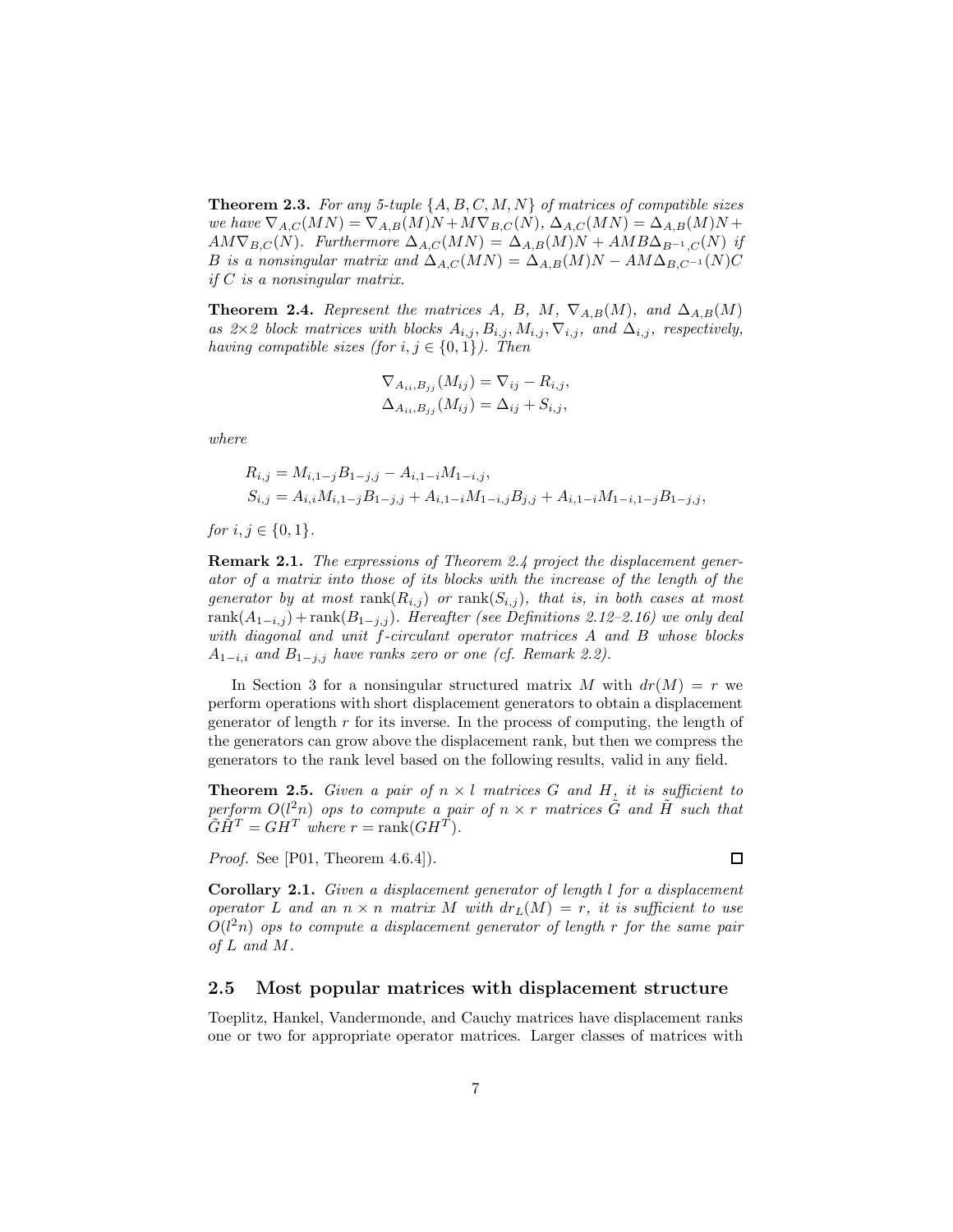**Theorem 2.3.** *For any 5-tuple $\{A, B, C, M, N\}$ of matrices of compatible sizes we have $\nabla_{A,C}(MN) = \nabla_{A,B}(M)N + M\nabla_{B,C}(N)$, $\Delta_{A,C}(MN) = \Delta_{A,B}(M)N + AM\nabla_{B,C}(N)$. Furthermore $\Delta_{A,C}(MN) = \Delta_{A,B}(M)N + AMB\Delta_{B^{-1},C}(N)$ if $B$ is a nonsingular matrix and $\Delta_{A,C}(MN) = \Delta_{A,B}(M)N - AM\Delta_{B,C^{-1}}(N)C$ if $C$ is a nonsingular matrix.*

**Theorem 2.4.** *Represent the matrices $A$, $B$, $M$, $\nabla_{A,B}(M)$, and $\Delta_{A,B}(M)$ as $2\times 2$ block matrices with blocks $A_{i,j}, B_{i,j}, M_{i,j}, \nabla_{i,j}$, and $\Delta_{i,j}$, respectively, having compatible sizes (for $i, j \in \{0, 1\}$). Then*

$$\nabla_{A_{ii},B_{jj}}(M_{ij}) = \nabla_{ij} - R_{i,j},$$
$$\Delta_{A_{ii},B_{jj}}(M_{ij}) = \Delta_{ij} + S_{i,j},$$

*where*

$$R_{i,j} = M_{i,1-j}B_{1-j,j} - A_{i,1-i}M_{1-i,j},$$
$$S_{i,j} = A_{i,i}M_{i,1-j}B_{1-j,j} + A_{i,1-i}M_{1-i,j}B_{j,j} + A_{i,1-i}M_{1-i,1-j}B_{1-j,j},$$

*for $i, j \in \{0, 1\}$.*

**Remark 2.1.** *The expressions of Theorem 2.4 project the displacement generator of a matrix into those of its blocks with the increase of the length of the generator by at most $\text{rank}(R_{i,j})$ or $\text{rank}(S_{i,j})$, that is, in both cases at most $\text{rank}(A_{1-i,j}) + \text{rank}(B_{1-j,j})$. Hereafter (see Definitions 2.12–2.16) we only deal with diagonal and unit $f$-circulant operator matrices $A$ and $B$ whose blocks $A_{1-i,i}$ and $B_{1-j,j}$ have ranks zero or one (cf. Remark 2.2).*

In Section 3 for a nonsingular structured matrix $M$ with $dr(M) = r$ we perform operations with short displacement generators to obtain a displacement generator of length $r$ for its inverse. In the process of computing, the length of the generators can grow above the displacement rank, but then we compress the generators to the rank level based on the following results, valid in any field.

**Theorem 2.5.** *Given a pair of $n \times l$ matrices $G$ and $H$, it is sufficient to perform $O(l^2 n)$ ops to compute a pair of $n \times r$ matrices $\tilde{G}$ and $\tilde{H}$ such that $\tilde{G}\tilde{H}^T = GH^T$ where $r = \text{rank}(GH^T)$.*

*Proof.* See [P01, Theorem 4.6.4]). □

**Corollary 2.1.** *Given a displacement generator of length $l$ for a displacement operator $L$ and an $n \times n$ matrix $M$ with $dr_L(M) = r$, it is sufficient to use $O(l^2 n)$ ops to compute a displacement generator of length $r$ for the same pair of $L$ and $M$.*

## 2.5 Most popular matrices with displacement structure

Toeplitz, Hankel, Vandermonde, and Cauchy matrices have displacement ranks one or two for appropriate operator matrices. Larger classes of matrices with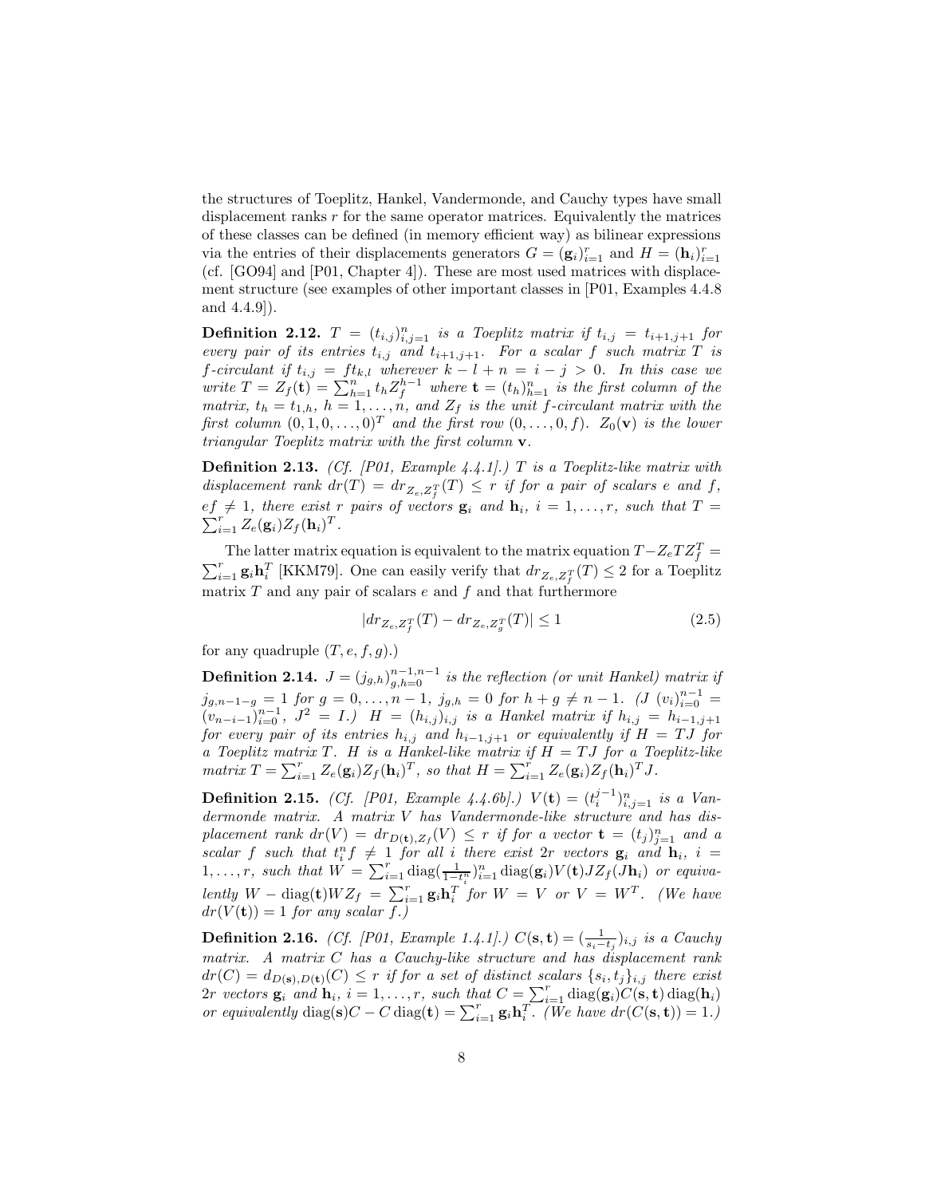the structures of Toeplitz, Hankel, Vandermonde, and Cauchy types have small displacement ranks $r$ for the same operator matrices. Equivalently the matrices of these classes can be defined (in memory efficient way) as bilinear expressions via the entries of their displacements generators $G = (\mathbf{g}_i)_{i=1}^r$ and $H = (\mathbf{h}_i)_{i=1}^r$ (cf. [GO94] and [P01, Chapter 4]). These are most used matrices with displacement structure (see examples of other important classes in [P01, Examples 4.4.8 and 4.4.9]).

**Definition 2.12.** *$T = (t_{i,j})_{i,j=1}^n$ is a Toeplitz matrix if $t_{i,j} = t_{i+1,j+1}$ for every pair of its entries $t_{i,j}$ and $t_{i+1,j+1}$. For a scalar $f$ such matrix $T$ is $f$-circulant if $t_{i,j} = ft_{k,l}$ wherever $k - l + n = i - j > 0$. In this case we write $T = Z_f(\mathbf{t}) = \sum_{h=1}^n t_h Z_f^{h-1}$ where $\mathbf{t} = (t_h)_{h=1}^n$ is the first column of the matrix, $t_h = t_{1,h}$, $h = 1, \dots, n$, and $Z_f$ is the unit $f$-circulant matrix with the first column $(0, 1, 0, \dots, 0)^T$ and the first row $(0, \dots, 0, f)$. $Z_0(\mathbf{v})$ is the lower triangular Toeplitz matrix with the first column $\mathbf{v}$.*

**Definition 2.13.** *(Cf. [P01, Example 4.4.1].) $T$ is a Toeplitz-like matrix with displacement rank $dr(T) = dr_{Z_e, Z_f^T}(T) \leq r$ if for a pair of scalars $e$ and $f$, $ef \neq 1$, there exist $r$ pairs of vectors $\mathbf{g}_i$ and $\mathbf{h}_i$, $i = 1, \dots, r$, such that $T = \sum_{i=1}^r Z_e(\mathbf{g}_i) Z_f(\mathbf{h}_i)^T$.*

The latter matrix equation is equivalent to the matrix equation $T - Z_e T Z_f^T = \sum_{i=1}^r \mathbf{g}_i \mathbf{h}_i^T$ [KKM79]. One can easily verify that $dr_{Z_e, Z_f^T}(T) \leq 2$ for a Toeplitz matrix $T$ and any pair of scalars $e$ and $f$ and that furthermore

$$|dr_{Z_e, Z_f^T}(T) - dr_{Z_e, Z_g^T}(T)| \leq 1 \tag{2.5}$$

for any quadruple $(T, e, f, g)$.)

**Definition 2.14.** *$J = (j_{g,h})_{g,h=0}^{n-1,n-1}$ is the reflection (or unit Hankel) matrix if $j_{g,n-1-g} = 1$ for $g = 0, \dots, n-1$, $j_{g,h} = 0$ for $h + g \neq n - 1$. ($J$ $(v_i)_{i=0}^{n-1} = (v_{n-i-1})_{i=0}^{n-1}$, $J^2 = I$.) $H = (h_{i,j})_{i,j}$ is a Hankel matrix if $h_{i,j} = h_{i-1,j+1}$ for every pair of its entries $h_{i,j}$ and $h_{i-1,j+1}$ or equivalently if $H = TJ$ for a Toeplitz matrix $T$. $H$ is a Hankel-like matrix if $H = TJ$ for a Toeplitz-like matrix $T = \sum_{i=1}^r Z_e(\mathbf{g}_i) Z_f(\mathbf{h}_i)^T$, so that $H = \sum_{i=1}^r Z_e(\mathbf{g}_i) Z_f(\mathbf{h}_i)^T J$.*

**Definition 2.15.** *(Cf. [P01, Example 4.4.6b].) $V(\mathbf{t}) = (t_i^{j-1})_{i,j=1}^n$ is a Vandermonde matrix. A matrix $V$ has Vandermonde-like structure and has displacement rank $dr(V) = dr_{D(\mathbf{t}), Z_f}(V) \leq r$ if for a vector $\mathbf{t} = (t_j)_{j=1}^n$ and a scalar $f$ such that $t_i^n f \neq 1$ for all $i$ there exist $2r$ vectors $\mathbf{g}_i$ and $\mathbf{h}_i$, $i = 1, \dots, r$, such that $W = \sum_{i=1}^r \operatorname{diag}(\frac{1}{1-t_i^n})_{i=1}^n \operatorname{diag}(\mathbf{g}_i) V(\mathbf{t}) J Z_f(J\mathbf{h}_i)$ or equivalently $W - \operatorname{diag}(\mathbf{t}) W Z_f = \sum_{i=1}^r \mathbf{g}_i \mathbf{h}_i^T$ for $W = V$ or $V = W^T$. (We have $dr(V(\mathbf{t})) = 1$ for any scalar $f$.)*

**Definition 2.16.** *(Cf. [P01, Example 1.4.1].) $C(\mathbf{s}, \mathbf{t}) = (\frac{1}{s_i - t_j})_{i,j}$ is a Cauchy matrix. A matrix $C$ has a Cauchy-like structure and has displacement rank $dr(C) = d_{D(\mathbf{s}), D(\mathbf{t})}(C) \leq r$ if for a set of distinct scalars $\{s_i, t_j\}_{i,j}$ there exist $2r$ vectors $\mathbf{g}_i$ and $\mathbf{h}_i$, $i = 1, \dots, r$, such that $C = \sum_{i=1}^r \operatorname{diag}(\mathbf{g}_i) C(\mathbf{s}, \mathbf{t}) \operatorname{diag}(\mathbf{h}_i)$ or equivalently $\operatorname{diag}(\mathbf{s}) C - C \operatorname{diag}(\mathbf{t}) = \sum_{i=1}^r \mathbf{g}_i \mathbf{h}_i^T$. (We have $dr(C(\mathbf{s}, \mathbf{t})) = 1$.)*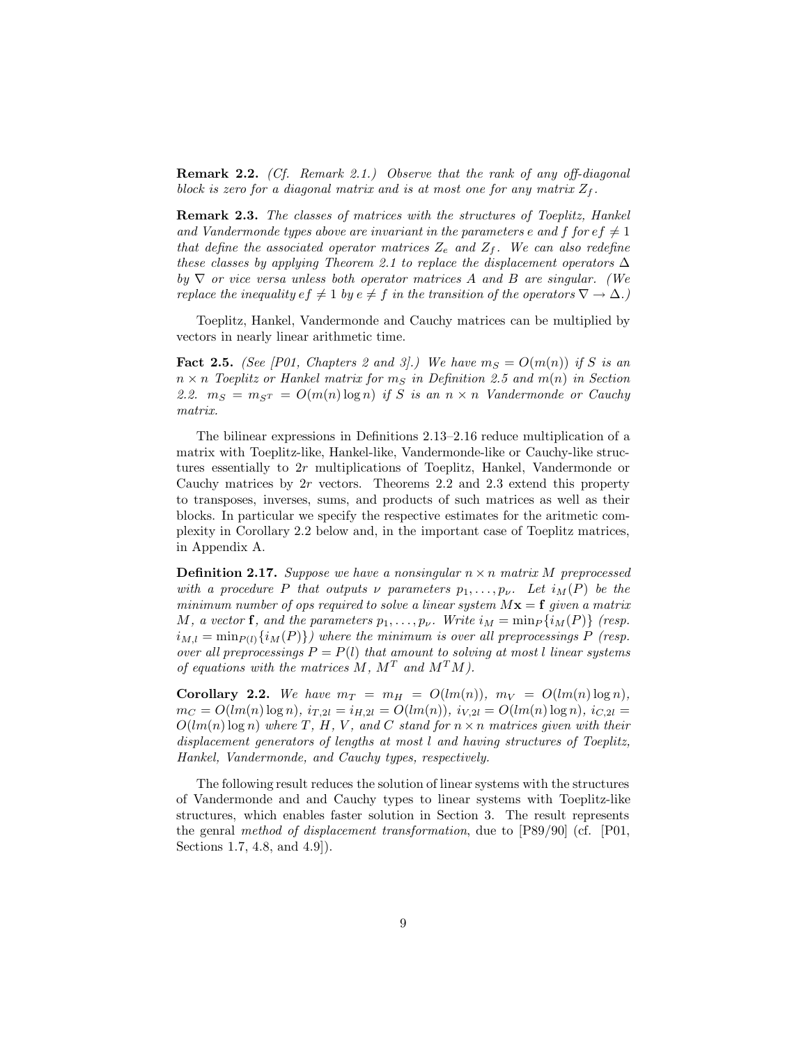**Remark 2.2.** *(Cf. Remark 2.1.) Observe that the rank of any off-diagonal block is zero for a diagonal matrix and is at most one for any matrix $Z_f$.*

**Remark 2.3.** *The classes of matrices with the structures of Toeplitz, Hankel and Vandermonde types above are invariant in the parameters e and f for $ef \neq 1$ that define the associated operator matrices $Z_e$ and $Z_f$. We can also redefine these classes by applying Theorem 2.1 to replace the displacement operators $\Delta$ by $\nabla$ or vice versa unless both operator matrices A and B are singular. (We replace the inequality $ef \neq 1$ by $e \neq f$ in the transition of the operators $\nabla \to \Delta$.)*

Toeplitz, Hankel, Vandermonde and Cauchy matrices can be multiplied by vectors in nearly linear arithmetic time.

**Fact 2.5.** *(See [P01, Chapters 2 and 3].) We have $m_S = O(m(n))$ if S is an $n \times n$ Toeplitz or Hankel matrix for $m_S$ in Definition 2.5 and $m(n)$ in Section 2.2. $m_S = m_{S^T} = O(m(n) \log n)$ if S is an $n \times n$ Vandermonde or Cauchy matrix.*

The bilinear expressions in Definitions 2.13–2.16 reduce multiplication of a matrix with Toeplitz-like, Hankel-like, Vandermonde-like or Cauchy-like structures essentially to $2r$ multiplications of Toeplitz, Hankel, Vandermonde or Cauchy matrices by $2r$ vectors. Theorems 2.2 and 2.3 extend this property to transposes, inverses, sums, and products of such matrices as well as their blocks. In particular we specify the respective estimates for the aritmetic complexity in Corollary 2.2 below and, in the important case of Toeplitz matrices, in Appendix A.

**Definition 2.17.** *Suppose we have a nonsingular $n \times n$ matrix M preprocessed with a procedure P that outputs $\nu$ parameters $p_1, \ldots, p_\nu$. Let $i_M(P)$ be the minimum number of ops required to solve a linear system $M\mathbf{x} = \mathbf{f}$ given a matrix M, a vector $\mathbf{f}$, and the parameters $p_1, \ldots, p_\nu$. Write $i_M = \min_P\{i_M(P)\}$ (resp. $i_{M,l} = \min_{P(l)}\{i_M(P)\}$) where the minimum is over all preprocessings P (resp. over all preprocessings $P = P(l)$ that amount to solving at most l linear systems of equations with the matrices M, $M^T$ and $M^T M$).*

**Corollary 2.2.** *We have $m_T = m_H = O(lm(n))$, $m_V = O(lm(n) \log n)$, $m_C = O(lm(n) \log n)$, $i_{T,2l} = i_{H,2l} = O(lm(n))$, $i_{V,2l} = O(lm(n) \log n)$, $i_{C,2l} = O(lm(n) \log n)$ where T, H, V, and C stand for $n \times n$ matrices given with their displacement generators of lengths at most l and having structures of Toeplitz, Hankel, Vandermonde, and Cauchy types, respectively.*

The following result reduces the solution of linear systems with the structures of Vandermonde and and Cauchy types to linear systems with Toeplitz-like structures, which enables faster solution in Section 3. The result represents the genral *method of displacement transformation*, due to [P89/90] (cf. [P01, Sections 1.7, 4.8, and 4.9]).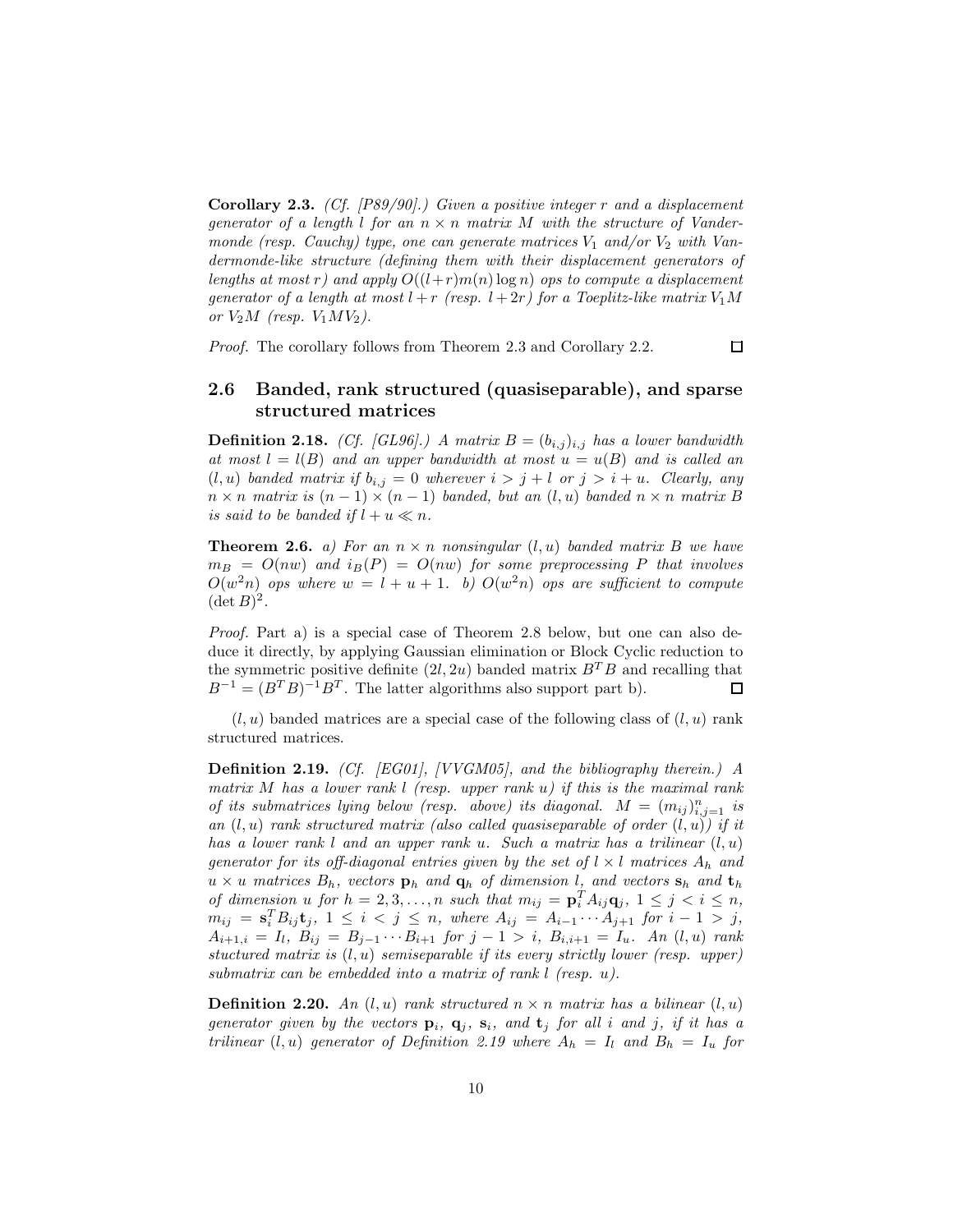**Corollary 2.3.** *(Cf. [P89/90].) Given a positive integer $r$ and a displacement generator of a length $l$ for an $n \times n$ matrix $M$ with the structure of Vandermonde (resp. Cauchy) type, one can generate matrices $V_1$ and/or $V_2$ with Vandermonde-like structure (defining them with their displacement generators of lengths at most $r$) and apply $O((l+r)m(n)\log n)$ ops to compute a displacement generator of a length at most $l+r$ (resp. $l+2r$) for a Toeplitz-like matrix $V_1M$ or $V_2M$ (resp. $V_1MV_2$).*

*Proof.* The corollary follows from Theorem 2.3 and Corollary 2.2. □

## 2.6 Banded, rank structured (quasiseparable), and sparse structured matrices

**Definition 2.18.** *(Cf. [GL96].) A matrix $B = (b_{i,j})_{i,j}$ has a lower bandwidth at most $l = l(B)$ and an upper bandwidth at most $u = u(B)$ and is called an $(l,u)$ banded matrix if $b_{i,j} = 0$ wherever $i > j + l$ or $j > i + u$. Clearly, any $n \times n$ matrix is $(n-1) \times (n-1)$ banded, but an $(l,u)$ banded $n \times n$ matrix $B$ is said to be banded if $l + u \ll n$.*

**Theorem 2.6.** *a) For an $n \times n$ nonsingular $(l,u)$ banded matrix $B$ we have $m_B = O(nw)$ and $i_B(P) = O(nw)$ for some preprocessing $P$ that involves $O(w^2n)$ ops where $w = l + u + 1$. b) $O(w^2n)$ ops are sufficient to compute $(\det B)^2$.*

*Proof.* Part a) is a special case of Theorem 2.8 below, but one can also deduce it directly, by applying Gaussian elimination or Block Cyclic reduction to the symmetric positive definite $(2l, 2u)$ banded matrix $B^TB$ and recalling that $B^{-1} = (B^TB)^{-1}B^T$. The latter algorithms also support part b). □

$(l,u)$ banded matrices are a special case of the following class of $(l,u)$ rank structured matrices.

**Definition 2.19.** *(Cf. [EG01], [VVGM05], and the bibliography therein.) A matrix $M$ has a lower rank $l$ (resp. upper rank $u$) if this is the maximal rank of its submatrices lying below (resp. above) its diagonal. $M = (m_{ij})_{i,j=1}^n$ is an $(l,u)$ rank structured matrix (also called quasiseparable of order $(l,u)$) if it has a lower rank $l$ and an upper rank $u$. Such a matrix has a trilinear $(l,u)$ generator for its off-diagonal entries given by the set of $l \times l$ matrices $A_h$ and $u \times u$ matrices $B_h$, vectors $\mathbf{p}_h$ and $\mathbf{q}_h$ of dimension $l$, and vectors $\mathbf{s}_h$ and $\mathbf{t}_h$ of dimension $u$ for $h = 2, 3, \ldots, n$ such that $m_{ij} = \mathbf{p}_i^T A_{ij} \mathbf{q}_j$, $1 \le j < i \le n$, $m_{ij} = \mathbf{s}_i^T B_{ij} \mathbf{t}_j$, $1 \le i < j \le n$, where $A_{ij} = A_{i-1} \cdots A_{j+1}$ for $i - 1 > j$, $A_{i+1,i} = I_l$, $B_{ij} = B_{j-1} \cdots B_{i+1}$ for $j - 1 > i$, $B_{i,i+1} = I_u$. An $(l,u)$ rank stuctured matrix is $(l,u)$ semiseparable if its every strictly lower (resp. upper) submatrix can be embedded into a matrix of rank $l$ (resp. $u$).*

**Definition 2.20.** *An $(l,u)$ rank structured $n \times n$ matrix has a bilinear $(l,u)$ generator given by the vectors $\mathbf{p}_i$, $\mathbf{q}_j$, $\mathbf{s}_i$, and $\mathbf{t}_j$ for all $i$ and $j$, if it has a trilinear $(l,u)$ generator of Definition 2.19 where $A_h = I_l$ and $B_h = I_u$ for*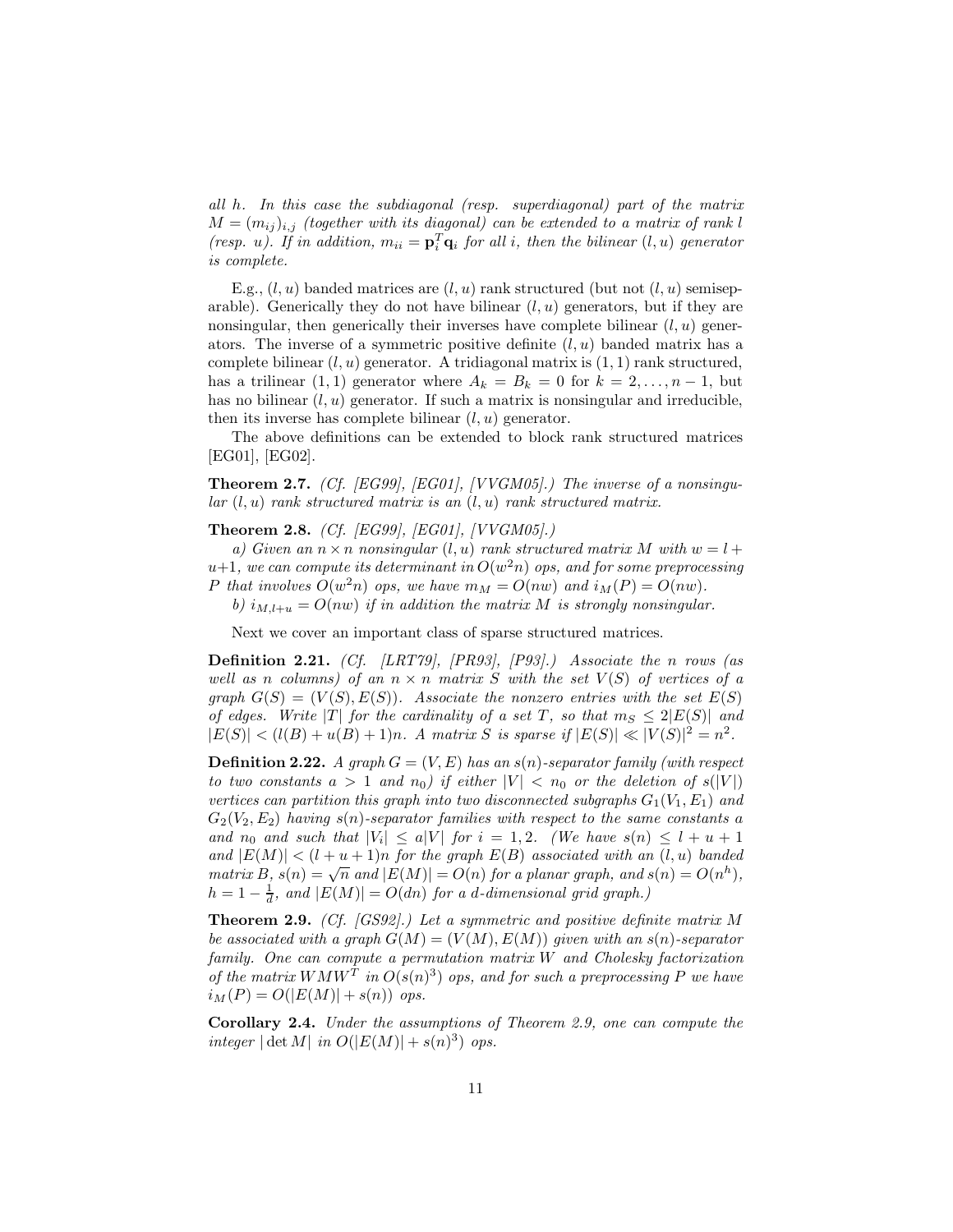*all $h$. In this case the subdiagonal (resp. superdiagonal) part of the matrix $M = (m_{ij})_{i,j}$ (together with its diagonal) can be extended to a matrix of rank $l$ (resp. $u$). If in addition, $m_{ii} = \mathbf{p}_i^T \mathbf{q}_i$ for all $i$, then the bilinear $(l, u)$ generator is complete.*

E.g., $(l, u)$ banded matrices are $(l, u)$ rank structured (but not $(l, u)$ semiseparable). Generically they do not have bilinear $(l, u)$ generators, but if they are nonsingular, then generically their inverses have complete bilinear $(l, u)$ generators. The inverse of a symmetric positive definite $(l, u)$ banded matrix has a complete bilinear $(l, u)$ generator. A tridiagonal matrix is $(1, 1)$ rank structured, has a trilinear $(1, 1)$ generator where $A_k = B_k = 0$ for $k = 2, \dots, n-1$, but has no bilinear $(l, u)$ generator. If such a matrix is nonsingular and irreducible, then its inverse has complete bilinear $(l, u)$ generator.

The above definitions can be extended to block rank structured matrices [EG01], [EG02].

**Theorem 2.7.** *(Cf. [EG99], [EG01], [VVGM05].) The inverse of a nonsingular $(l, u)$ rank structured matrix is an $(l, u)$ rank structured matrix.*

**Theorem 2.8.** *(Cf. [EG99], [EG01], [VVGM05].)*

*a) Given an $n \times n$ nonsingular $(l, u)$ rank structured matrix $M$ with $w = l + u + 1$, we can compute its determinant in $O(w^2 n)$ ops, and for some preprocessing $P$ that involves $O(w^2 n)$ ops, we have $m_M = O(nw)$ and $i_M(P) = O(nw)$.*

*b) $i_{M,l+u} = O(nw)$ if in addition the matrix $M$ is strongly nonsingular.*

Next we cover an important class of sparse structured matrices.

**Definition 2.21.** *(Cf. [LRT79], [PR93], [P93].) Associate the $n$ rows (as well as $n$ columns) of an $n \times n$ matrix $S$ with the set $V(S)$ of vertices of a graph $G(S) = (V(S), E(S))$. Associate the nonzero entries with the set $E(S)$ of edges. Write $|T|$ for the cardinality of a set $T$, so that $m_S \leq 2|E(S)|$ and $|E(S)| < (l(B) + u(B) + 1)n$. A matrix $S$ is sparse if $|E(S)| \ll |V(S)|^2 = n^2$.*

**Definition 2.22.** *A graph $G = (V, E)$ has an $s(n)$-separator family (with respect to two constants $a > 1$ and $n_0$) if either $|V| < n_0$ or the deletion of $s(|V|)$ vertices can partition this graph into two disconnected subgraphs $G_1(V_1, E_1)$ and $G_2(V_2, E_2)$ having $s(n)$-separator families with respect to the same constants $a$ and $n_0$ and such that $|V_i| \leq a|V|$ for $i = 1, 2$. (We have $s(n) \leq l + u + 1$ and $|E(M)| < (l + u + 1)n$ for the graph $E(B)$ associated with an $(l, u)$ banded matrix $B$, $s(n) = \sqrt{n}$ and $|E(M)| = O(n)$ for a planar graph, and $s(n) = O(n^h)$, $h = 1 - \frac{1}{d}$, and $|E(M)| = O(dn)$ for a $d$-dimensional grid graph.)*

**Theorem 2.9.** *(Cf. [GS92].) Let a symmetric and positive definite matrix $M$ be associated with a graph $G(M) = (V(M), E(M))$ given with an $s(n)$-separator family. One can compute a permutation matrix $W$ and Cholesky factorization of the matrix $WMW^T$ in $O(s(n)^3)$ ops, and for such a preprocessing $P$ we have $i_M(P) = O(|E(M)| + s(n))$ ops.*

**Corollary 2.4.** *Under the assumptions of Theorem 2.9, one can compute the integer $|\det M|$ in $O(|E(M)| + s(n)^3)$ ops.*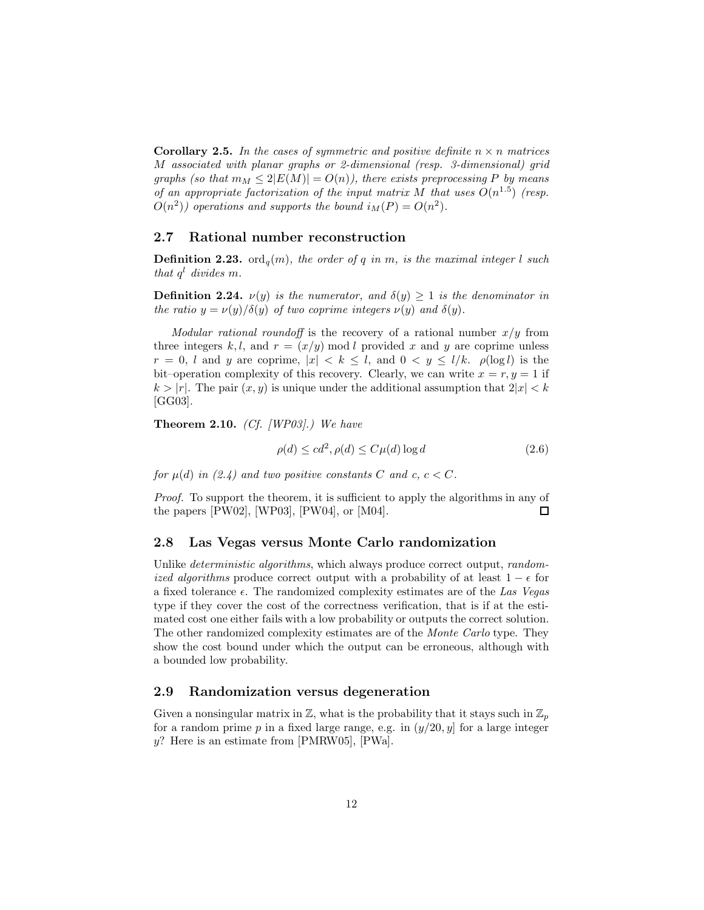**Corollary 2.5.** *In the cases of symmetric and positive definite $n \times n$ matrices $M$ associated with planar graphs or 2-dimensional (resp. 3-dimensional) grid graphs (so that $m_M \leq 2|E(M)| = O(n)$), there exists preprocessing $P$ by means of an appropriate factorization of the input matrix $M$ that uses $O(n^{1.5})$ (resp. $O(n^2)$) operations and supports the bound $i_M(P) = O(n^2)$.*

## 2.7 Rational number reconstruction

**Definition 2.23.** *$\mathrm{ord}_q(m)$, the order of $q$ in $m$, is the maximal integer $l$ such that $q^l$ divides $m$.*

**Definition 2.24.** *$\nu(y)$ is the numerator, and $\delta(y) \geq 1$ is the denominator in the ratio $y = \nu(y)/\delta(y)$ of two coprime integers $\nu(y)$ and $\delta(y)$.*

*Modular rational roundoff* is the recovery of a rational number $x/y$ from three integers $k, l$, and $r = (x/y) \bmod l$ provided $x$ and $y$ are coprime unless $r = 0$, $l$ and $y$ are coprime, $|x| < k \leq l$, and $0 < y \leq l/k$. $\rho(\log l)$ is the bit–operation complexity of this recovery. Clearly, we can write $x = r, y = 1$ if $k > |r|$. The pair $(x, y)$ is unique under the additional assumption that $2|x| < k$ [GG03].

**Theorem 2.10.** *(Cf. [WP03].) We have*

$$\rho(d) \leq cd^2, \rho(d) \leq C\mu(d)\log d \tag{2.6}$$

*for $\mu(d)$ in (2.4) and two positive constants $C$ and $c$, $c < C$.*

*Proof.* To support the theorem, it is sufficient to apply the algorithms in any of the papers [PW02], [WP03], [PW04], or [M04]. $\square$

## 2.8 Las Vegas versus Monte Carlo randomization

Unlike *deterministic algorithms*, which always produce correct output, *randomized algorithms* produce correct output with a probability of at least $1 - \epsilon$ for a fixed tolerance $\epsilon$. The randomized complexity estimates are of the *Las Vegas* type if they cover the cost of the correctness verification, that is if at the estimated cost one either fails with a low probability or outputs the correct solution. The other randomized complexity estimates are of the *Monte Carlo* type. They show the cost bound under which the output can be erroneous, although with a bounded low probability.

## 2.9 Randomization versus degeneration

Given a nonsingular matrix in $\mathbb{Z}$, what is the probability that it stays such in $\mathbb{Z}_p$ for a random prime $p$ in a fixed large range, e.g. in $(y/20, y]$ for a large integer $y$? Here is an estimate from [PMRW05], [PWa].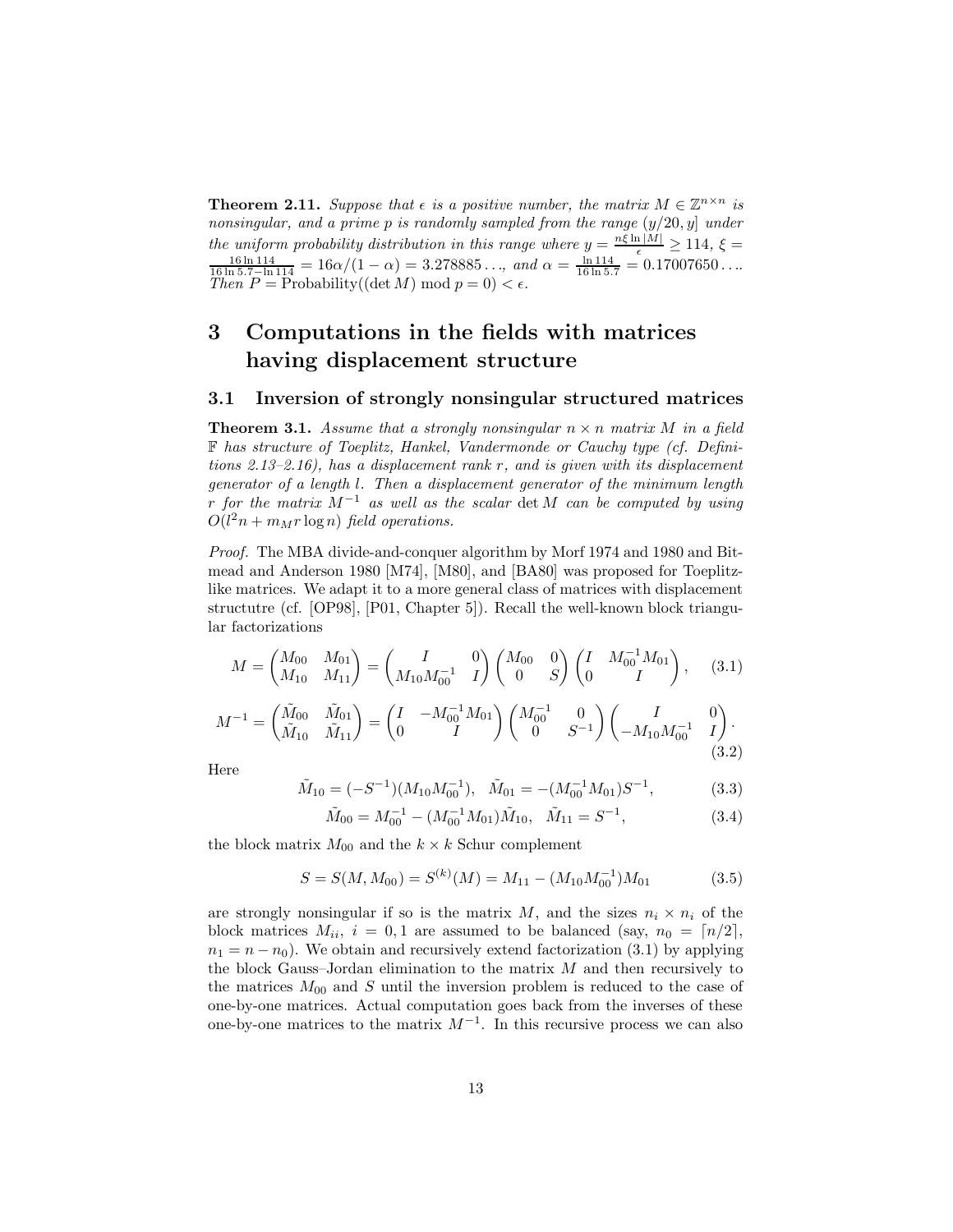**Theorem 2.11.** *Suppose that $\epsilon$ is a positive number, the matrix $M \in \mathbb{Z}^{n\times n}$ is nonsingular, and a prime $p$ is randomly sampled from the range $(y/20, y]$ under the uniform probability distribution in this range where $y = \frac{n\xi \ln |M|}{\epsilon} \geq 114$, $\xi = \frac{16 \ln 114}{16 \ln 5.7 - \ln 114} = 16\alpha/(1-\alpha) = 3.278885\ldots$, and $\alpha = \frac{\ln 114}{16 \ln 5.7} = 0.17007650\ldots$. Then $P = \text{Probability}((\det M) \bmod p = 0) < \epsilon$.*

# 3 Computations in the fields with matrices having displacement structure

## 3.1 Inversion of strongly nonsingular structured matrices

**Theorem 3.1.** *Assume that a strongly nonsingular $n \times n$ matrix $M$ in a field $\mathbb{F}$ has structure of Toeplitz, Hankel, Vandermonde or Cauchy type (cf. Definitions 2.13–2.16), has a displacement rank $r$, and is given with its displacement generator of a length $l$. Then a displacement generator of the minimum length $r$ for the matrix $M^{-1}$ as well as the scalar $\det M$ can be computed by using $O(l^2 n + m_M r \log n)$ field operations.*

*Proof.* The MBA divide-and-conquer algorithm by Morf 1974 and 1980 and Bitmead and Anderson 1980 [M74], [M80], and [BA80] was proposed for Toeplitz-like matrices. We adapt it to a more general class of matrices with displacement structutre (cf. [OP98], [P01, Chapter 5]). Recall the well-known block triangular factorizations

$$M = \begin{pmatrix} M_{00} & M_{01} \\ M_{10} & M_{11} \end{pmatrix} = \begin{pmatrix} I & 0 \\ M_{10}M_{00}^{-1} & I \end{pmatrix} \begin{pmatrix} M_{00} & 0 \\ 0 & S \end{pmatrix} \begin{pmatrix} I & M_{00}^{-1}M_{01} \\ 0 & I \end{pmatrix}, \quad (3.1)$$

$$M^{-1} = \begin{pmatrix} \tilde{M}_{00} & \tilde{M}_{01} \\ \tilde{M}_{10} & \tilde{M}_{11} \end{pmatrix} = \begin{pmatrix} I & -M_{00}^{-1}M_{01} \\ 0 & I \end{pmatrix} \begin{pmatrix} M_{00}^{-1} & 0 \\ 0 & S^{-1} \end{pmatrix} \begin{pmatrix} I & 0 \\ -M_{10}M_{00}^{-1} & I \end{pmatrix}. \quad (3.2)$$

Here

$$\tilde{M}_{10} = (-S^{-1})(M_{10}M_{00}^{-1}), \quad \tilde{M}_{01} = -(M_{00}^{-1}M_{01})S^{-1}, \quad (3.3)$$

$$\tilde{M}_{00} = M_{00}^{-1} - (M_{00}^{-1}M_{01})\tilde{M}_{10}, \quad \tilde{M}_{11} = S^{-1}, \quad (3.4)$$

the block matrix $M_{00}$ and the $k \times k$ Schur complement

$$S = S(M, M_{00}) = S^{(k)}(M) = M_{11} - (M_{10}M_{00}^{-1})M_{01} \quad (3.5)$$

are strongly nonsingular if so is the matrix $M$, and the sizes $n_i \times n_i$ of the block matrices $M_{ii}$, $i = 0, 1$ are assumed to be balanced (say, $n_0 = \lceil n/2 \rceil$, $n_1 = n - n_0$). We obtain and recursively extend factorization (3.1) by applying the block Gauss–Jordan elimination to the matrix $M$ and then recursively to the matrices $M_{00}$ and $S$ until the inversion problem is reduced to the case of one-by-one matrices. Actual computation goes back from the inverses of these one-by-one matrices to the matrix $M^{-1}$. In this recursive process we can also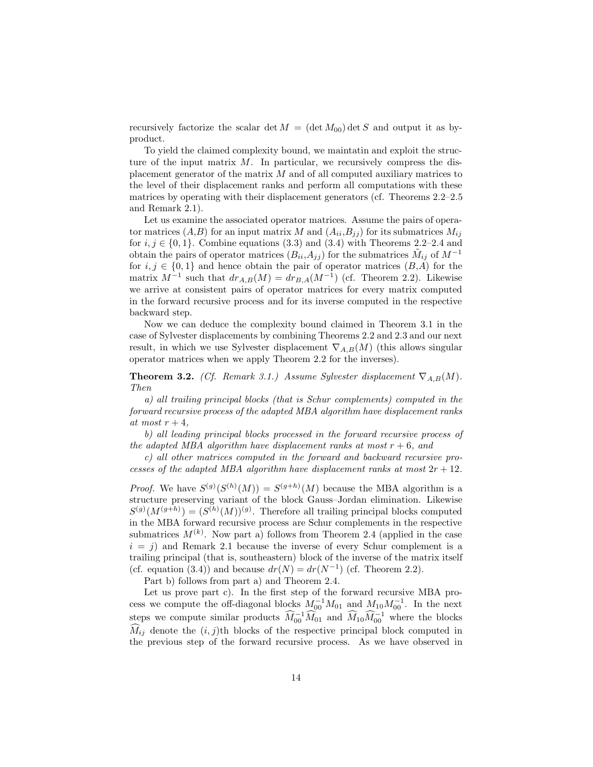recursively factorize the scalar $\det M = (\det M_{00}) \det S$ and output it as by-product.

To yield the claimed complexity bound, we maintatin and exploit the structure of the input matrix $M$. In particular, we recursively compress the displacement generator of the matrix $M$ and of all computed auxiliary matrices to the level of their displacement ranks and perform all computations with these matrices by operating with their displacement generators (cf. Theorems 2.2–2.5 and Remark 2.1).

Let us examine the associated operator matrices. Assume the pairs of operator matrices $(A,B)$ for an input matrix $M$ and $(A_{ii},B_{jj})$ for its submatrices $M_{ij}$ for $i, j \in \{0, 1\}$. Combine equations (3.3) and (3.4) with Theorems 2.2–2.4 and obtain the pairs of operator matrices $(B_{ii},A_{jj})$ for the submatrices $\tilde{M}_{ij}$ of $M^{-1}$ for $i, j \in \{0, 1\}$ and hence obtain the pair of operator matrices $(B,A)$ for the matrix $M^{-1}$ such that $dr_{A,B}(M) = dr_{B,A}(M^{-1})$ (cf. Theorem 2.2). Likewise we arrive at consistent pairs of operator matrices for every matrix computed in the forward recursive process and for its inverse computed in the respective backward step.

Now we can deduce the complexity bound claimed in Theorem 3.1 in the case of Sylvester displacements by combining Theorems 2.2 and 2.3 and our next result, in which we use Sylvester displacement $\nabla_{A,B}(M)$ (this allows singular operator matrices when we apply Theorem 2.2 for the inverses).

**Theorem 3.2.** *(Cf. Remark 3.1.) Assume Sylvester displacement $\nabla_{A,B}(M)$. Then*

*a) all trailing principal blocks (that is Schur complements) computed in the forward recursive process of the adapted MBA algorithm have displacement ranks at most $r + 4$,*

*b) all leading principal blocks processed in the forward recursive process of the adapted MBA algorithm have displacement ranks at most $r + 6$, and*

*c) all other matrices computed in the forward and backward recursive processes of the adapted MBA algorithm have displacement ranks at most $2r + 12$.*

*Proof.* We have $S^{(g)}(S^{(h)}(M)) = S^{(g+h)}(M)$ because the MBA algorithm is a structure preserving variant of the block Gauss–Jordan elimination. Likewise $S^{(g)}(M^{(g+h)}) = (S^{(h)}(M))^{(g)}$. Therefore all trailing principal blocks computed in the MBA forward recursive process are Schur complements in the respective submatrices $M^{(k)}$. Now part a) follows from Theorem 2.4 (applied in the case $i = j$) and Remark 2.1 because the inverse of every Schur complement is a trailing principal (that is, southeastern) block of the inverse of the matrix itself (cf. equation (3.4)) and because $dr(N) = dr(N^{-1})$ (cf. Theorem 2.2).

Part b) follows from part a) and Theorem 2.4.

Let us prove part c). In the first step of the forward recursive MBA process we compute the off-diagonal blocks $M_{00}^{-1}M_{01}$ and $M_{10}M_{00}^{-1}$. In the next steps we compute similar products $\widehat{M}_{00}^{-1}\widehat{M}_{01}$ and $\widehat{M}_{10}\widehat{M}_{00}^{-1}$ where the blocks $\widehat{M}_{ij}$ denote the $(i, j)$th blocks of the respective principal block computed in the previous step of the forward recursive process. As we have observed in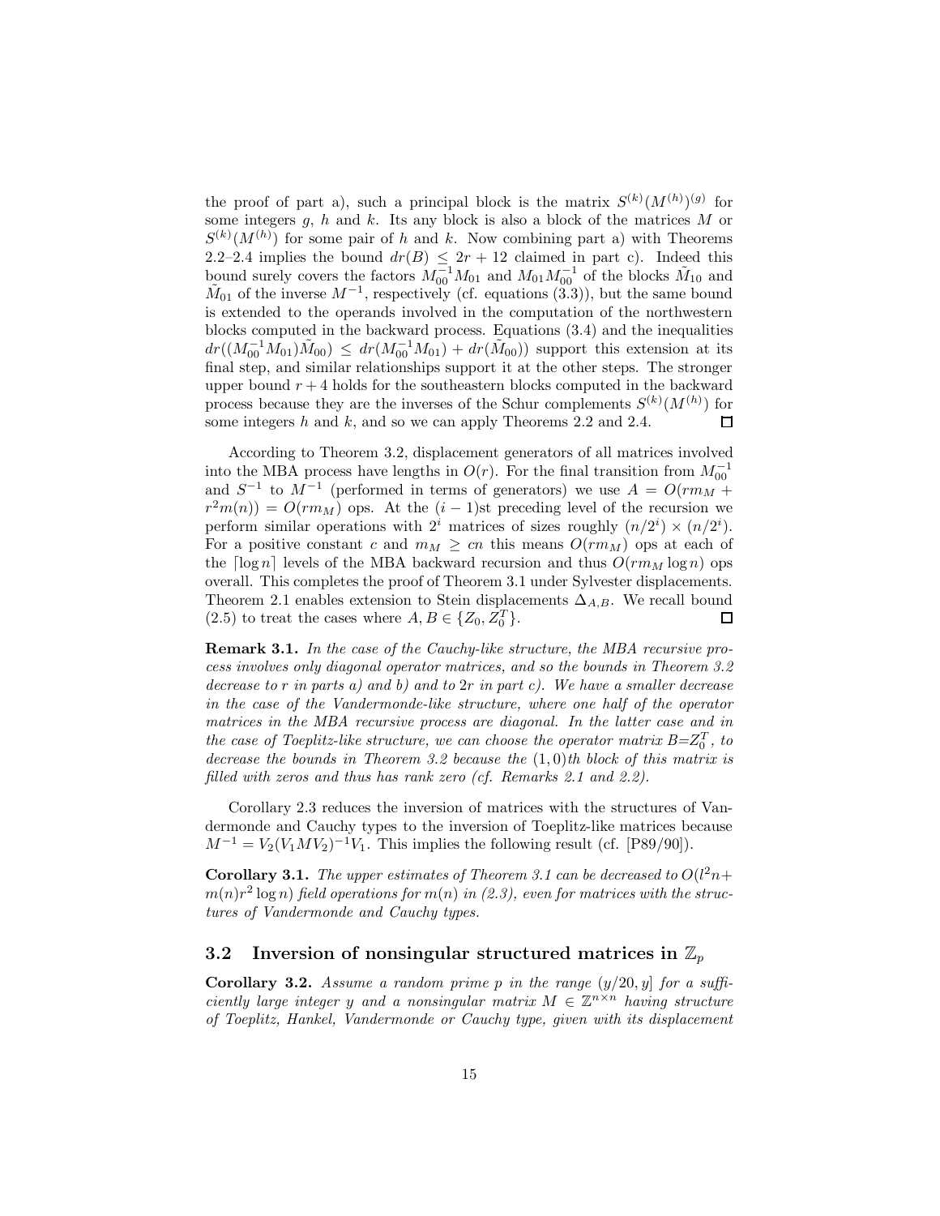the proof of part a), such a principal block is the matrix $S^{(k)}(M^{(h)})^{(g)}$ for some integers $g$, $h$ and $k$. Its any block is also a block of the matrices $M$ or $S^{(k)}(M^{(h)})$ for some pair of $h$ and $k$. Now combining part a) with Theorems 2.2–2.4 implies the bound $dr(B) \leq 2r + 12$ claimed in part c). Indeed this bound surely covers the factors $M_{00}^{-1}M_{01}$ and $M_{01}M_{00}^{-1}$ of the blocks $\tilde{M}_{10}$ and $\tilde{M}_{01}$ of the inverse $M^{-1}$, respectively (cf. equations (3.3)), but the same bound is extended to the operands involved in the computation of the northwestern blocks computed in the backward process. Equations (3.4) and the inequalities $dr((M_{00}^{-1}M_{01})\tilde{M}_{00}) \leq dr(M_{00}^{-1}M_{01}) + dr(\tilde{M}_{00}))$ support this extension at its final step, and similar relationships support it at the other steps. The stronger upper bound $r + 4$ holds for the southeastern blocks computed in the backward process because they are the inverses of the Schur complements $S^{(k)}(M^{(h)})$ for some integers $h$ and $k$, and so we can apply Theorems 2.2 and 2.4. $\square$

According to Theorem 3.2, displacement generators of all matrices involved into the MBA process have lengths in $O(r)$. For the final transition from $M_{00}^{-1}$ and $S^{-1}$ to $M^{-1}$ (performed in terms of generators) we use $A = O(rm_M + r^2m(n)) = O(rm_M)$ ops. At the $(i-1)$st preceding level of the recursion we perform similar operations with $2^i$ matrices of sizes roughly $(n/2^i) \times (n/2^i)$. For a positive constant $c$ and $m_M \geq cn$ this means $O(rm_M)$ ops at each of the $\lceil \log n \rceil$ levels of the MBA backward recursion and thus $O(rm_M \log n)$ ops overall. This completes the proof of Theorem 3.1 under Sylvester displacements. Theorem 2.1 enables extension to Stein displacements $\Delta_{A,B}$. We recall bound (2.5) to treat the cases where $A, B \in \{Z_0, Z_0^T\}$. $\square$

**Remark 3.1.** *In the case of the Cauchy-like structure, the MBA recursive process involves only diagonal operator matrices, and so the bounds in Theorem 3.2 decrease to $r$ in parts a) and b) and to $2r$ in part c). We have a smaller decrease in the case of the Vandermonde-like structure, where one half of the operator matrices in the MBA recursive process are diagonal. In the latter case and in the case of Toeplitz-like structure, we can choose the operator matrix $B = Z_0^T$, to decrease the bounds in Theorem 3.2 because the $(1,0)$th block of this matrix is filled with zeros and thus has rank zero (cf. Remarks 2.1 and 2.2).*

Corollary 2.3 reduces the inversion of matrices with the structures of Vandermonde and Cauchy types to the inversion of Toeplitz-like matrices because $M^{-1} = V_2(V_1MV_2)^{-1}V_1$. This implies the following result (cf. [P89/90]).

**Corollary 3.1.** *The upper estimates of Theorem 3.1 can be decreased to $O(l^2n + m(n)r^2 \log n)$ field operations for $m(n)$ in (2.3), even for matrices with the structures of Vandermonde and Cauchy types.*

## 3.2 Inversion of nonsingular structured matrices in $\mathbb{Z}_p$

**Corollary 3.2.** *Assume a random prime $p$ in the range $(y/20, y]$ for a sufficiently large integer $y$ and a nonsingular matrix $M \in \mathbb{Z}^{n \times n}$ having structure of Toeplitz, Hankel, Vandermonde or Cauchy type, given with its displacement*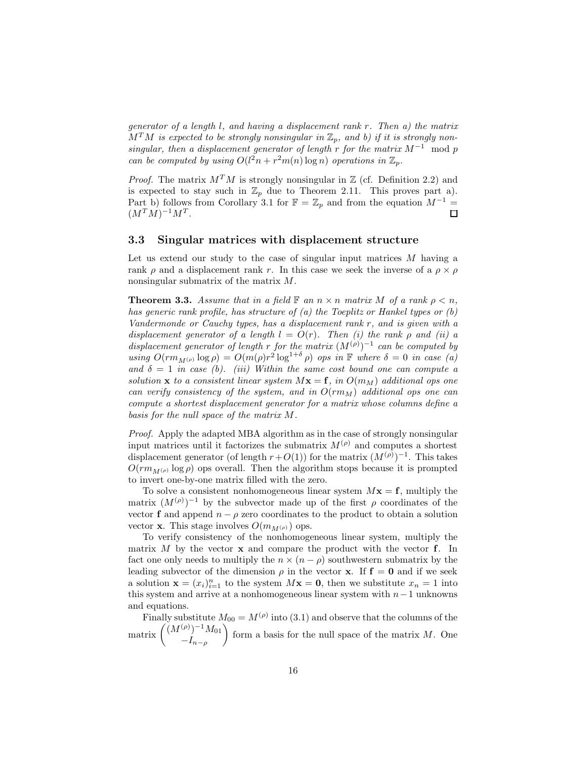*generator of a length $l$, and having a displacement rank $r$. Then a) the matrix $M^TM$ is expected to be strongly nonsingular in $\mathbb{Z}_p$, and b) if it is strongly nonsingular, then a displacement generator of length $r$ for the matrix $M^{-1} \mod p$ can be computed by using $O(l^2n + r^2m(n)\log n)$ operations in $\mathbb{Z}_p$.*

*Proof.* The matrix $M^TM$ is strongly nonsingular in $\mathbb{Z}$ (cf. Definition 2.2) and is expected to stay such in $\mathbb{Z}_p$ due to Theorem 2.11. This proves part a). Part b) follows from Corollary 3.1 for $\mathbb{F} = \mathbb{Z}_p$ and from the equation $M^{-1} = (M^TM)^{-1}M^T$. □

### 3.3 Singular matrices with displacement structure

Let us extend our study to the case of singular input matrices $M$ having a rank $\rho$ and a displacement rank $r$. In this case we seek the inverse of a $\rho \times \rho$ nonsingular submatrix of the matrix $M$.

**Theorem 3.3.** *Assume that in a field $\mathbb{F}$ an $n \times n$ matrix $M$ of a rank $\rho < n$, has generic rank profile, has structure of (a) the Toeplitz or Hankel types or (b) Vandermonde or Cauchy types, has a displacement rank $r$, and is given with a displacement generator of a length $l = O(r)$. Then (i) the rank $\rho$ and (ii) a displacement generator of length $r$ for the matrix $(M^{(\rho)})^{-1}$ can be computed by using $O(rm_{M^{(\rho)}}\log\rho) = O(m(\rho)r^2\log^{1+\delta}\rho)$ ops in $\mathbb{F}$ where $\delta = 0$ in case (a) and $\delta = 1$ in case (b). (iii) Within the same cost bound one can compute a solution $\mathbf{x}$ to a consistent linear system $M\mathbf{x} = \mathbf{f}$, in $O(m_M)$ additional ops one can verify consistency of the system, and in $O(rm_M)$ additional ops one can compute a shortest displacement generator for a matrix whose columns define a basis for the null space of the matrix $M$.*

*Proof.* Apply the adapted MBA algorithm as in the case of strongly nonsingular input matrices until it factorizes the submatrix $M^{(\rho)}$ and computes a shortest displacement generator (of length $r+O(1)$) for the matrix $(M^{(\rho)})^{-1}$. This takes $O(rm_{M^{(\rho)}}\log\rho)$ ops overall. Then the algorithm stops because it is prompted to invert one-by-one matrix filled with the zero.

To solve a consistent nonhomogeneous linear system $M\mathbf{x} = \mathbf{f}$, multiply the matrix $(M^{(\rho)})^{-1}$ by the subvector made up of the first $\rho$ coordinates of the vector $\mathbf{f}$ and append $n - \rho$ zero coordinates to the product to obtain a solution vector $\mathbf{x}$. This stage involves $O(m_{M^{(\rho)}})$ ops.

To verify consistency of the nonhomogeneous linear system, multiply the matrix $M$ by the vector $\mathbf{x}$ and compare the product with the vector $\mathbf{f}$. In fact one only needs to multiply the $n \times (n - \rho)$ southwestern submatrix by the leading subvector of the dimension $\rho$ in the vector $\mathbf{x}$. If $\mathbf{f} = \mathbf{0}$ and if we seek a solution $\mathbf{x} = (x_i)_{i=1}^n$ to the system $M\mathbf{x} = \mathbf{0}$, then we substitute $x_n = 1$ into this system and arrive at a nonhomogeneous linear system with $n-1$ unknowns and equations.

Finally substitute $M_{00} = M^{(\rho)}$ into (3.1) and observe that the columns of the matrix $\begin{pmatrix} (M^{(\rho)})^{-1}M_{01} \\ -I_{n-\rho} \end{pmatrix}$ form a basis for the null space of the matrix $M$. One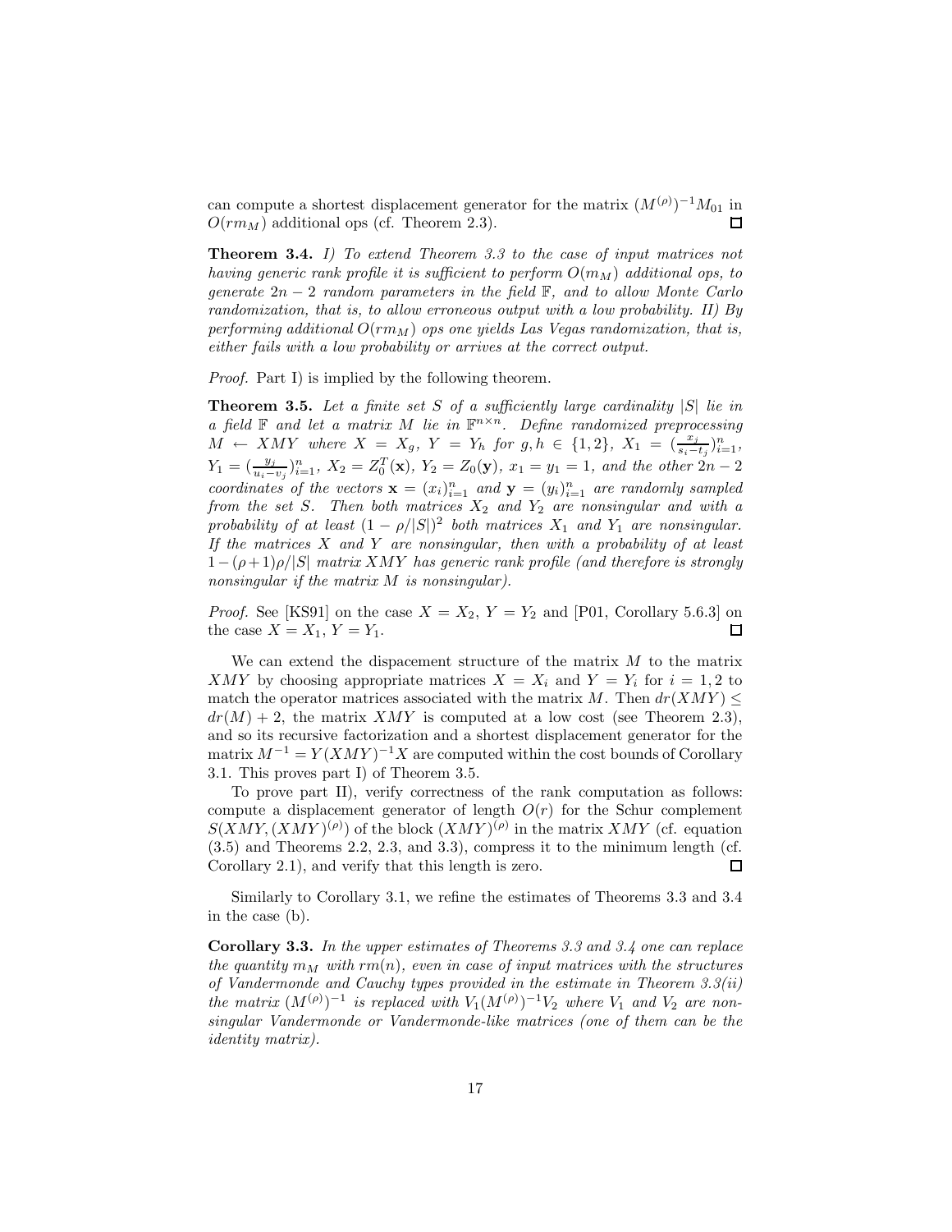can compute a shortest displacement generator for the matrix $(M^{(\rho)})^{-1}M_{01}$ in $O(rm_M)$ additional ops (cf. Theorem 2.3). $\square$

**Theorem 3.4.** *I) To extend Theorem 3.3 to the case of input matrices not having generic rank profile it is sufficient to perform $O(m_M)$ additional ops, to generate $2n-2$ random parameters in the field $\mathbb{F}$, and to allow Monte Carlo randomization, that is, to allow erroneous output with a low probability. II) By performing additional $O(rm_M)$ ops one yields Las Vegas randomization, that is, either fails with a low probability or arrives at the correct output.*

*Proof.* Part I) is implied by the following theorem.

**Theorem 3.5.** *Let a finite set $S$ of a sufficiently large cardinality $|S|$ lie in a field $\mathbb{F}$ and let a matrix $M$ lie in $\mathbb{F}^{n\times n}$. Define randomized preprocessing $M \leftarrow XMY$ where $X = X_g$, $Y = Y_h$ for $g, h \in \{1, 2\}$, $X_1 = (\frac{x_j}{s_i - t_j})_{i=1}^n$, $Y_1 = (\frac{y_j}{u_i - v_j})_{i=1}^n$, $X_2 = Z_0^T(\mathbf{x})$, $Y_2 = Z_0(\mathbf{y})$, $x_1 = y_1 = 1$, and the other $2n-2$ coordinates of the vectors $\mathbf{x} = (x_i)_{i=1}^n$ and $\mathbf{y} = (y_i)_{i=1}^n$ are randomly sampled from the set $S$. Then both matrices $X_2$ and $Y_2$ are nonsingular and with a probability of at least $(1-\rho/|S|)^2$ both matrices $X_1$ and $Y_1$ are nonsingular. If the matrices $X$ and $Y$ are nonsingular, then with a probability of at least $1-(\rho+1)\rho/|S|$ matrix $XMY$ has generic rank profile (and therefore is strongly nonsingular if the matrix $M$ is nonsingular).*

*Proof.* See [KS91] on the case $X = X_2$, $Y = Y_2$ and [P01, Corollary 5.6.3] on the case $X = X_1$, $Y = Y_1$. $\square$

We can extend the dispacement structure of the matrix $M$ to the matrix $XMY$ by choosing appropriate matrices $X = X_i$ and $Y = Y_i$ for $i = 1, 2$ to match the operator matrices associated with the matrix $M$. Then $dr(XMY) \leq dr(M) + 2$, the matrix $XMY$ is computed at a low cost (see Theorem 2.3), and so its recursive factorization and a shortest displacement generator for the matrix $M^{-1} = Y(XMY)^{-1}X$ are computed within the cost bounds of Corollary 3.1. This proves part I) of Theorem 3.5.

To prove part II), verify correctness of the rank computation as follows: compute a displacement generator of length $O(r)$ for the Schur complement $S(XMY, (XMY)^{(\rho)})$ of the block $(XMY)^{(\rho)}$ in the matrix $XMY$ (cf. equation (3.5) and Theorems 2.2, 2.3, and 3.3), compress it to the minimum length (cf. Corollary 2.1), and verify that this length is zero. $\square$

Similarly to Corollary 3.1, we refine the estimates of Theorems 3.3 and 3.4 in the case (b).

**Corollary 3.3.** *In the upper estimates of Theorems 3.3 and 3.4 one can replace the quantity $m_M$ with $rm(n)$, even in case of input matrices with the structures of Vandermonde and Cauchy types provided in the estimate in Theorem 3.3(ii) the matrix $(M^{(\rho)})^{-1}$ is replaced with $V_1(M^{(\rho)})^{-1}V_2$ where $V_1$ and $V_2$ are nonsingular Vandermonde or Vandermonde-like matrices (one of them can be the identity matrix).*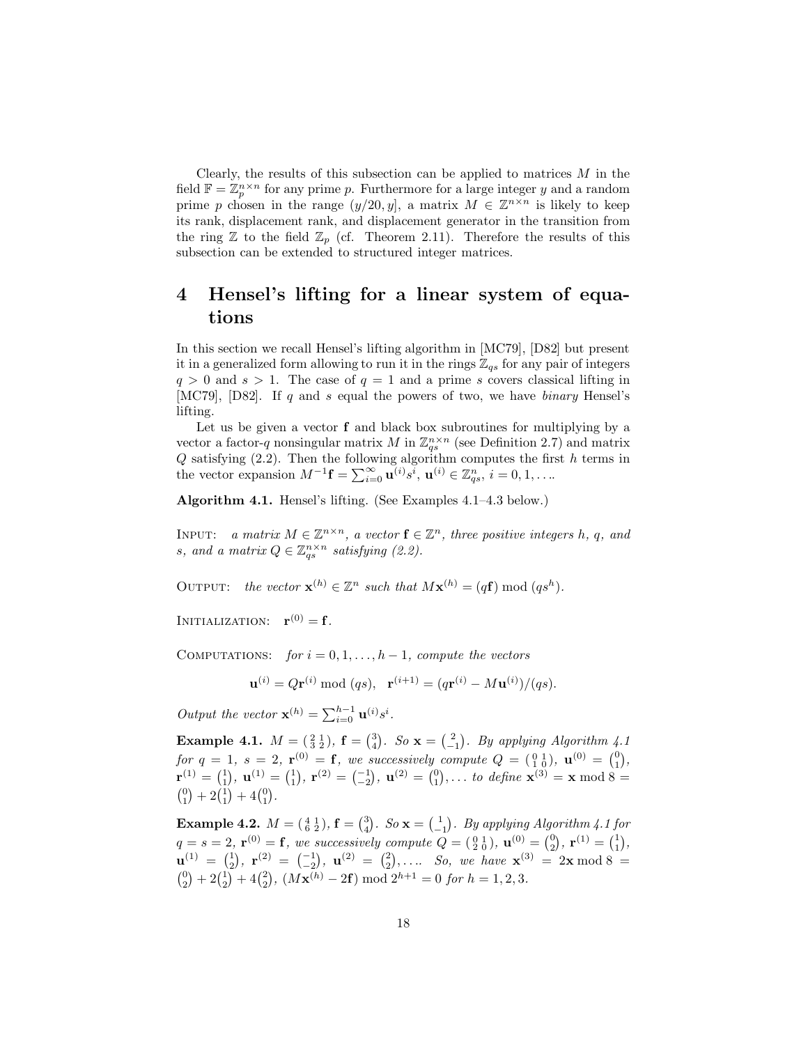Clearly, the results of this subsection can be applied to matrices $M$ in the field $\mathbb{F} = \mathbb{Z}_p^{n\times n}$ for any prime $p$. Furthermore for a large integer $y$ and a random prime $p$ chosen in the range $(y/20, y]$, a matrix $M \in \mathbb{Z}^{n\times n}$ is likely to keep its rank, displacement rank, and displacement generator in the transition from the ring $\mathbb{Z}$ to the field $\mathbb{Z}_p$ (cf. Theorem 2.11). Therefore the results of this subsection can be extended to structured integer matrices.

# 4 Hensel's lifting for a linear system of equations

In this section we recall Hensel's lifting algorithm in [MC79], [D82] but present it in a generalized form allowing to run it in the rings $\mathbb{Z}_{qs}$ for any pair of integers $q > 0$ and $s > 1$. The case of $q = 1$ and a prime $s$ covers classical lifting in [MC79], [D82]. If $q$ and $s$ equal the powers of two, we have *binary* Hensel's lifting.

Let us be given a vector $\mathbf{f}$ and black box subroutines for multiplying by a vector a factor-$q$ nonsingular matrix $M$ in $\mathbb{Z}_{qs}^{n\times n}$ (see Definition 2.7) and matrix $Q$ satisfying (2.2). Then the following algorithm computes the first $h$ terms in the vector expansion $M^{-1}\mathbf{f} = \sum_{i=0}^{\infty} \mathbf{u}^{(i)} s^i$, $\mathbf{u}^{(i)} \in \mathbb{Z}_{qs}^n$, $i = 0, 1, \ldots$.

**Algorithm 4.1.** Hensel's lifting. (See Examples 4.1–4.3 below.)

INPUT: *a matrix* $M \in \mathbb{Z}^{n\times n}$*, a vector* $\mathbf{f} \in \mathbb{Z}^n$*, three positive integers* $h$*,* $q$*, and* $s$*, and a matrix* $Q \in \mathbb{Z}_{qs}^{n\times n}$ *satisfying (2.2).*

OUTPUT: *the vector* $\mathbf{x}^{(h)} \in \mathbb{Z}^n$ *such that* $M\mathbf{x}^{(h)} = (q\mathbf{f}) \bmod (qs^h)$.

INITIALIZATION: $\mathbf{r}^{(0)} = \mathbf{f}$.

COMPUTATIONS: *for* $i = 0, 1, \ldots, h-1$*, compute the vectors*

$$\mathbf{u}^{(i)} = Q\mathbf{r}^{(i)} \bmod (qs), \quad \mathbf{r}^{(i+1)} = (q\mathbf{r}^{(i)} - M\mathbf{u}^{(i)})/(qs).$$

*Output the vector* $\mathbf{x}^{(h)} = \sum_{i=0}^{h-1} \mathbf{u}^{(i)} s^i$.

**Example 4.1.** $M = \begin{pmatrix} 2 & 1 \\ 3 & 2 \end{pmatrix}$, $\mathbf{f} = \binom{3}{4}$. *So* $\mathbf{x} = \binom{2}{-1}$. *By applying Algorithm 4.1 for* $q = 1$*,* $s = 2$*,* $\mathbf{r}^{(0)} = \mathbf{f}$*, we successively compute* $Q = \begin{pmatrix} 0 & 1 \\ 1 & 0 \end{pmatrix}$*,* $\mathbf{u}^{(0)} = \binom{0}{1}$*,* $\mathbf{r}^{(1)} = \binom{1}{1}$*,* $\mathbf{u}^{(1)} = \binom{1}{1}$*,* $\mathbf{r}^{(2)} = \binom{-1}{-2}$*,* $\mathbf{u}^{(2)} = \binom{0}{1}$*,... to define* $\mathbf{x}^{(3)} = \mathbf{x} \bmod 8 = \binom{0}{1} + 2\binom{1}{1} + 4\binom{0}{1}$.

**Example 4.2.** $M = \begin{pmatrix} 4 & 1 \\ 6 & 2 \end{pmatrix}$, $\mathbf{f} = \binom{3}{4}$. *So* $\mathbf{x} = \binom{1}{-1}$. *By applying Algorithm 4.1 for* $q = s = 2$*,* $\mathbf{r}^{(0)} = \mathbf{f}$*, we successively compute* $Q = \begin{pmatrix} 0 & 1 \\ 2 & 0 \end{pmatrix}$*,* $\mathbf{u}^{(0)} = \binom{0}{2}$*,* $\mathbf{r}^{(1)} = \binom{1}{1}$*,* $\mathbf{u}^{(1)} = \binom{1}{2}$*,* $\mathbf{r}^{(2)} = \binom{-1}{-2}$*,* $\mathbf{u}^{(2)} = \binom{2}{2}$*,.... So, we have* $\mathbf{x}^{(3)} = 2\mathbf{x} \bmod 8 = \binom{0}{2} + 2\binom{1}{2} + 4\binom{2}{2}$*,* $(M\mathbf{x}^{(h)} - 2\mathbf{f}) \bmod 2^{h+1} = 0$ *for* $h = 1, 2, 3$.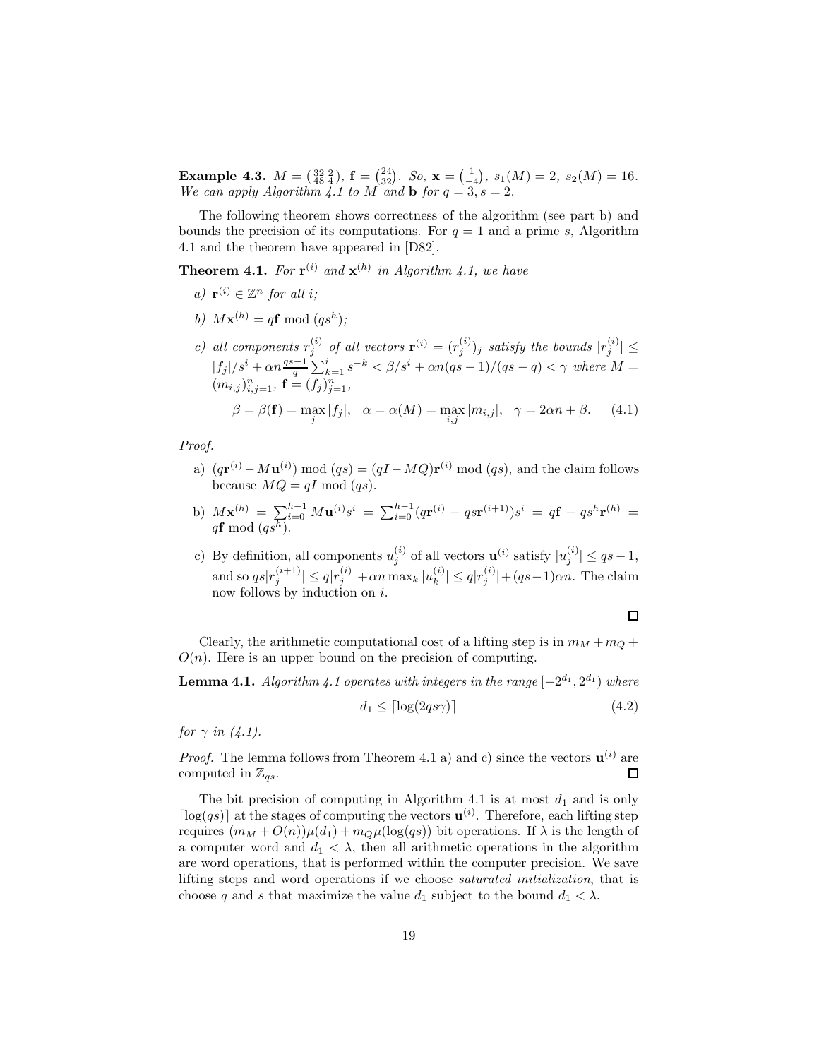**Example 4.3.** $M = \begin{pmatrix} 32 & 2 \\ 48 & 4 \end{pmatrix}$, $\mathbf{f} = \begin{pmatrix} 24 \\ 32 \end{pmatrix}$. *So,* $\mathbf{x} = \begin{pmatrix} 1 \\ -4 \end{pmatrix}$, $s_1(M) = 2$, $s_2(M) = 16$. *We can apply Algorithm 4.1 to $M$ and $\mathbf{b}$ for $q = 3, s = 2$.*

The following theorem shows correctness of the algorithm (see part b) and bounds the precision of its computations. For $q = 1$ and a prime $s$, Algorithm 4.1 and the theorem have appeared in [D82].

**Theorem 4.1.** *For $\mathbf{r}^{(i)}$ and $\mathbf{x}^{(h)}$ in Algorithm 4.1, we have*

*a)* $\mathbf{r}^{(i)} \in \mathbb{Z}^n$ *for all* $i$*;*

*b)* $M\mathbf{x}^{(h)} = q\mathbf{f} \bmod (qs^h)$*;*

*c) all components $r_j^{(i)}$ of all vectors $\mathbf{r}^{(i)} = (r_j^{(i)})_j$ satisfy the bounds $|r_j^{(i)}| \leq |f_j|/s^i + \alpha n \frac{qs-1}{q} \sum_{k=1}^{i} s^{-k} < \beta/s^i + \alpha n(qs-1)/(qs-q) < \gamma$ where $M = (m_{i,j})_{i,j=1}^n$, $\mathbf{f} = (f_j)_{j=1}^n$,*

$$\beta = \beta(\mathbf{f}) = \max_j |f_j|, \quad \alpha = \alpha(M) = \max_{i,j} |m_{i,j}|, \quad \gamma = 2\alpha n + \beta. \tag{4.1}$$

*Proof.*

a) $(q\mathbf{r}^{(i)} - M\mathbf{u}^{(i)}) \bmod (qs) = (qI - MQ)\mathbf{r}^{(i)} \bmod (qs)$, and the claim follows because $MQ = qI \bmod (qs)$.

b) $M\mathbf{x}^{(h)} = \sum_{i=0}^{h-1} M\mathbf{u}^{(i)} s^i = \sum_{i=0}^{h-1} (q\mathbf{r}^{(i)} - qs\mathbf{r}^{(i+1)})s^i = q\mathbf{f} - qs^h \mathbf{r}^{(h)} = q\mathbf{f} \bmod (qs^h)$.

c) By definition, all components $u_j^{(i)}$ of all vectors $\mathbf{u}^{(i)}$ satisfy $|u_j^{(i)}| \leq qs - 1$, and so $qs|r_j^{(i+1)}| \leq q|r_j^{(i)}| + \alpha n \max_k |u_k^{(i)}| \leq q|r_j^{(i)}| + (qs-1)\alpha n$. The claim now follows by induction on $i$.

□

Clearly, the arithmetic computational cost of a lifting step is in $m_M + m_Q + O(n)$. Here is an upper bound on the precision of computing.

**Lemma 4.1.** *Algorithm 4.1 operates with integers in the range $[-2^{d_1}, 2^{d_1})$ where*

$$d_1 \leq \lceil \log(2qs\gamma) \rceil \tag{4.2}$$

*for $\gamma$ in (4.1).*

*Proof.* The lemma follows from Theorem 4.1 a) and c) since the vectors $\mathbf{u}^{(i)}$ are computed in $\mathbb{Z}_{qs}$. □

The bit precision of computing in Algorithm 4.1 is at most $d_1$ and is only $\lceil \log(qs) \rceil$ at the stages of computing the vectors $\mathbf{u}^{(i)}$. Therefore, each lifting step requires $(m_M + O(n))\mu(d_1) + m_Q \mu(\log(qs))$ bit operations. If $\lambda$ is the length of a computer word and $d_1 < \lambda$, then all arithmetic operations in the algorithm are word operations, that is performed within the computer precision. We save lifting steps and word operations if we choose *saturated initialization*, that is choose $q$ and $s$ that maximize the value $d_1$ subject to the bound $d_1 < \lambda$.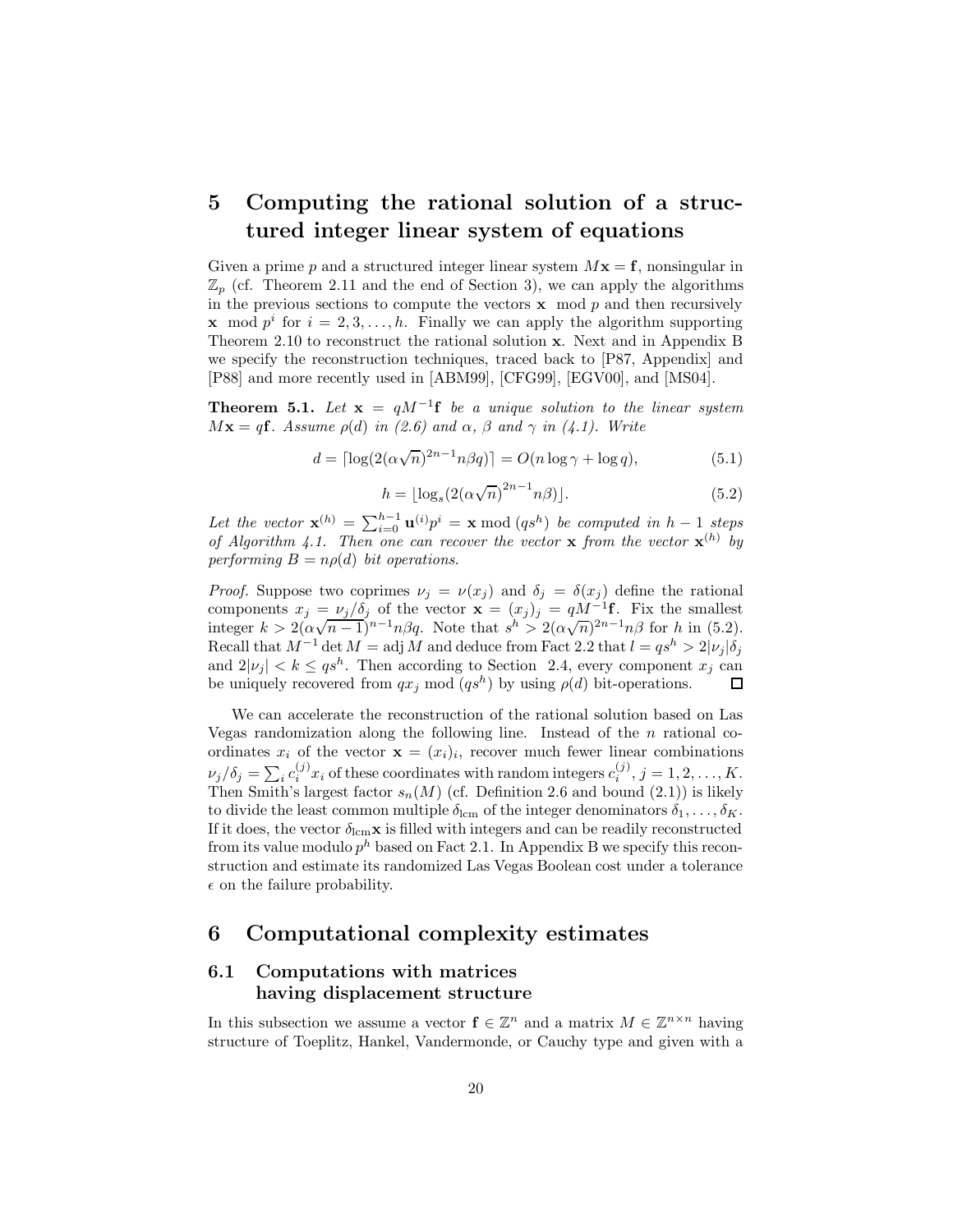# 5 Computing the rational solution of a structured integer linear system of equations

Given a prime $p$ and a structured integer linear system $M\mathbf{x} = \mathbf{f}$, nonsingular in $\mathbb{Z}_p$ (cf. Theorem 2.11 and the end of Section 3), we can apply the algorithms in the previous sections to compute the vectors $\mathbf{x} \mod p$ and then recursively $\mathbf{x} \mod p^i$ for $i = 2, 3, \ldots, h$. Finally we can apply the algorithm supporting Theorem 2.10 to reconstruct the rational solution $\mathbf{x}$. Next and in Appendix B we specify the reconstruction techniques, traced back to [P87, Appendix] and [P88] and more recently used in [ABM99], [CFG99], [EGV00], and [MS04].

**Theorem 5.1.** *Let $\mathbf{x} = qM^{-1}\mathbf{f}$ be a unique solution to the linear system $M\mathbf{x} = q\mathbf{f}$. Assume $\rho(d)$ in (2.6) and $\alpha$, $\beta$ and $\gamma$ in (4.1). Write*

$$d = \lceil \log(2(\alpha\sqrt{n})^{2n-1}n\beta q) \rceil = O(n \log \gamma + \log q), \tag{5.1}$$

$$h = \lfloor \log_s (2(\alpha\sqrt{n})^{2n-1}n\beta) \rfloor. \tag{5.2}$$

*Let the vector $\mathbf{x}^{(h)} = \sum_{i=0}^{h-1} \mathbf{u}^{(i)} p^i = \mathbf{x} \bmod (qs^h)$ be computed in $h-1$ steps of Algorithm 4.1. Then one can recover the vector $\mathbf{x}$ from the vector $\mathbf{x}^{(h)}$ by performing $B = n\rho(d)$ bit operations.*

*Proof.* Suppose two coprimes $\nu_j = \nu(x_j)$ and $\delta_j = \delta(x_j)$ define the rational components $x_j = \nu_j/\delta_j$ of the vector $\mathbf{x} = (x_j)_j = qM^{-1}\mathbf{f}$. Fix the smallest integer $k > 2(\alpha\sqrt{n-1})^{n-1}n\beta q$. Note that $s^h > 2(\alpha\sqrt{n})^{2n-1}n\beta$ for $h$ in (5.2). Recall that $M^{-1} \det M = \operatorname{adj} M$ and deduce from Fact 2.2 that $l = qs^h > 2|\nu_j|\delta_j$ and $2|\nu_j| < k \le qs^h$. Then according to Section 2.4, every component $x_j$ can be uniquely recovered from $qx_j \bmod (qs^h)$ by using $\rho(d)$ bit-operations. $\square$

We can accelerate the reconstruction of the rational solution based on Las Vegas randomization along the following line. Instead of the $n$ rational coordinates $x_i$ of the vector $\mathbf{x} = (x_i)_i$, recover much fewer linear combinations $\nu_j/\delta_j = \sum_i c_i^{(j)} x_i$ of these coordinates with random integers $c_i^{(j)}$, $j = 1, 2, \ldots, K$. Then Smith's largest factor $s_n(M)$ (cf. Definition 2.6 and bound (2.1)) is likely to divide the least common multiple $\delta_{\text{lcm}}$ of the integer denominators $\delta_1, \ldots, \delta_K$. If it does, the vector $\delta_{\text{lcm}}\mathbf{x}$ is filled with integers and can be readily reconstructed from its value modulo $p^h$ based on Fact 2.1. In Appendix B we specify this reconstruction and estimate its randomized Las Vegas Boolean cost under a tolerance $\epsilon$ on the failure probability.

# 6 Computational complexity estimates

## 6.1 Computations with matrices having displacement structure

In this subsection we assume a vector $\mathbf{f} \in \mathbb{Z}^n$ and a matrix $M \in \mathbb{Z}^{n \times n}$ having structure of Toeplitz, Hankel, Vandermonde, or Cauchy type and given with a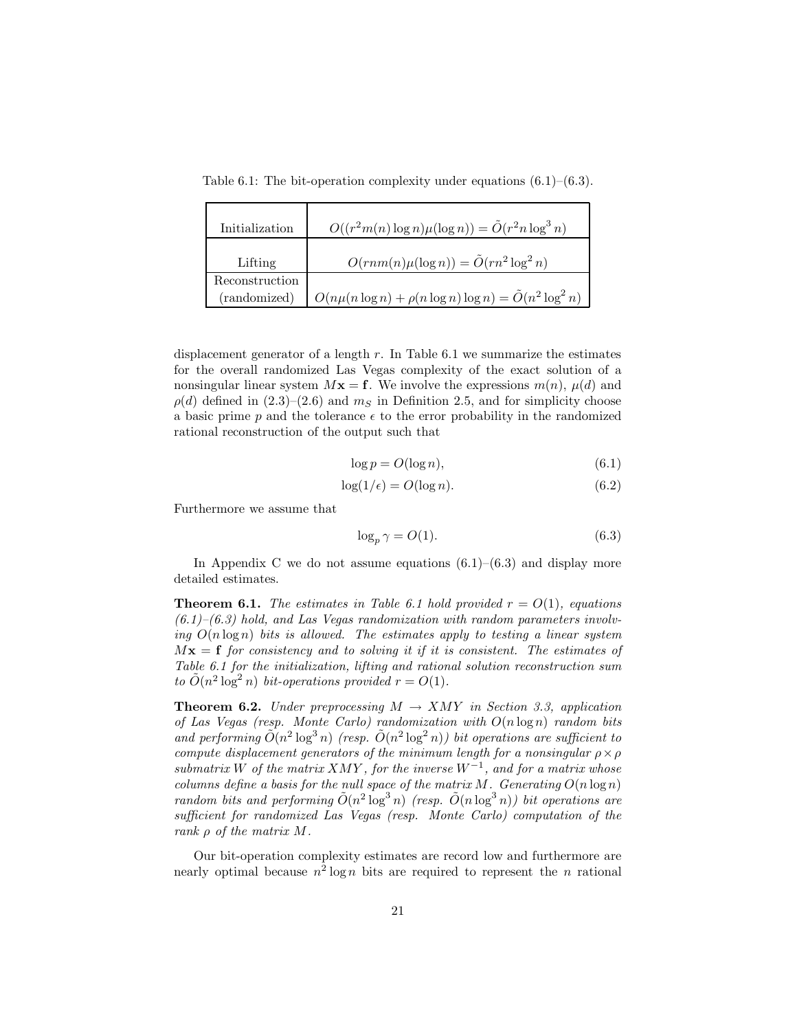Table 6.1: The bit-operation complexity under equations (6.1)–(6.3).

| | |
|---|---|
| Initialization | $O((r^2 m(n) \log n)\mu(\log n)) = \tilde{O}(r^2 n \log^3 n)$ |
| Lifting | $O(rnm(n)\mu(\log n)) = \tilde{O}(rn^2 \log^2 n)$ |
| Reconstruction (randomized) | $O(n\mu(n \log n) + \rho(n \log n) \log n) = \tilde{O}(n^2 \log^2 n)$ |

displacement generator of a length $r$. In Table 6.1 we summarize the estimates for the overall randomized Las Vegas complexity of the exact solution of a nonsingular linear system $M\mathbf{x} = \mathbf{f}$. We involve the expressions $m(n)$, $\mu(d)$ and $\rho(d)$ defined in (2.3)–(2.6) and $m_S$ in Definition 2.5, and for simplicity choose a basic prime $p$ and the tolerance $\epsilon$ to the error probability in the randomized rational reconstruction of the output such that

$$\log p = O(\log n), \tag{6.1}$$

$$\log(1/\epsilon) = O(\log n). \tag{6.2}$$

Furthermore we assume that

$$\log_p \gamma = O(1). \tag{6.3}$$

In Appendix C we do not assume equations (6.1)–(6.3) and display more detailed estimates.

**Theorem 6.1.** *The estimates in Table 6.1 hold provided $r = O(1)$, equations (6.1)–(6.3) hold, and Las Vegas randomization with random parameters involving $O(n \log n)$ bits is allowed. The estimates apply to testing a linear system $M\mathbf{x} = \mathbf{f}$ for consistency and to solving it if it is consistent. The estimates of Table 6.1 for the initialization, lifting and rational solution reconstruction sum to $\tilde{O}(n^2 \log^2 n)$ bit-operations provided $r = O(1)$.*

**Theorem 6.2.** *Under preprocessing $M \to XMY$ in Section 3.3, application of Las Vegas (resp. Monte Carlo) randomization with $O(n \log n)$ random bits and performing $\tilde{O}(n^2 \log^3 n)$ (resp. $\tilde{O}(n^2 \log^2 n)$) bit operations are sufficient to compute displacement generators of the minimum length for a nonsingular $\rho \times \rho$ submatrix $W$ of the matrix $XMY$, for the inverse $W^{-1}$, and for a matrix whose columns define a basis for the null space of the matrix $M$. Generating $O(n \log n)$ random bits and performing $\tilde{O}(n^2 \log^3 n)$ (resp. $\tilde{O}(n \log^3 n)$) bit operations are sufficient for randomized Las Vegas (resp. Monte Carlo) computation of the rank $\rho$ of the matrix $M$.*

Our bit-operation complexity estimates are record low and furthermore are nearly optimal because $n^2 \log n$ bits are required to represent the $n$ rational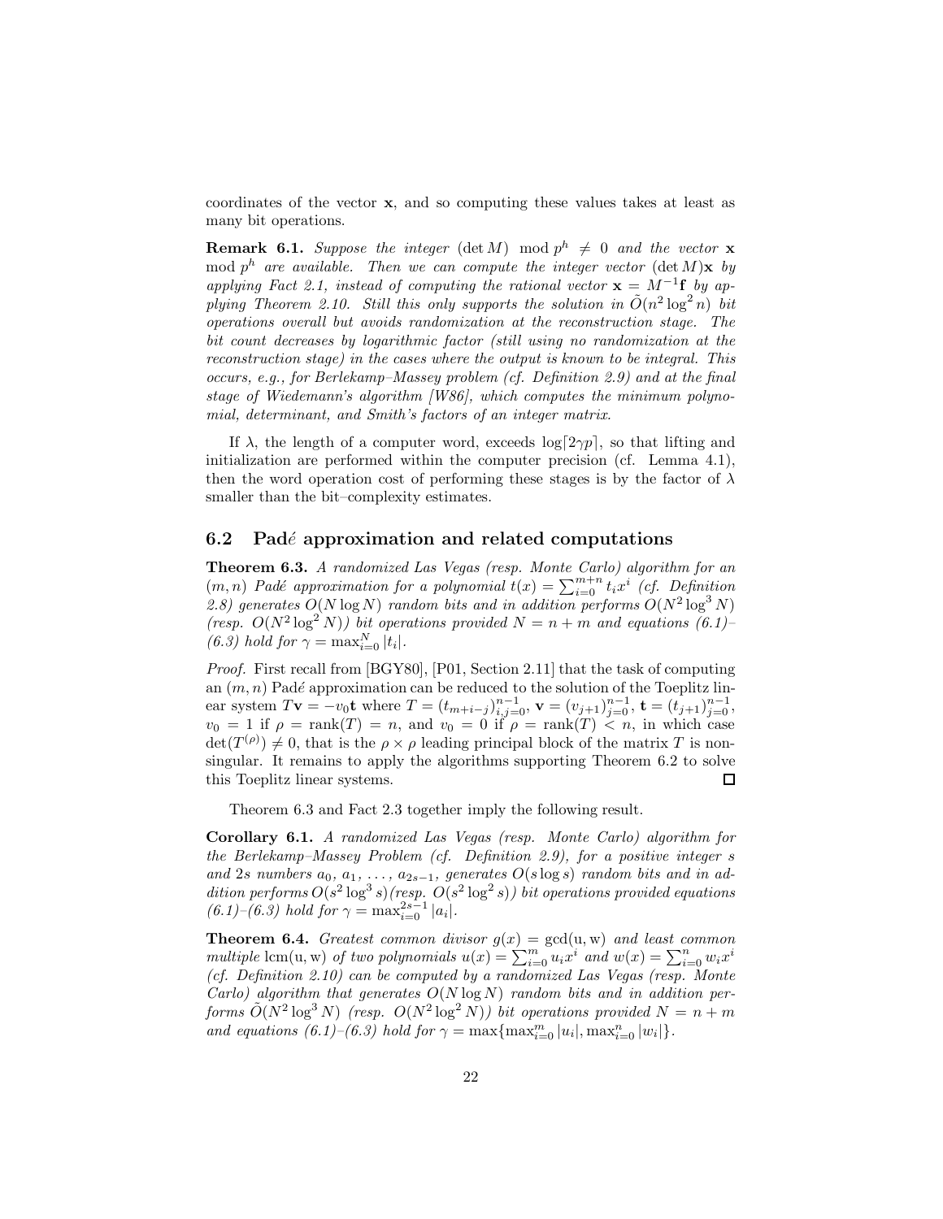coordinates of the vector $\mathbf{x}$, and so computing these values takes at least as many bit operations.

**Remark 6.1.** *Suppose the integer* $(\det M) \mod p^h \neq 0$ *and the vector* $\mathbf{x} \mod p^h$ *are available. Then we can compute the integer vector* $(\det M)\mathbf{x}$ *by applying Fact 2.1, instead of computing the rational vector* $\mathbf{x} = M^{-1}\mathbf{f}$ *by applying Theorem 2.10. Still this only supports the solution in* $\tilde{O}(n^2 \log^2 n)$ *bit operations overall but avoids randomization at the reconstruction stage. The bit count decreases by logarithmic factor (still using no randomization at the reconstruction stage) in the cases where the output is known to be integral. This occurs, e.g., for Berlekamp–Massey problem (cf. Definition 2.9) and at the final stage of Wiedemann's algorithm [W86], which computes the minimum polynomial, determinant, and Smith's factors of an integer matrix.*

If $\lambda$, the length of a computer word, exceeds $\log\lceil 2\gamma p \rceil$, so that lifting and initialization are performed within the computer precision (cf. Lemma 4.1), then the word operation cost of performing these stages is by the factor of $\lambda$ smaller than the bit–complexity estimates.

## 6.2 Padé approximation and related computations

**Theorem 6.3.** *A randomized Las Vegas (resp. Monte Carlo) algorithm for an* $(m,n)$ *Padé approximation for a polynomial* $t(x) = \sum_{i=0}^{m+n} t_i x^i$ *(cf. Definition 2.8) generates* $O(N \log N)$ *random bits and in addition performs* $O(N^2 \log^3 N)$ *(resp.* $O(N^2 \log^2 N)$*) bit operations provided* $N = n + m$ *and equations (6.1)–(6.3) hold for* $\gamma = \max_{i=0}^{N} |t_i|$.

*Proof.* First recall from [BGY80], [P01, Section 2.11] that the task of computing an $(m,n)$ Padé approximation can be reduced to the solution of the Toeplitz linear system $T\mathbf{v} = -v_0\mathbf{t}$ where $T = (t_{m+i-j})_{i,j=0}^{n-1}$, $\mathbf{v} = (v_{j+1})_{j=0}^{n-1}$, $\mathbf{t} = (t_{j+1})_{j=0}^{n-1}$, $v_0 = 1$ if $\rho = \text{rank}(T) = n$, and $v_0 = 0$ if $\rho = \text{rank}(T) < n$, in which case $\det(T^{(\rho)}) \neq 0$, that is the $\rho \times \rho$ leading principal block of the matrix $T$ is nonsingular. It remains to apply the algorithms supporting Theorem 6.2 to solve this Toeplitz linear systems. □

Theorem 6.3 and Fact 2.3 together imply the following result.

**Corollary 6.1.** *A randomized Las Vegas (resp. Monte Carlo) algorithm for the Berlekamp–Massey Problem (cf. Definition 2.9), for a positive integer* $s$ *and* $2s$ *numbers* $a_0, a_1, \ldots, a_{2s-1}$*, generates* $O(s \log s)$ *random bits and in addition performs* $O(s^2 \log^3 s)$ *(resp.* $O(s^2 \log^2 s)$*) bit operations provided equations (6.1)–(6.3) hold for* $\gamma = \max_{i=0}^{2s-1} |a_i|$.

**Theorem 6.4.** *Greatest common divisor* $g(x) = \gcd(\mathrm{u}, \mathrm{w})$ *and least common multiple* $\mathrm{lcm}(\mathrm{u}, \mathrm{w})$ *of two polynomials* $u(x) = \sum_{i=0}^{m} u_i x^i$ *and* $w(x) = \sum_{i=0}^{n} w_i x^i$ *(cf. Definition 2.10) can be computed by a randomized Las Vegas (resp. Monte Carlo) algorithm that generates* $O(N \log N)$ *random bits and in addition performs* $\tilde{O}(N^2 \log^3 N)$ *(resp.* $O(N^2 \log^2 N)$*) bit operations provided* $N = n + m$ *and equations (6.1)–(6.3) hold for* $\gamma = \max\{\max_{i=0}^{m} |u_i|, \max_{i=0}^{n} |w_i|\}$.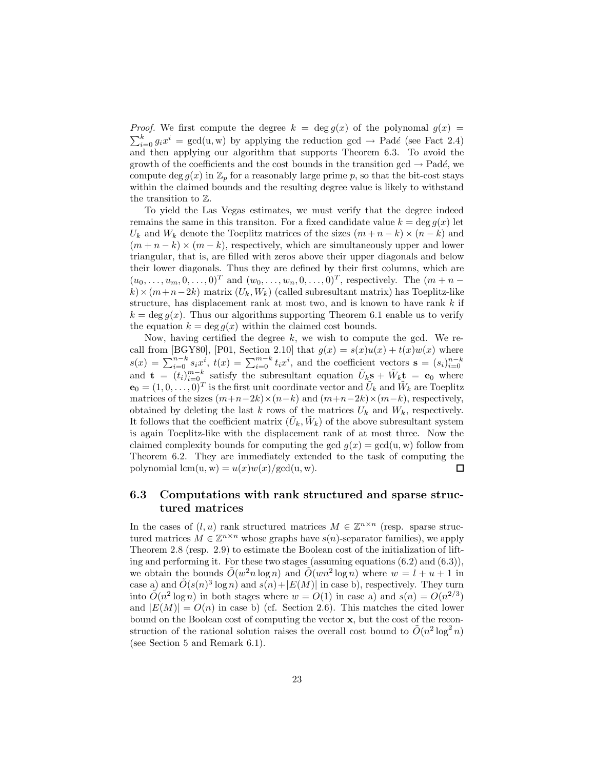*Proof.* We first compute the degree $k = \deg g(x)$ of the polynomal $g(x) = \sum_{i=0}^{k} g_i x^i = \gcd(\mathrm{u}, \mathrm{w})$ by applying the reduction gcd $\rightarrow$ Padé (see Fact 2.4) and then applying our algorithm that supports Theorem 6.3. To avoid the growth of the coefficients and the cost bounds in the transition gcd $\rightarrow$ Padé, we compute $\deg g(x)$ in $\mathbb{Z}_p$ for a reasonably large prime $p$, so that the bit-cost stays within the claimed bounds and the resulting degree value is likely to withstand the transition to $\mathbb{Z}$.

To yield the Las Vegas estimates, we must verify that the degree indeed remains the same in this transiton. For a fixed candidate value $k = \deg g(x)$ let $U_k$ and $W_k$ denote the Toeplitz matrices of the sizes $(m + n - k) \times (n - k)$ and $(m + n - k) \times (m - k)$, respectively, which are simultaneously upper and lower triangular, that is, are filled with zeros above their upper diagonals and below their lower diagonals. Thus they are defined by their first columns, which are $(u_0, \ldots, u_m, 0, \ldots, 0)^T$ and $(w_0, \ldots, w_n, 0, \ldots, 0)^T$, respectively. The $(m + n - k) \times (m + n - 2k)$ matrix $(U_k, W_k)$ (called subresultant matrix) has Toeplitz-like structure, has displacement rank at most two, and is known to have rank $k$ if $k = \deg g(x)$. Thus our algorithms supporting Theorem 6.1 enable us to verify the equation $k = \deg g(x)$ within the claimed cost bounds.

Now, having certified the degree $k$, we wish to compute the gcd. We recall from [BGY80], [P01, Section 2.10] that $g(x) = s(x)u(x) + t(x)w(x)$ where $s(x) = \sum_{i=0}^{n-k} s_i x^i$, $t(x) = \sum_{i=0}^{m-k} t_i x^i$, and the coefficient vectors $\mathbf{s} = (s_i)_{i=0}^{n-k}$ and $\mathbf{t} = (t_i)_{i=0}^{m-k}$ satisfy the subresultant equation $\tilde{U}_k \mathbf{s} + \tilde{W}_k \mathbf{t} = \mathbf{e}_0$ where $\mathbf{e}_0 = (1, 0, \ldots, 0)^T$ is the first unit coordinate vector and $\tilde{U}_k$ and $\tilde{W}_k$ are Toeplitz matrices of the sizes $(m+n-2k) \times (n-k)$ and $(m+n-2k) \times (m-k)$, respectively, obtained by deleting the last $k$ rows of the matrices $U_k$ and $W_k$, respectively. It follows that the coefficient matrix $(\tilde{U}_k, \tilde{W}_k)$ of the above subresultant system is again Toeplitz-like with the displacement rank of at most three. Now the claimed complexity bounds for computing the gcd $g(x) = \gcd(\mathrm{u}, \mathrm{w})$ follow from Theorem 6.2. They are immediately extended to the task of computing the polynomial $\mathrm{lcm}(\mathrm{u}, \mathrm{w}) = u(x)w(x)/\gcd(\mathrm{u}, \mathrm{w})$. $\square$

### 6.3 Computations with rank structured and sparse structured matrices

In the cases of $(l, u)$ rank structured matrices $M \in \mathbb{Z}^{n \times n}$ (resp. sparse structured matrices $M \in \mathbb{Z}^{n \times n}$ whose graphs have $s(n)$-separator families), we apply Theorem 2.8 (resp. 2.9) to estimate the Boolean cost of the initialization of lifting and performing it. For these two stages (assuming equations (6.2) and (6.3)), we obtain the bounds $\tilde{O}(w^2 n \log n)$ and $\tilde{O}(w n^2 \log n)$ where $w = l + u + 1$ in case a) and $\tilde{O}(s(n)^3 \log n)$ and $s(n) + |E(M)|$ in case b), respectively. They turn into $\tilde{O}(n^2 \log n)$ in both stages where $w = O(1)$ in case a) and $s(n) = O(n^{2/3})$ and $|E(M)| = O(n)$ in case b) (cf. Section 2.6). This matches the cited lower bound on the Boolean cost of computing the vector $\mathbf{x}$, but the cost of the reconstruction of the rational solution raises the overall cost bound to $\tilde{O}(n^2 \log^2 n)$ (see Section 5 and Remark 6.1).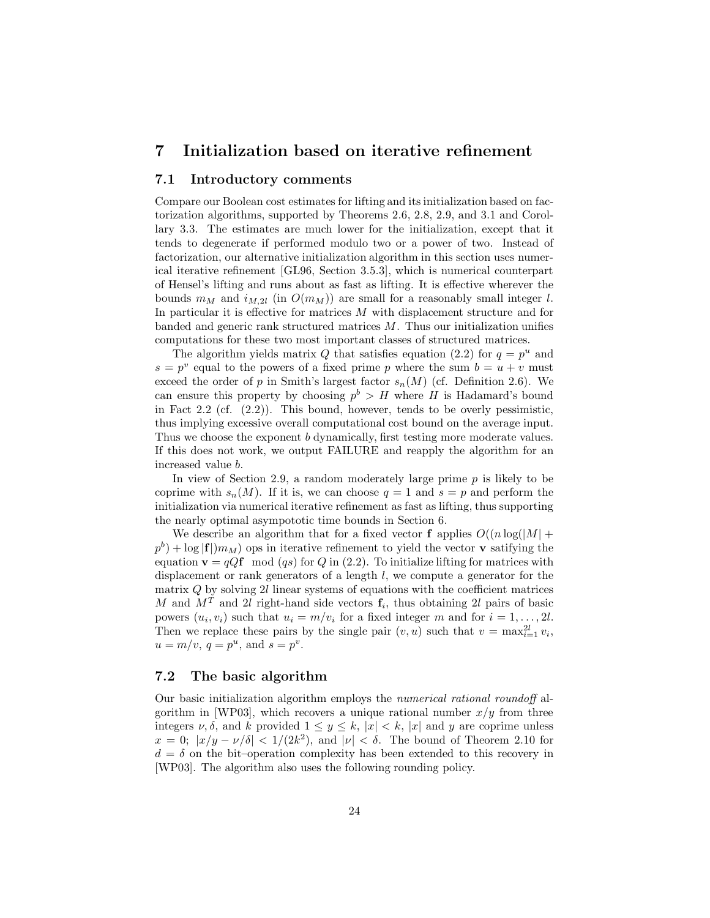# 7 Initialization based on iterative refinement

## 7.1 Introductory comments

Compare our Boolean cost estimates for lifting and its initialization based on factorization algorithms, supported by Theorems 2.6, 2.8, 2.9, and 3.1 and Corollary 3.3. The estimates are much lower for the initialization, except that it tends to degenerate if performed modulo two or a power of two. Instead of factorization, our alternative initialization algorithm in this section uses numerical iterative refinement [GL96, Section 3.5.3], which is numerical counterpart of Hensel's lifting and runs about as fast as lifting. It is effective wherever the bounds $m_M$ and $i_{M,2l}$ (in $O(m_M)$) are small for a reasonably small integer $l$. In particular it is effective for matrices $M$ with displacement structure and for banded and generic rank structured matrices $M$. Thus our initialization unifies computations for these two most important classes of structured matrices.

The algorithm yields matrix $Q$ that satisfies equation (2.2) for $q = p^u$ and $s = p^v$ equal to the powers of a fixed prime $p$ where the sum $b = u + v$ must exceed the order of $p$ in Smith's largest factor $s_n(M)$ (cf. Definition 2.6). We can ensure this property by choosing $p^b > H$ where $H$ is Hadamard's bound in Fact 2.2 (cf. (2.2)). This bound, however, tends to be overly pessimistic, thus implying excessive overall computational cost bound on the average input. Thus we choose the exponent $b$ dynamically, first testing more moderate values. If this does not work, we output FAILURE and reapply the algorithm for an increased value $b$.

In view of Section 2.9, a random moderately large prime $p$ is likely to be coprime with $s_n(M)$. If it is, we can choose $q = 1$ and $s = p$ and perform the initialization via numerical iterative refinement as fast as lifting, thus supporting the nearly optimal asympototic time bounds in Section 6.

We describe an algorithm that for a fixed vector $\mathbf{f}$ applies $O((n \log(|M| + p^b) + \log |\mathbf{f}|)m_M)$ ops in iterative refinement to yield the vector $\mathbf{v}$ satifying the equation $\mathbf{v} = qQ\mathbf{f} \mod (qs)$ for $Q$ in (2.2). To initialize lifting for matrices with displacement or rank generators of a length $l$, we compute a generator for the matrix $Q$ by solving $2l$ linear systems of equations with the coefficient matrices $M$ and $M^T$ and $2l$ right-hand side vectors $\mathbf{f}_i$, thus obtaining $2l$ pairs of basic powers $(u_i, v_i)$ such that $u_i = m/v_i$ for a fixed integer $m$ and for $i = 1, \ldots, 2l$. Then we replace these pairs by the single pair $(v, u)$ such that $v = \max_{i=1}^{2l} v_i$, $u = m/v$, $q = p^u$, and $s = p^v$.

## 7.2 The basic algorithm

Our basic initialization algorithm employs the *numerical rational roundoff* algorithm in [WP03], which recovers a unique rational number $x/y$ from three integers $\nu, \delta$, and $k$ provided $1 \leq y \leq k$, $|x| < k$, $|x|$ and $y$ are coprime unless $x = 0$; $|x/y - \nu/\delta| < 1/(2k^2)$, and $|\nu| < \delta$. The bound of Theorem 2.10 for $d = \delta$ on the bit–operation complexity has been extended to this recovery in [WP03]. The algorithm also uses the following rounding policy.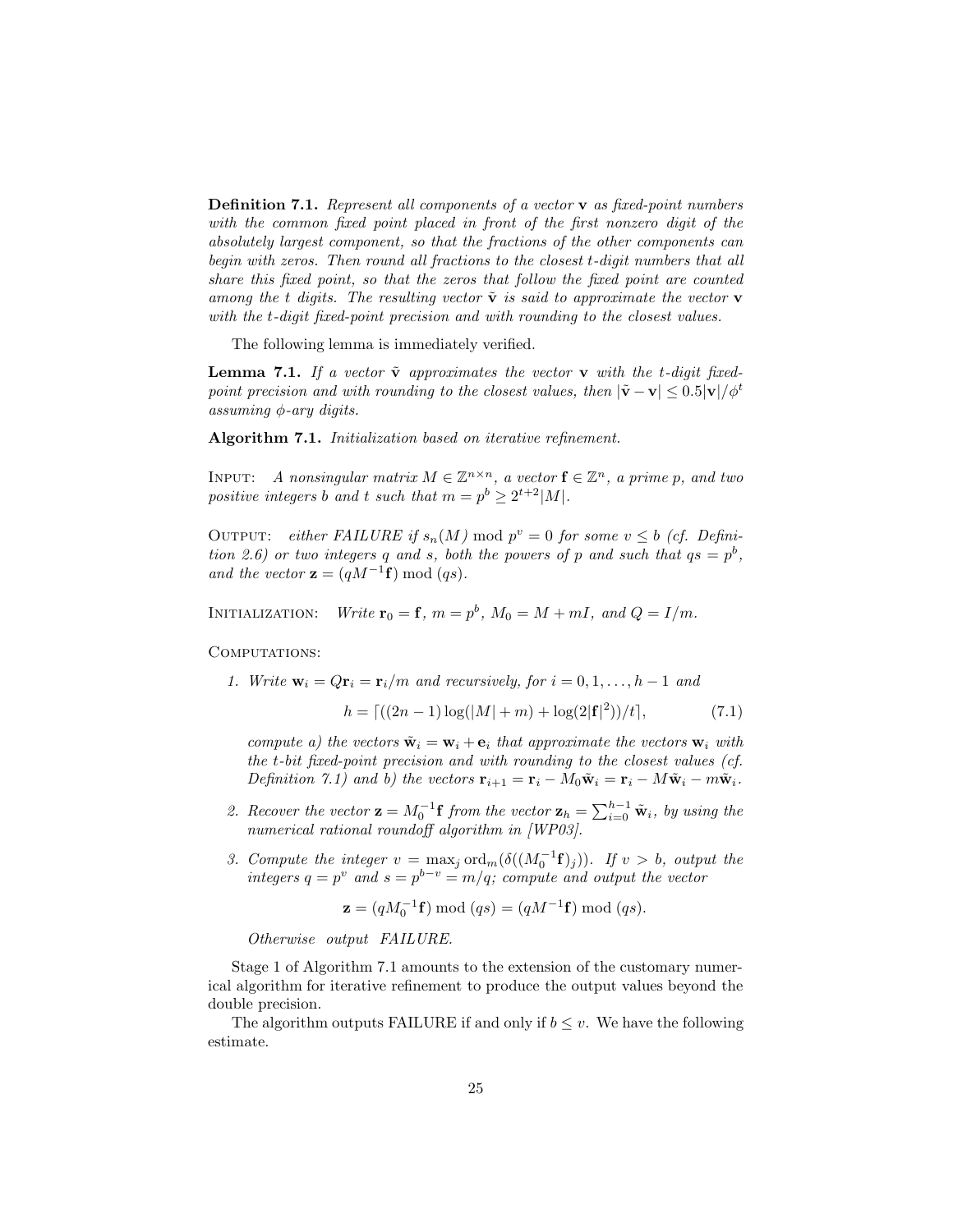**Definition 7.1.** *Represent all components of a vector* $\mathbf{v}$ *as fixed-point numbers with the common fixed point placed in front of the first nonzero digit of the absolutely largest component, so that the fractions of the other components can begin with zeros. Then round all fractions to the closest* $t$*-digit numbers that all share this fixed point, so that the zeros that follow the fixed point are counted among the* $t$ *digits. The resulting vector* $\tilde{\mathbf{v}}$ *is said to approximate the vector* $\mathbf{v}$ *with the* $t$*-digit fixed-point precision and with rounding to the closest values.*

The following lemma is immediately verified.

**Lemma 7.1.** *If a vector* $\tilde{\mathbf{v}}$ *approximates the vector* $\mathbf{v}$ *with the* $t$*-digit fixed-point precision and with rounding to the closest values, then* $|\tilde{\mathbf{v}} - \mathbf{v}| \leq 0.5|\mathbf{v}|/\phi^t$ *assuming* $\phi$*-ary digits.*

**Algorithm 7.1.** *Initialization based on iterative refinement.*

Input: *A nonsingular matrix* $M \in \mathbb{Z}^{n \times n}$*, a vector* $\mathbf{f} \in \mathbb{Z}^n$*, a prime* $p$*, and two positive integers* $b$ *and* $t$ *such that* $m = p^b \geq 2^{t+2}|M|$*.*

Output: *either FAILURE if* $s_n(M) \bmod p^v = 0$ *for some* $v \leq b$ *(cf. Definition 2.6) or two integers* $q$ *and* $s$*, both the powers of* $p$ *and such that* $qs = p^b$*, and the vector* $\mathbf{z} = (qM^{-1}\mathbf{f}) \bmod (qs)$*.*

Initialization: *Write* $\mathbf{r}_0 = \mathbf{f}$*,* $m = p^b$*,* $M_0 = M + mI$*, and* $Q = I/m$*.*

Computations:

1. *Write* $\mathbf{w}_i = Q\mathbf{r}_i = \mathbf{r}_i/m$ *and recursively, for* $i = 0, 1, \ldots, h-1$ *and*

$$h = \lceil ((2n-1)\log(|M| + m) + \log(2|\mathbf{f}|^2))/t \rceil, \tag{7.1}$$

*compute a) the vectors* $\tilde{\mathbf{w}}_i = \mathbf{w}_i + \mathbf{e}_i$ *that approximate the vectors* $\mathbf{w}_i$ *with the* $t$*-bit fixed-point precision and with rounding to the closest values (cf. Definition 7.1) and b) the vectors* $\mathbf{r}_{i+1} = \mathbf{r}_i - M_0\tilde{\mathbf{w}}_i = \mathbf{r}_i - M\tilde{\mathbf{w}}_i - m\tilde{\mathbf{w}}_i$*.*

2. *Recover the vector* $\mathbf{z} = M_0^{-1}\mathbf{f}$ *from the vector* $\mathbf{z}_h = \sum_{i=0}^{h-1} \tilde{\mathbf{w}}_i$*, by using the numerical rational roundoff algorithm in [WP03].*

3. *Compute the integer* $v = \max_j \operatorname{ord}_m(\delta((M_0^{-1}\mathbf{f})_j))$*. If* $v > b$*, output the integers* $q = p^v$ *and* $s = p^{b-v} = m/q$*; compute and output the vector*

$$\mathbf{z} = (qM_0^{-1}\mathbf{f}) \bmod (qs) = (qM^{-1}\mathbf{f}) \bmod (qs).$$

*Otherwise output FAILURE.*

Stage 1 of Algorithm 7.1 amounts to the extension of the customary numerical algorithm for iterative refinement to produce the output values beyond the double precision.

The algorithm outputs FAILURE if and only if $b \leq v$. We have the following estimate.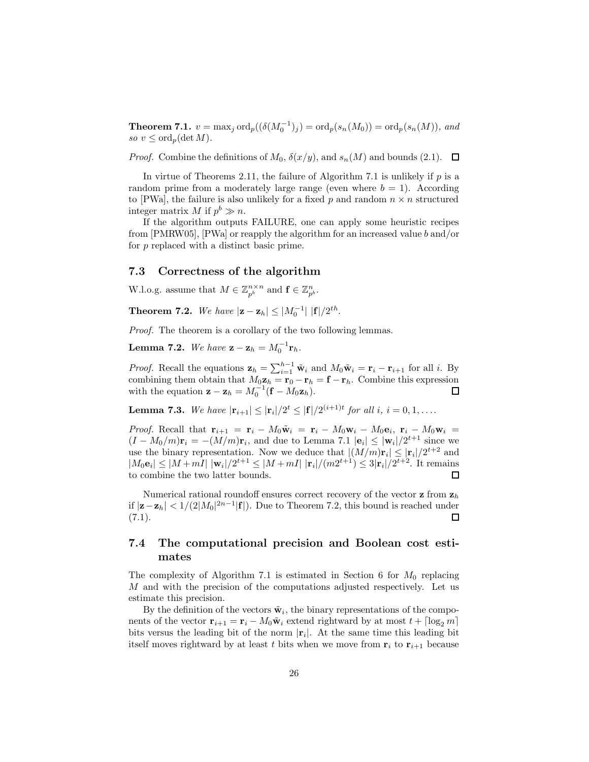**Theorem 7.1.** *$v = \max_j \operatorname{ord}_p((\delta(M_0^{-1})_j) = \operatorname{ord}_p(s_n(M_0)) = \operatorname{ord}_p(s_n(M))$, and so $v \leq \operatorname{ord}_p(\det M)$.*

*Proof.* Combine the definitions of $M_0$, $\delta(x/y)$, and $s_n(M)$ and bounds (2.1). $\square$

In virtue of Theorems 2.11, the failure of Algorithm 7.1 is unlikely if $p$ is a random prime from a moderately large range (even where $b = 1$). According to [PWa], the failure is also unlikely for a fixed $p$ and random $n \times n$ structured integer matrix $M$ if $p^b \gg n$.

If the algorithm outputs FAILURE, one can apply some heuristic recipes from [PMRW05], [PWa] or reapply the algorithm for an increased value $b$ and/or for $p$ replaced with a distinct basic prime.

## 7.3 Correctness of the algorithm

W.l.o.g. assume that $M \in \mathbb{Z}_{p^b}^{n\times n}$ and $\mathbf{f} \in \mathbb{Z}_{p^b}^n$.

**Theorem 7.2.** *We have $|\mathbf{z} - \mathbf{z}_h| \leq |M_0^{-1}|\ |\mathbf{f}|/2^{th}$.*

*Proof.* The theorem is a corollary of the two following lemmas.

**Lemma 7.2.** *We have $\mathbf{z} - \mathbf{z}_h = M_0^{-1}\mathbf{r}_h$.*

*Proof.* Recall the equations $\mathbf{z}_h = \sum_{i=1}^{h-1} \tilde{\mathbf{w}}_i$ and $M_0\tilde{\mathbf{w}}_i = \mathbf{r}_i - \mathbf{r}_{i+1}$ for all $i$. By combining them obtain that $M_0\mathbf{z}_h = \mathbf{r}_0 - \mathbf{r}_h = \mathbf{f} - \mathbf{r}_h$. Combine this expression with the equation $\mathbf{z} - \mathbf{z}_h = M_0^{-1}(\mathbf{f} - M_0\mathbf{z}_h)$. $\square$

**Lemma 7.3.** *We have $|\mathbf{r}_{i+1}| \leq |\mathbf{r}_i|/2^t \leq |\mathbf{f}|/2^{(i+1)t}$ for all $i$, $i = 0, 1, \ldots$.*

*Proof.* Recall that $\mathbf{r}_{i+1} = \mathbf{r}_i - M_0\tilde{\mathbf{w}}_i = \mathbf{r}_i - M_0\mathbf{w}_i - M_0\mathbf{e}_i$, $\mathbf{r}_i - M_0\mathbf{w}_i = (I - M_0/m)\mathbf{r}_i = -(M/m)\mathbf{r}_i$, and due to Lemma 7.1 $|\mathbf{e}_i| \leq |\mathbf{w}_i|/2^{t+1}$ since we use the binary representation. Now we deduce that $|(M/m)\mathbf{r}_i| \leq |\mathbf{r}_i|/2^{t+2}$ and $|M_0\mathbf{e}_i| \leq |M + mI|\ |\mathbf{w}_i|/2^{t+1} \leq |M + mI|\ |\mathbf{r}_i|/(m2^{t+1}) \leq 3|\mathbf{r}_i|/2^{t+2}$. It remains to combine the two latter bounds. $\square$

Numerical rational roundoff ensures correct recovery of the vector $\mathbf{z}$ from $\mathbf{z}_h$ if $|\mathbf{z} - \mathbf{z}_h| < 1/(2|M_0|^{2n-1}|\mathbf{f}|)$. Due to Theorem 7.2, this bound is reached under (7.1). $\square$

## 7.4 The computational precision and Boolean cost estimates

The complexity of Algorithm 7.1 is estimated in Section 6 for $M_0$ replacing $M$ and with the precision of the computations adjusted respectively. Let us estimate this precision.

By the definition of the vectors $\tilde{\mathbf{w}}_i$, the binary representations of the components of the vector $\mathbf{r}_{i+1} = \mathbf{r}_i - M_0\tilde{\mathbf{w}}_i$ extend rightward by at most $t + \lceil \log_2 m \rceil$ bits versus the leading bit of the norm $|\mathbf{r}_i|$. At the same time this leading bit itself moves rightward by at least $t$ bits when we move from $\mathbf{r}_i$ to $\mathbf{r}_{i+1}$ because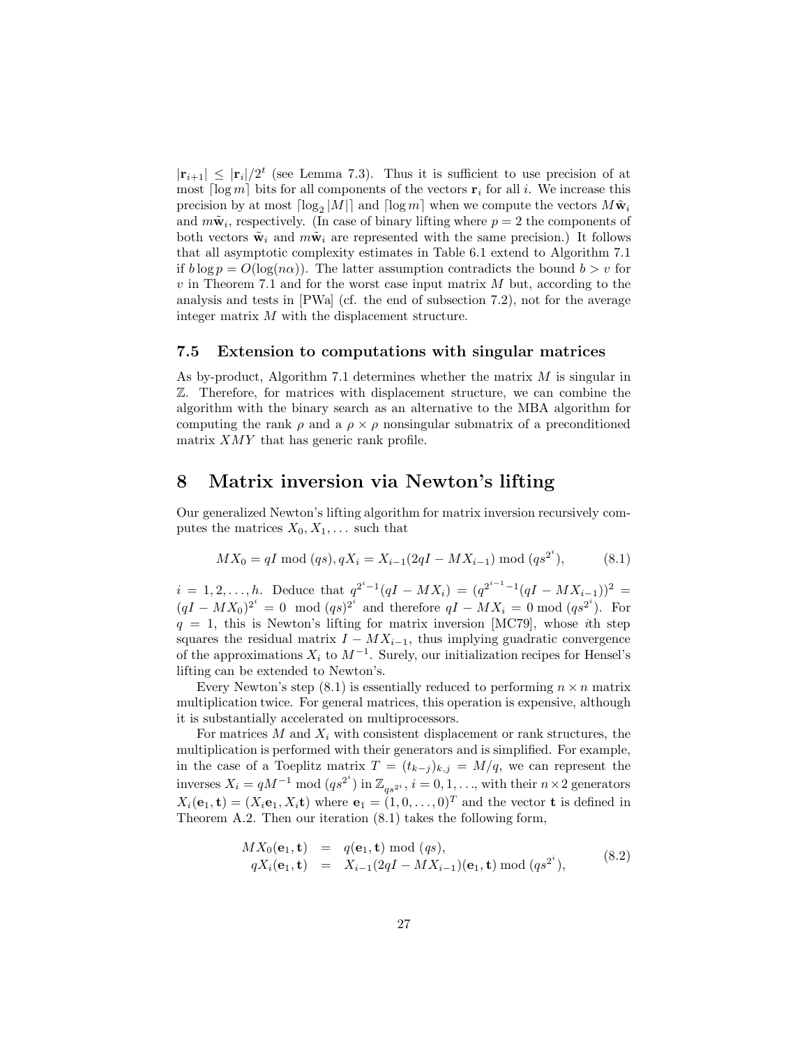$|\mathbf{r}_{i+1}| \leq |\mathbf{r}_i|/2^t$ (see Lemma 7.3). Thus it is sufficient to use precision of at most $\lceil \log m \rceil$ bits for all components of the vectors $\mathbf{r}_i$ for all $i$. We increase this precision by at most $\lceil \log_2 |M| \rceil$ and $\lceil \log m \rceil$ when we compute the vectors $M\tilde{\mathbf{w}}_i$ and $m\tilde{\mathbf{w}}_i$, respectively. (In case of binary lifting where $p = 2$ the components of both vectors $\tilde{\mathbf{w}}_i$ and $m\tilde{\mathbf{w}}_i$ are represented with the same precision.) It follows that all asymptotic complexity estimates in Table 6.1 extend to Algorithm 7.1 if $b \log p = O(\log(n\alpha))$. The latter assumption contradicts the bound $b > v$ for $v$ in Theorem 7.1 and for the worst case input matrix $M$ but, according to the analysis and tests in [PWa] (cf. the end of subsection 7.2), not for the average integer matrix $M$ with the displacement structure.

### 7.5 Extension to computations with singular matrices

As by-product, Algorithm 7.1 determines whether the matrix $M$ is singular in $\mathbb{Z}$. Therefore, for matrices with displacement structure, we can combine the algorithm with the binary search as an alternative to the MBA algorithm for computing the rank $\rho$ and a $\rho \times \rho$ nonsingular submatrix of a preconditioned matrix $XMY$ that has generic rank profile.

## 8 Matrix inversion via Newton's lifting

Our generalized Newton's lifting algorithm for matrix inversion recursively computes the matrices $X_0, X_1, \dots$ such that

$$MX_0 = qI \bmod (qs), qX_i = X_{i-1}(2qI - MX_{i-1}) \bmod (qs^{2^i}), \tag{8.1}$$

$i = 1, 2, \dots, h$. Deduce that $q^{2^i-1}(qI - MX_i) = (q^{2^{i-1}-1}(qI - MX_{i-1}))^2 = (qI - MX_0)^{2^i} = 0 \mod (qs)^{2^i}$ and therefore $qI - MX_i = 0 \bmod (qs^{2^i})$. For $q = 1$, this is Newton's lifting for matrix inversion [MC79], whose $i$th step squares the residual matrix $I - MX_{i-1}$, thus implying guadratic convergence of the approximations $X_i$ to $M^{-1}$. Surely, our initialization recipes for Hensel's lifting can be extended to Newton's.

Every Newton's step (8.1) is essentially reduced to performing $n \times n$ matrix multiplication twice. For general matrices, this operation is expensive, although it is substantially accelerated on multiprocessors.

For matrices $M$ and $X_i$ with consistent displacement or rank structures, the multiplication is performed with their generators and is simplified. For example, in the case of a Toeplitz matrix $T = (t_{k-j})_{k,j} = M/q$, we can represent the inverses $X_i = qM^{-1} \bmod (qs^{2^i})$ in $\mathbb{Z}_{qs^{2^i}}$, $i = 0, 1, \dots$, with their $n \times 2$ generators $X_i(\mathbf{e}_1, \mathbf{t}) = (X_i\mathbf{e}_1, X_i\mathbf{t})$ where $\mathbf{e}_1 = (1, 0, \dots, 0)^T$ and the vector $\mathbf{t}$ is defined in Theorem A.2. Then our iteration (8.1) takes the following form,

$$\begin{aligned} MX_0(\mathbf{e}_1, \mathbf{t}) &= q(\mathbf{e}_1, \mathbf{t}) \bmod (qs), \\ qX_i(\mathbf{e}_1, \mathbf{t}) &= X_{i-1}(2qI - MX_{i-1})(\mathbf{e}_1, \mathbf{t}) \bmod (qs^{2^i}), \end{aligned} \tag{8.2}$$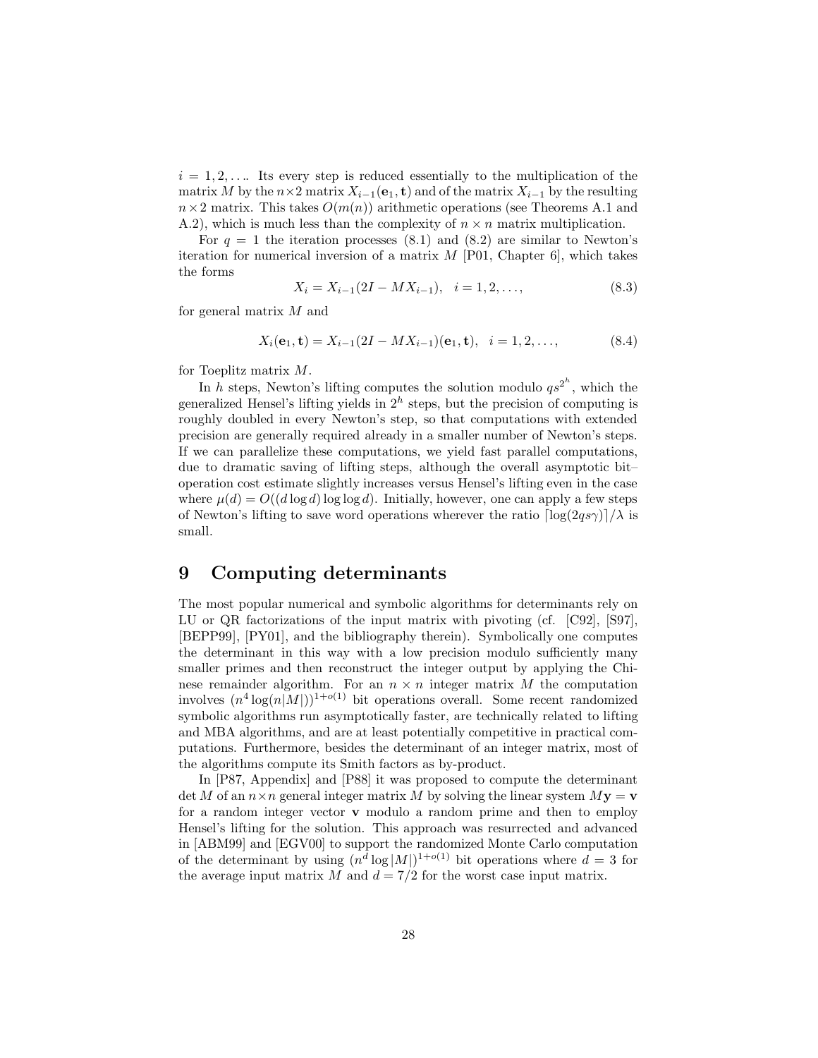$i = 1, 2, \ldots$. Its every step is reduced essentially to the multiplication of the matrix $M$ by the $n \times 2$ matrix $X_{i-1}(\mathbf{e}_1, \mathbf{t})$ and of the matrix $X_{i-1}$ by the resulting $n \times 2$ matrix. This takes $O(m(n))$ arithmetic operations (see Theorems A.1 and A.2), which is much less than the complexity of $n \times n$ matrix multiplication.

For $q = 1$ the iteration processes (8.1) and (8.2) are similar to Newton's iteration for numerical inversion of a matrix $M$ [P01, Chapter 6], which takes the forms

$$X_i = X_{i-1}(2I - MX_{i-1}), \quad i = 1, 2, \ldots, \tag{8.3}$$

for general matrix $M$ and

$$X_i(\mathbf{e}_1, \mathbf{t}) = X_{i-1}(2I - MX_{i-1})(\mathbf{e}_1, \mathbf{t}), \quad i = 1, 2, \ldots, \tag{8.4}$$

for Toeplitz matrix $M$.

In $h$ steps, Newton's lifting computes the solution modulo $qs^{2^h}$, which the generalized Hensel's lifting yields in $2^h$ steps, but the precision of computing is roughly doubled in every Newton's step, so that computations with extended precision are generally required already in a smaller number of Newton's steps. If we can parallelize these computations, we yield fast parallel computations, due to dramatic saving of lifting steps, although the overall asymptotic bit–operation cost estimate slightly increases versus Hensel's lifting even in the case where $\mu(d) = O((d \log d) \log \log d)$. Initially, however, one can apply a few steps of Newton's lifting to save word operations wherever the ratio $\lceil \log(2qs\gamma) \rceil / \lambda$ is small.

# 9 Computing determinants

The most popular numerical and symbolic algorithms for determinants rely on LU or QR factorizations of the input matrix with pivoting (cf. [C92], [S97], [BEPP99], [PY01], and the bibliography therein). Symbolically one computes the determinant in this way with a low precision modulo sufficiently many smaller primes and then reconstruct the integer output by applying the Chinese remainder algorithm. For an $n \times n$ integer matrix $M$ the computation involves $(n^4 \log(n|M|))^{1+o(1)}$ bit operations overall. Some recent randomized symbolic algorithms run asymptotically faster, are technically related to lifting and MBA algorithms, and are at least potentially competitive in practical computations. Furthermore, besides the determinant of an integer matrix, most of the algorithms compute its Smith factors as by-product.

In [P87, Appendix] and [P88] it was proposed to compute the determinant $\det M$ of an $n \times n$ general integer matrix $M$ by solving the linear system $M\mathbf{y} = \mathbf{v}$ for a random integer vector $\mathbf{v}$ modulo a random prime and then to employ Hensel's lifting for the solution. This approach was resurrected and advanced in [ABM99] and [EGV00] to support the randomized Monte Carlo computation of the determinant by using $(n^d \log |M|)^{1+o(1)}$ bit operations where $d = 3$ for the average input matrix $M$ and $d = 7/2$ for the worst case input matrix.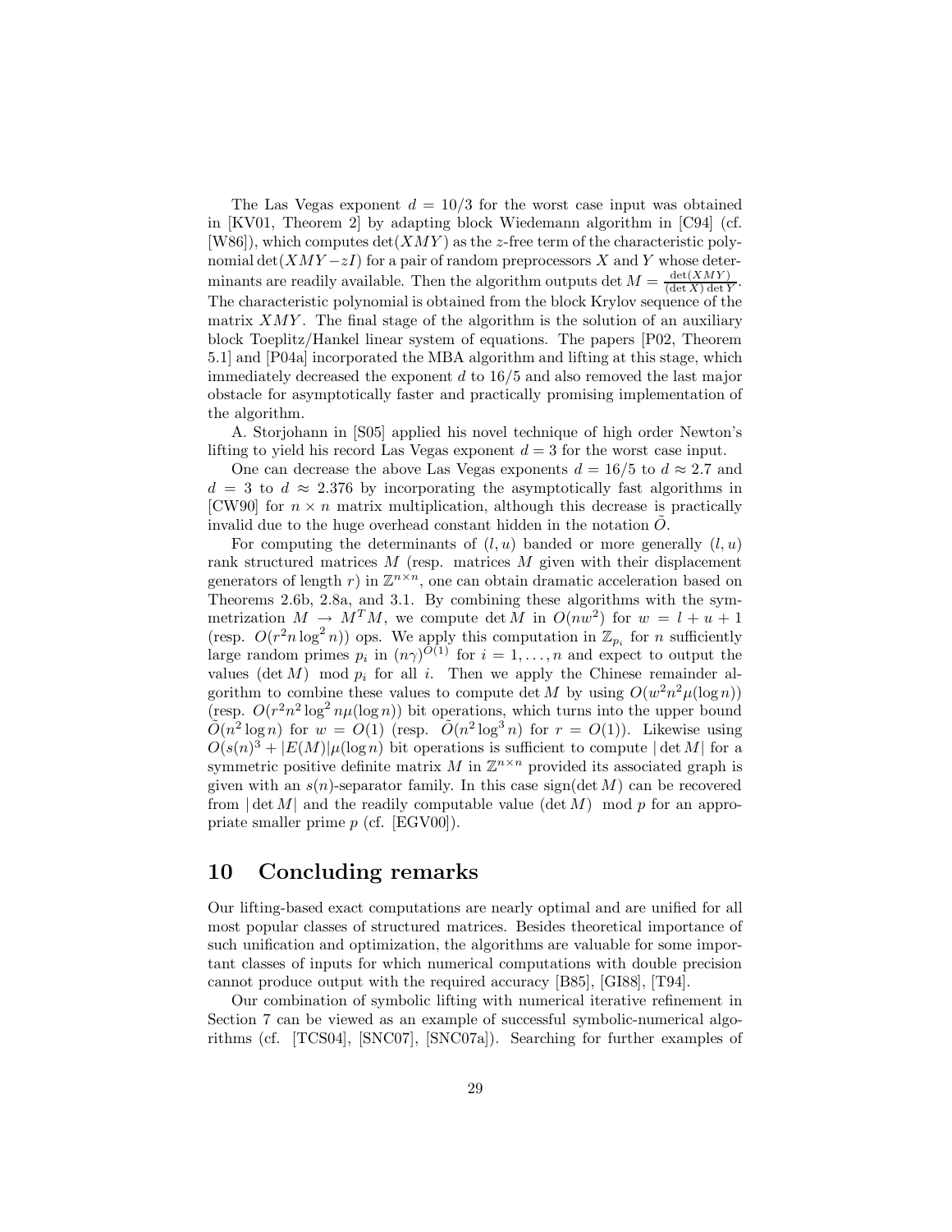The Las Vegas exponent $d = 10/3$ for the worst case input was obtained in [KV01, Theorem 2] by adapting block Wiedemann algorithm in [C94] (cf. [W86]), which computes $\det(XMY)$ as the $z$-free term of the characteristic polynomial $\det(XMY - zI)$ for a pair of random preprocessors $X$ and $Y$ whose determinants are readily available. Then the algorithm outputs $\det M = \frac{\det(XMY)}{(\det X)\det Y}$. The characteristic polynomial is obtained from the block Krylov sequence of the matrix $XMY$. The final stage of the algorithm is the solution of an auxiliary block Toeplitz/Hankel linear system of equations. The papers [P02, Theorem 5.1] and [P04a] incorporated the MBA algorithm and lifting at this stage, which immediately decreased the exponent $d$ to 16/5 and also removed the last major obstacle for asymptotically faster and practically promising implementation of the algorithm.

A. Storjohann in [S05] applied his novel technique of high order Newton's lifting to yield his record Las Vegas exponent $d = 3$ for the worst case input.

One can decrease the above Las Vegas exponents $d = 16/5$ to $d \approx 2.7$ and $d = 3$ to $d \approx 2.376$ by incorporating the asymptotically fast algorithms in [CW90] for $n \times n$ matrix multiplication, although this decrease is practically invalid due to the huge overhead constant hidden in the notation $\tilde{O}$.

For computing the determinants of $(l, u)$ banded or more generally $(l, u)$ rank structured matrices $M$ (resp. matrices $M$ given with their displacement generators of length $r$) in $\mathbb{Z}^{n \times n}$, one can obtain dramatic acceleration based on Theorems 2.6b, 2.8a, and 3.1. By combining these algorithms with the symmetrization $M \to M^T M$, we compute $\det M$ in $O(nw^2)$ for $w = l + u + 1$ (resp. $O(r^2 n \log^2 n)$) ops. We apply this computation in $\mathbb{Z}_{p_i}$ for $n$ sufficiently large random primes $p_i$ in $(n\gamma)^{O(1)}$ for $i = 1, \ldots, n$ and expect to output the values $(\det M) \mod p_i$ for all $i$. Then we apply the Chinese remainder algorithm to combine these values to compute $\det M$ by using $O(w^2 n^2 \mu(\log n))$ (resp. $O(r^2 n^2 \log^2 n \mu(\log n))$ bit operations, which turns into the upper bound $\tilde{O}(n^2 \log n)$ for $w = O(1)$ (resp. $\tilde{O}(n^2 \log^3 n)$ for $r = O(1)$). Likewise using $O(s(n)^3 + |E(M)|\mu(\log n)$ bit operations is sufficient to compute $|\det M|$ for a symmetric positive definite matrix $M$ in $\mathbb{Z}^{n \times n}$ provided its associated graph is given with an $s(n)$-separator family. In this case $\text{sign}(\det M)$ can be recovered from $|\det M|$ and the readily computable value $(\det M) \mod p$ for an appropriate smaller prime $p$ (cf. [EGV00]).

# 10 Concluding remarks

Our lifting-based exact computations are nearly optimal and are unified for all most popular classes of structured matrices. Besides theoretical importance of such unification and optimization, the algorithms are valuable for some important classes of inputs for which numerical computations with double precision cannot produce output with the required accuracy [B85], [GI88], [T94].

Our combination of symbolic lifting with numerical iterative refinement in Section 7 can be viewed as an example of successful symbolic-numerical algorithms (cf. [TCS04], [SNC07], [SNC07a]). Searching for further examples of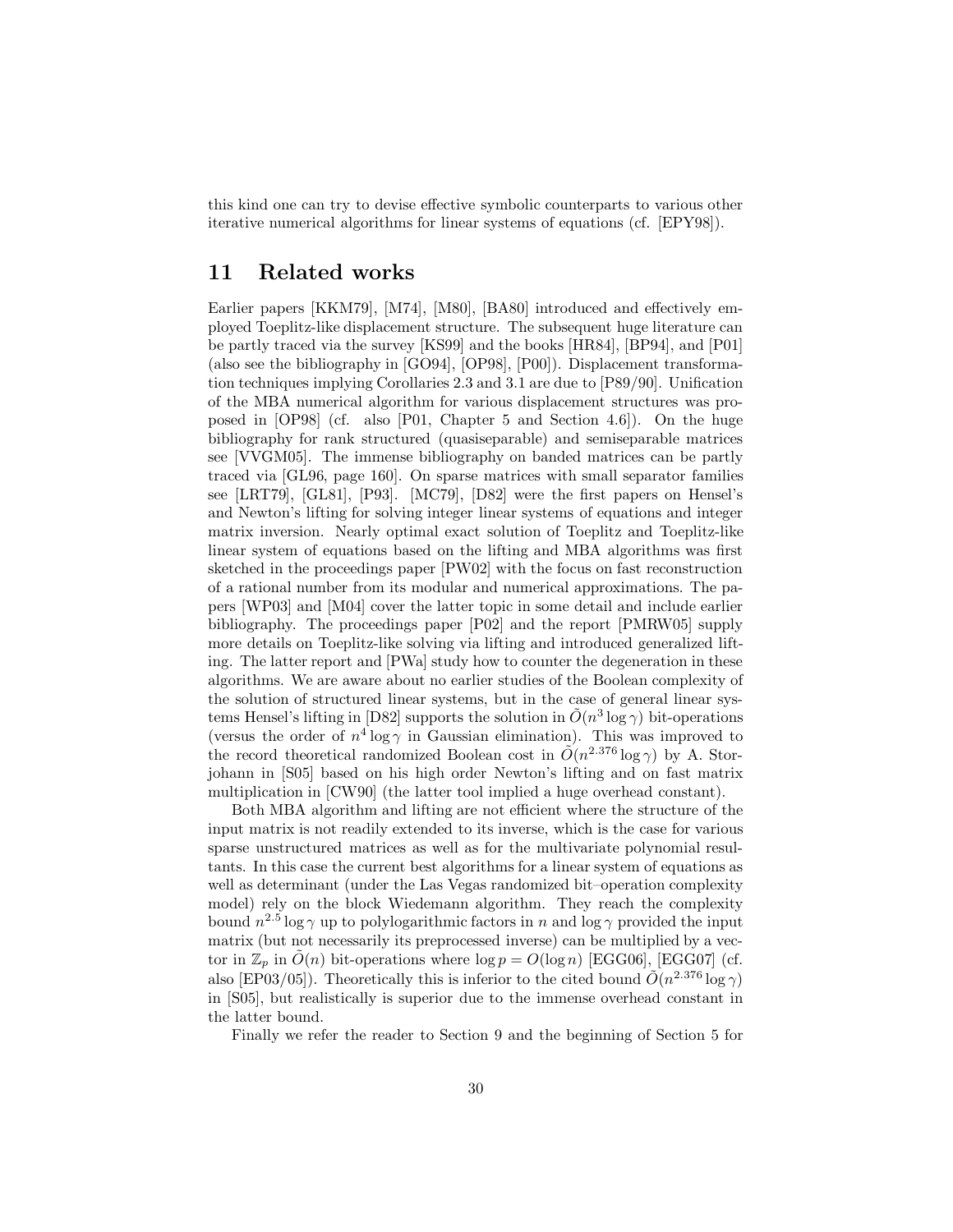this kind one can try to devise effective symbolic counterparts to various other iterative numerical algorithms for linear systems of equations (cf. [EPY98]).

## 11 Related works

Earlier papers [KKM79], [M74], [M80], [BA80] introduced and effectively employed Toeplitz-like displacement structure. The subsequent huge literature can be partly traced via the survey [KS99] and the books [HR84], [BP94], and [P01] (also see the bibliography in [GO94], [OP98], [P00]). Displacement transformation techniques implying Corollaries 2.3 and 3.1 are due to [P89/90]. Unification of the MBA numerical algorithm for various displacement structures was proposed in [OP98] (cf. also [P01, Chapter 5 and Section 4.6]). On the huge bibliography for rank structured (quasiseparable) and semiseparable matrices see [VVGM05]. The immense bibliography on banded matrices can be partly traced via [GL96, page 160]. On sparse matrices with small separator families see [LRT79], [GL81], [P93]. [MC79], [D82] were the first papers on Hensel's and Newton's lifting for solving integer linear systems of equations and integer matrix inversion. Nearly optimal exact solution of Toeplitz and Toeplitz-like linear system of equations based on the lifting and MBA algorithms was first sketched in the proceedings paper [PW02] with the focus on fast reconstruction of a rational number from its modular and numerical approximations. The papers [WP03] and [M04] cover the latter topic in some detail and include earlier bibliography. The proceedings paper [P02] and the report [PMRW05] supply more details on Toeplitz-like solving via lifting and introduced generalized lifting. The latter report and [PWa] study how to counter the degeneration in these algorithms. We are aware about no earlier studies of the Boolean complexity of the solution of structured linear systems, but in the case of general linear systems Hensel's lifting in [D82] supports the solution in $\tilde{O}(n^3 \log \gamma)$ bit-operations (versus the order of $n^4 \log \gamma$ in Gaussian elimination). This was improved to the record theoretical randomized Boolean cost in $\tilde{O}(n^{2.376} \log \gamma)$ by A. Storjohann in [S05] based on his high order Newton's lifting and on fast matrix multiplication in [CW90] (the latter tool implied a huge overhead constant).

Both MBA algorithm and lifting are not efficient where the structure of the input matrix is not readily extended to its inverse, which is the case for various sparse unstructured matrices as well as for the multivariate polynomial resultants. In this case the current best algorithms for a linear system of equations as well as determinant (under the Las Vegas randomized bit–operation complexity model) rely on the block Wiedemann algorithm. They reach the complexity bound $n^{2.5} \log \gamma$ up to polylogarithmic factors in $n$ and $\log \gamma$ provided the input matrix (but not necessarily its preprocessed inverse) can be multiplied by a vector in $\mathbb{Z}_p$ in $\tilde{O}(n)$ bit-operations where $\log p = O(\log n)$ [EGG06], [EGG07] (cf. also [EP03/05]). Theoretically this is inferior to the cited bound $\tilde{O}(n^{2.376} \log \gamma)$ in [S05], but realistically is superior due to the immense overhead constant in the latter bound.

Finally we refer the reader to Section 9 and the beginning of Section 5 for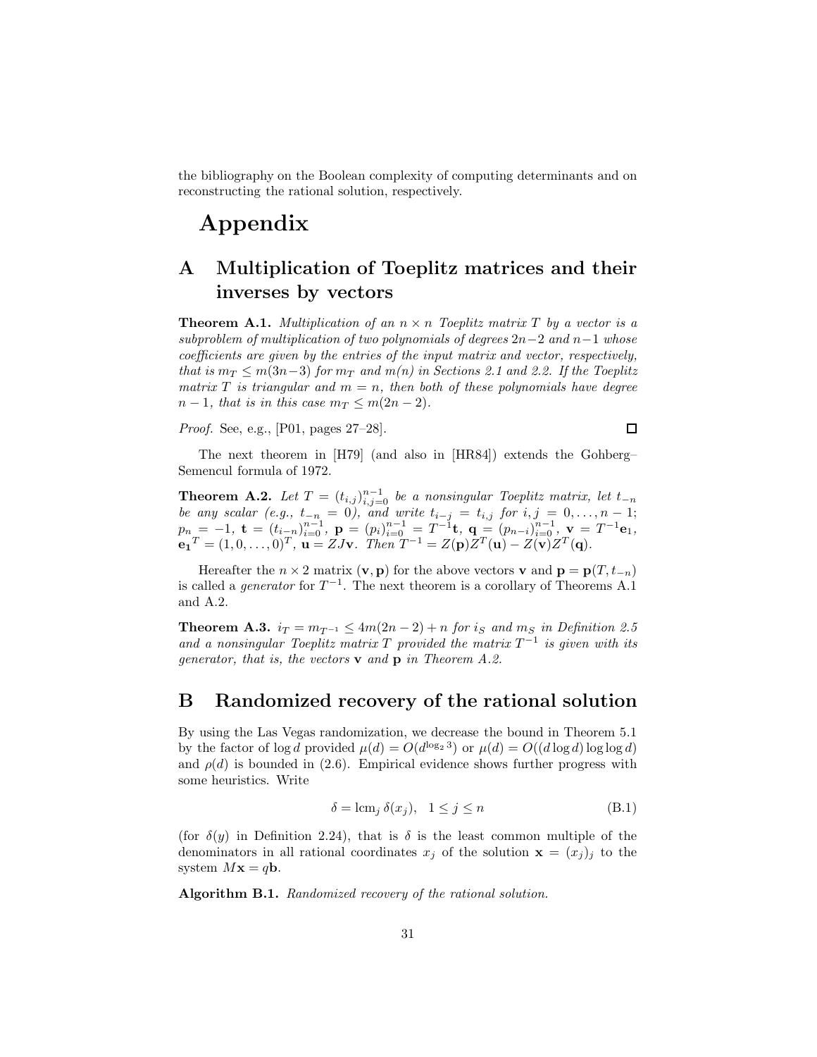the bibliography on the Boolean complexity of computing determinants and on reconstructing the rational solution, respectively.

# Appendix

## A Multiplication of Toeplitz matrices and their inverses by vectors

**Theorem A.1.** *Multiplication of an $n \times n$ Toeplitz matrix $T$ by a vector is a subproblem of multiplication of two polynomials of degrees $2n-2$ and $n-1$ whose coefficients are given by the entries of the input matrix and vector, respectively, that is $m_T \leq m(3n-3)$ for $m_T$ and $m(n)$ in Sections 2.1 and 2.2. If the Toeplitz matrix $T$ is triangular and $m = n$, then both of these polynomials have degree $n-1$, that is in this case $m_T \leq m(2n-2)$.*

*Proof.* See, e.g., [P01, pages 27–28]. □

The next theorem in [H79] (and also in [HR84]) extends the Gohberg–Semencul formula of 1972.

**Theorem A.2.** *Let $T = (t_{i,j})_{i,j=0}^{n-1}$ be a nonsingular Toeplitz matrix, let $t_{-n}$ be any scalar (e.g., $t_{-n} = 0$), and write $t_{i-j} = t_{i,j}$ for $i, j = 0, \ldots, n-1$; $p_n = -1$, $\mathbf{t} = (t_{i-n})_{i=0}^{n-1}$, $\mathbf{p} = (p_i)_{i=0}^{n-1} = T^{-1}\mathbf{t}$, $\mathbf{q} = (p_{n-i})_{i=0}^{n-1}$, $\mathbf{v} = T^{-1}\mathbf{e}_1$, $\mathbf{e_1}^T = (1, 0, \ldots, 0)^T$, $\mathbf{u} = ZJ\mathbf{v}$. Then $T^{-1} = Z(\mathbf{p})Z^T(\mathbf{u}) - Z(\mathbf{v})Z^T(\mathbf{q})$.*

Hereafter the $n \times 2$ matrix $(\mathbf{v}, \mathbf{p})$ for the above vectors $\mathbf{v}$ and $\mathbf{p} = \mathbf{p}(T, t_{-n})$ is called a *generator* for $T^{-1}$. The next theorem is a corollary of Theorems A.1 and A.2.

**Theorem A.3.** *$i_T = m_{T^{-1}} \leq 4m(2n-2) + n$ for $i_S$ and $m_S$ in Definition 2.5 and a nonsingular Toeplitz matrix $T$ provided the matrix $T^{-1}$ is given with its generator, that is, the vectors $\mathbf{v}$ and $\mathbf{p}$ in Theorem A.2.*

## B Randomized recovery of the rational solution

By using the Las Vegas randomization, we decrease the bound in Theorem 5.1 by the factor of $\log d$ provided $\mu(d) = O(d^{\log_2 3})$ or $\mu(d) = O((d \log d) \log \log d)$ and $\rho(d)$ is bounded in (2.6). Empirical evidence shows further progress with some heuristics. Write

$$\delta = \operatorname{lcm}_j \delta(x_j), \quad 1 \leq j \leq n \tag{B.1}$$

(for $\delta(y)$ in Definition 2.24), that is $\delta$ is the least common multiple of the denominators in all rational coordinates $x_j$ of the solution $\mathbf{x} = (x_j)_j$ to the system $M\mathbf{x} = q\mathbf{b}$.

**Algorithm B.1.** *Randomized recovery of the rational solution.*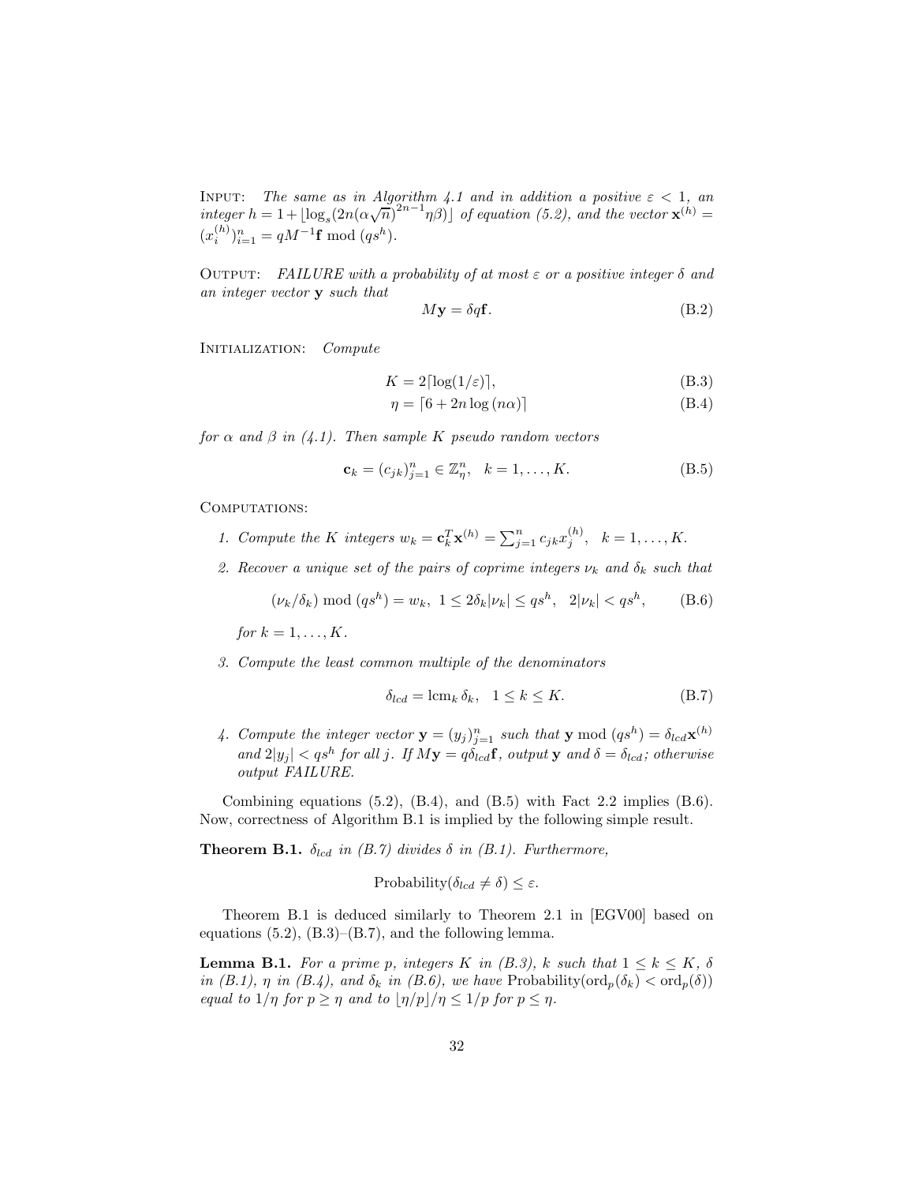INPUT: *The same as in Algorithm 4.1 and in addition a positive $\varepsilon < 1$, an integer $h = 1 + \lfloor \log_s(2n(\alpha\sqrt{n})^{2n-1}\eta\beta) \rfloor$ of equation (5.2), and the vector $\mathbf{x}^{(h)} = (x_i^{(h)})_{i=1}^n = qM^{-1}\mathbf{f} \bmod (qs^h)$.*

OUTPUT: *FAILURE with a probability of at most $\varepsilon$ or a positive integer $\delta$ and an integer vector $\mathbf{y}$ such that*

$$M\mathbf{y} = \delta q \mathbf{f}. \tag{B.2}$$

INITIALIZATION: *Compute*

$$K = 2\lceil \log(1/\varepsilon) \rceil, \tag{B.3}$$

$$\eta = \lceil 6 + 2n \log(n\alpha) \rceil \tag{B.4}$$

*for $\alpha$ and $\beta$ in (4.1). Then sample $K$ pseudo random vectors*

$$\mathbf{c}_k = (c_{jk})_{j=1}^n \in \mathbb{Z}_\eta^n, \quad k = 1, \ldots, K. \tag{B.5}$$

COMPUTATIONS:

1. *Compute the $K$ integers $w_k = \mathbf{c}_k^T \mathbf{x}^{(h)} = \sum_{j=1}^n c_{jk} x_j^{(h)}$, $\quad k = 1, \ldots, K$.*

2. *Recover a unique set of the pairs of coprime integers $\nu_k$ and $\delta_k$ such that*

$$(\nu_k/\delta_k) \bmod (qs^h) = w_k, \ \ 1 \leq 2\delta_k|\nu_k| \leq qs^h, \ \ 2|\nu_k| < qs^h, \tag{B.6}$$

   *for $k = 1, \ldots, K$.*

3. *Compute the least common multiple of the denominators*

$$\delta_{lcd} = \mathrm{lcm}_k\, \delta_k, \quad 1 \leq k \leq K. \tag{B.7}$$

4. *Compute the integer vector $\mathbf{y} = (y_j)_{j=1}^n$ such that $\mathbf{y} \bmod (qs^h) = \delta_{lcd}\mathbf{x}^{(h)}$ and $2|y_j| < qs^h$ for all $j$. If $M\mathbf{y} = q\delta_{lcd}\mathbf{f}$, output $\mathbf{y}$ and $\delta = \delta_{lcd}$; otherwise output FAILURE.*

Combining equations (5.2), (B.4), and (B.5) with Fact 2.2 implies (B.6). Now, correctness of Algorithm B.1 is implied by the following simple result.

**Theorem B.1.** *$\delta_{lcd}$ in (B.7) divides $\delta$ in (B.1). Furthermore,*

$$\mathrm{Probability}(\delta_{lcd} \neq \delta) \leq \varepsilon.$$

Theorem B.1 is deduced similarly to Theorem 2.1 in [EGV00] based on equations (5.2), (B.3)–(B.7), and the following lemma.

**Lemma B.1.** *For a prime $p$, integers $K$ in (B.3), $k$ such that $1 \leq k \leq K$, $\delta$ in (B.1), $\eta$ in (B.4), and $\delta_k$ in (B.6), we have $\mathrm{Probability}(\mathrm{ord}_p(\delta_k) < \mathrm{ord}_p(\delta))$ equal to $1/\eta$ for $p \geq \eta$ and to $\lfloor \eta/p \rfloor/\eta \leq 1/p$ for $p \leq \eta$.*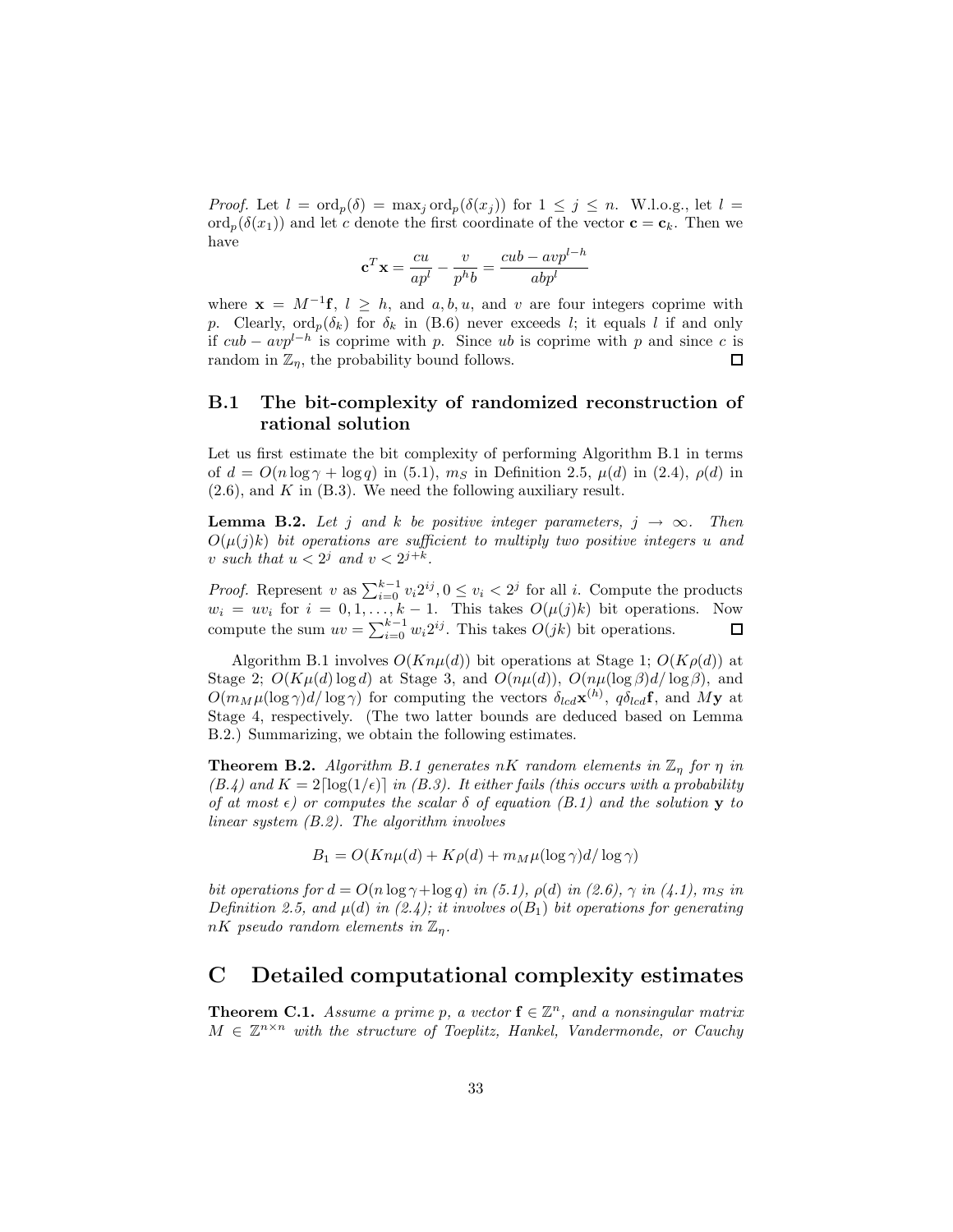*Proof.* Let $l = \operatorname{ord}_p(\delta) = \max_j \operatorname{ord}_p(\delta(x_j))$ for $1 \leq j \leq n$. W.l.o.g., let $l = \operatorname{ord}_p(\delta(x_1))$ and let $c$ denote the first coordinate of the vector $\mathbf{c} = \mathbf{c}_k$. Then we have

$$\mathbf{c}^T \mathbf{x} = \frac{cu}{ap^l} - \frac{v}{p^h b} = \frac{cub - avp^{l-h}}{abp^l}$$

where $\mathbf{x} = M^{-1}\mathbf{f}$, $l \geq h$, and $a, b, u$, and $v$ are four integers coprime with $p$. Clearly, $\operatorname{ord}_p(\delta_k)$ for $\delta_k$ in (B.6) never exceeds $l$; it equals $l$ if and only if $cub - avp^{l-h}$ is coprime with $p$. Since $ub$ is coprime with $p$ and since $c$ is random in $\mathbb{Z}_\eta$, the probability bound follows. □

## B.1 The bit-complexity of randomized reconstruction of rational solution

Let us first estimate the bit complexity of performing Algorithm B.1 in terms of $d = O(n \log \gamma + \log q)$ in (5.1), $m_S$ in Definition 2.5, $\mu(d)$ in (2.4), $\rho(d)$ in (2.6), and $K$ in (B.3). We need the following auxiliary result.

**Lemma B.2.** *Let $j$ and $k$ be positive integer parameters, $j \to \infty$. Then $O(\mu(j)k)$ bit operations are sufficient to multiply two positive integers $u$ and $v$ such that $u < 2^j$ and $v < 2^{j+k}$.*

*Proof.* Represent $v$ as $\sum_{i=0}^{k-1} v_i 2^{ij}, 0 \leq v_i < 2^j$ for all $i$. Compute the products $w_i = uv_i$ for $i = 0, 1, \ldots, k-1$. This takes $O(\mu(j)k)$ bit operations. Now compute the sum $uv = \sum_{i=0}^{k-1} w_i 2^{ij}$. This takes $O(jk)$ bit operations. □

Algorithm B.1 involves $O(Kn\mu(d))$ bit operations at Stage 1; $O(K\rho(d))$ at Stage 2; $O(K\mu(d)\log d)$ at Stage 3, and $O(n\mu(d))$, $O(n\mu(\log \beta)d/\log \beta)$, and $O(m_M \mu(\log \gamma)d/\log \gamma)$ for computing the vectors $\delta_{lcd}\mathbf{x}^{(h)}$, $q\delta_{lcd}\mathbf{f}$, and $M\mathbf{y}$ at Stage 4, respectively. (The two latter bounds are deduced based on Lemma B.2.) Summarizing, we obtain the following estimates.

**Theorem B.2.** *Algorithm B.1 generates $nK$ random elements in $\mathbb{Z}_\eta$ for $\eta$ in (B.4) and $K = 2\lceil \log(1/\epsilon) \rceil$ in (B.3). It either fails (this occurs with a probability of at most $\epsilon$) or computes the scalar $\delta$ of equation (B.1) and the solution $\mathbf{y}$ to linear system (B.2). The algorithm involves*

$$B_1 = O(Kn\mu(d) + K\rho(d) + m_M \mu(\log \gamma)d/\log \gamma)$$

*bit operations for $d = O(n \log \gamma + \log q)$ in (5.1), $\rho(d)$ in (2.6), $\gamma$ in (4.1), $m_S$ in Definition 2.5, and $\mu(d)$ in (2.4); it involves $o(B_1)$ bit operations for generating $nK$ pseudo random elements in $\mathbb{Z}_\eta$.*

# C Detailed computational complexity estimates

**Theorem C.1.** *Assume a prime $p$, a vector $\mathbf{f} \in \mathbb{Z}^n$, and a nonsingular matrix $M \in \mathbb{Z}^{n \times n}$ with the structure of Toeplitz, Hankel, Vandermonde, or Cauchy*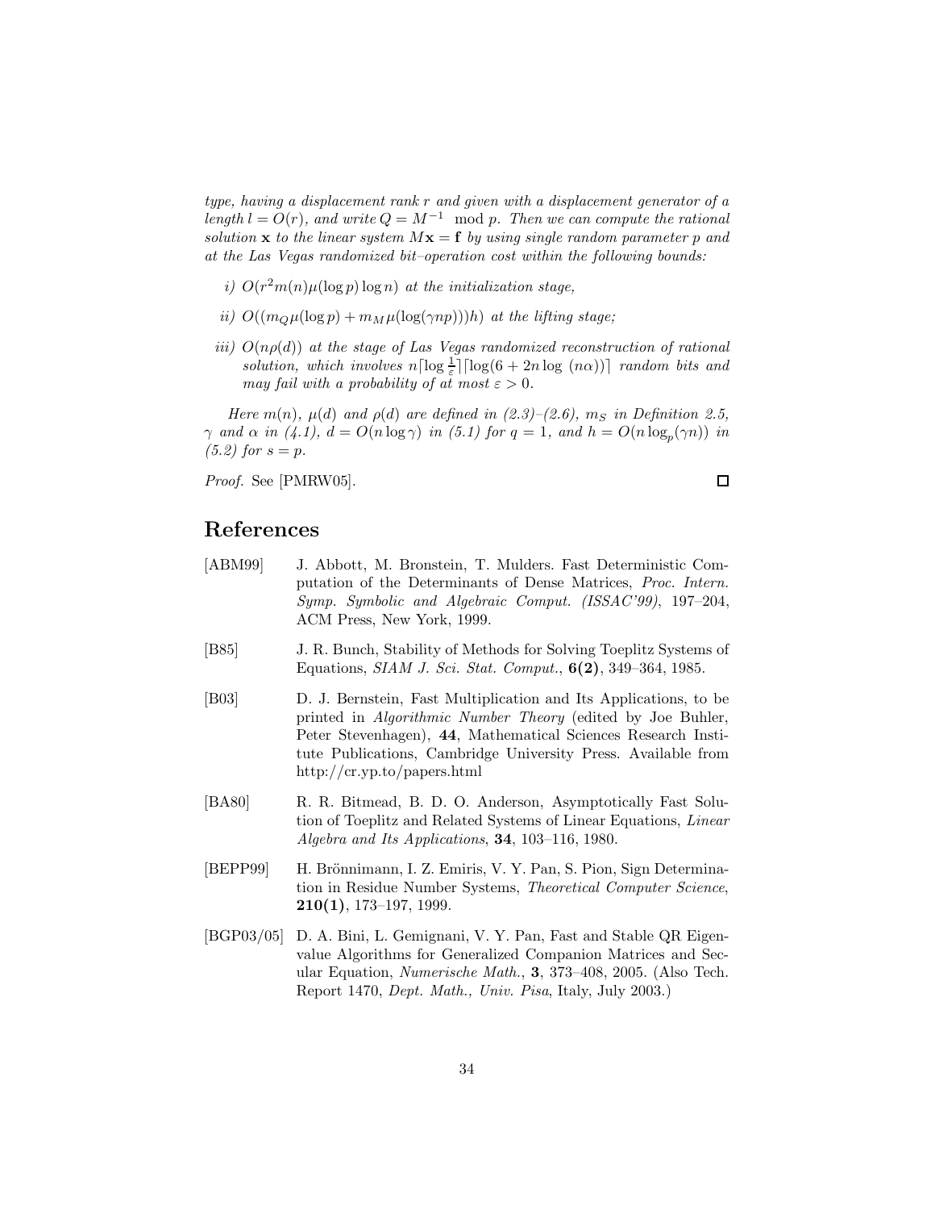*type, having a displacement rank $r$ and given with a displacement generator of a length $l = O(r)$, and write $Q = M^{-1} \mod p$. Then we can compute the rational solution $\mathbf{x}$ to the linear system $M\mathbf{x} = \mathbf{f}$ by using single random parameter $p$ and at the Las Vegas randomized bit–operation cost within the following bounds:*

*i)* $O(r^2 m(n)\mu(\log p)\log n)$ *at the initialization stage,*

*ii)* $O((m_Q\mu(\log p) + m_M\mu(\log(\gamma np)))h)$ *at the lifting stage;*

*iii)* $O(n\rho(d))$ *at the stage of Las Vegas randomized reconstruction of rational solution, which involves* $n\lceil \log \frac{1}{\varepsilon}\rceil\lceil \log(6 + 2n\log\,(n\alpha))\rceil$ *random bits and may fail with a probability of at most* $\varepsilon > 0$.

*Here $m(n)$, $\mu(d)$ and $\rho(d)$ are defined in (2.3)–(2.6), $m_S$ in Definition 2.5, $\gamma$ and $\alpha$ in (4.1), $d = O(n\log\gamma)$ in (5.1) for $q = 1$, and $h = O(n\log_p(\gamma n))$ in (5.2) for $s = p$.*

*Proof.* See [PMRW05]. □

# References

[ABM99] J. Abbott, M. Bronstein, T. Mulders. Fast Deterministic Computation of the Determinants of Dense Matrices, *Proc. Intern. Symp. Symbolic and Algebraic Comput. (ISSAC'99)*, 197–204, ACM Press, New York, 1999.

[B85] J. R. Bunch, Stability of Methods for Solving Toeplitz Systems of Equations, *SIAM J. Sci. Stat. Comput.*, **6(2)**, 349–364, 1985.

[B03] D. J. Bernstein, Fast Multiplication and Its Applications, to be printed in *Algorithmic Number Theory* (edited by Joe Buhler, Peter Stevenhagen), **44**, Mathematical Sciences Research Institute Publications, Cambridge University Press. Available from http://cr.yp.to/papers.html

[BA80] R. R. Bitmead, B. D. O. Anderson, Asymptotically Fast Solution of Toeplitz and Related Systems of Linear Equations, *Linear Algebra and Its Applications*, **34**, 103–116, 1980.

[BEPP99] H. Brönnimann, I. Z. Emiris, V. Y. Pan, S. Pion, Sign Determination in Residue Number Systems, *Theoretical Computer Science*, **210(1)**, 173–197, 1999.

[BGP03/05] D. A. Bini, L. Gemignani, V. Y. Pan, Fast and Stable QR Eigenvalue Algorithms for Generalized Companion Matrices and Secular Equation, *Numerische Math.*, **3**, 373–408, 2005. (Also Tech. Report 1470, *Dept. Math., Univ. Pisa*, Italy, July 2003.)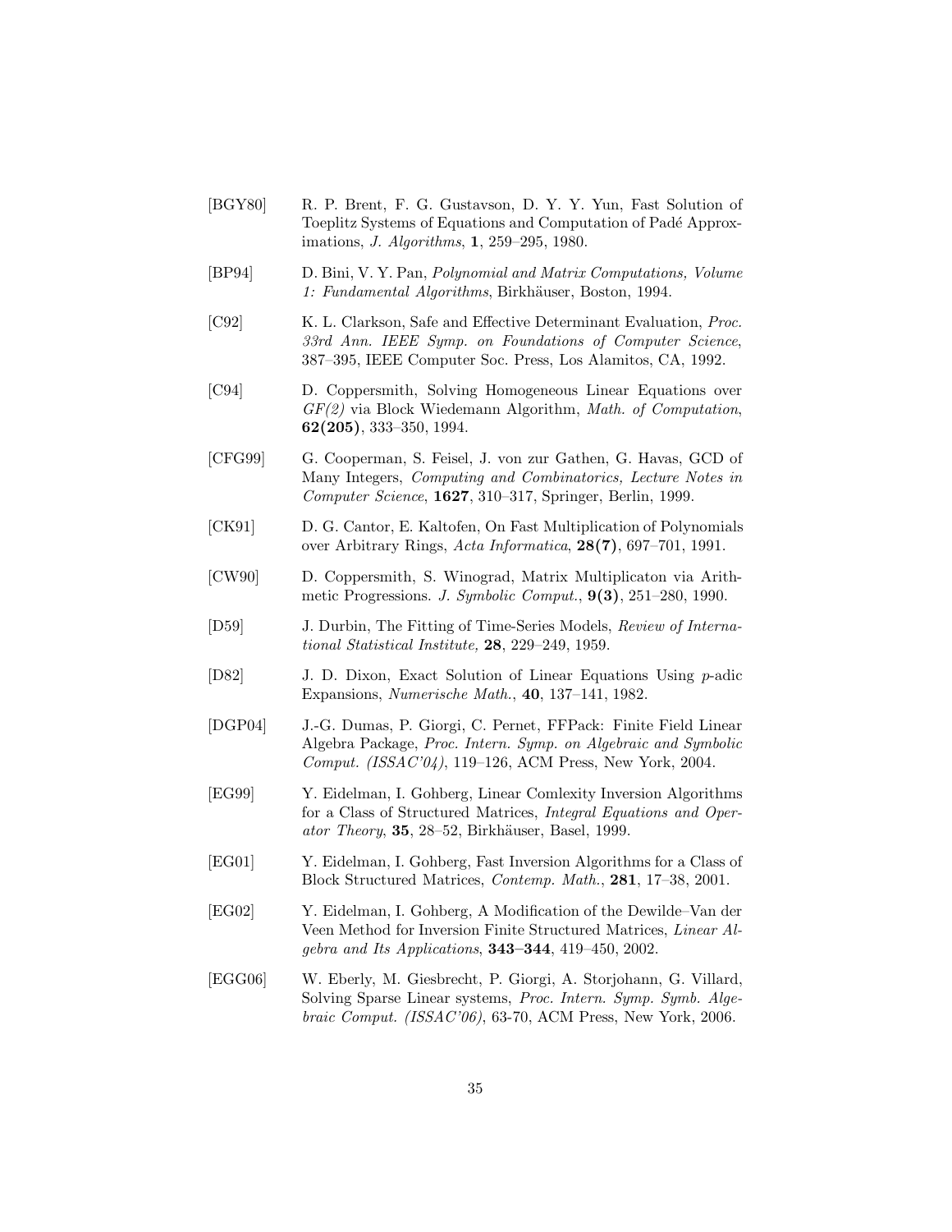[BGY80] R. P. Brent, F. G. Gustavson, D. Y. Y. Yun, Fast Solution of Toeplitz Systems of Equations and Computation of Padé Approximations, *J. Algorithms*, **1**, 259–295, 1980.

[BP94] D. Bini, V. Y. Pan, *Polynomial and Matrix Computations, Volume 1: Fundamental Algorithms*, Birkhäuser, Boston, 1994.

[C92] K. L. Clarkson, Safe and Effective Determinant Evaluation, *Proc. 33rd Ann. IEEE Symp. on Foundations of Computer Science*, 387–395, IEEE Computer Soc. Press, Los Alamitos, CA, 1992.

[C94] D. Coppersmith, Solving Homogeneous Linear Equations over *GF(2)* via Block Wiedemann Algorithm, *Math. of Computation*, **62(205)**, 333–350, 1994.

[CFG99] G. Cooperman, S. Feisel, J. von zur Gathen, G. Havas, GCD of Many Integers, *Computing and Combinatorics, Lecture Notes in Computer Science*, **1627**, 310–317, Springer, Berlin, 1999.

[CK91] D. G. Cantor, E. Kaltofen, On Fast Multiplication of Polynomials over Arbitrary Rings, *Acta Informatica*, **28(7)**, 697–701, 1991.

[CW90] D. Coppersmith, S. Winograd, Matrix Multiplicaton via Arithmetic Progressions. *J. Symbolic Comput.*, **9(3)**, 251–280, 1990.

[D59] J. Durbin, The Fitting of Time-Series Models, *Review of International Statistical Institute,* **28**, 229–249, 1959.

[D82] J. D. Dixon, Exact Solution of Linear Equations Using $p$-adic Expansions, *Numerische Math.*, **40**, 137–141, 1982.

[DGP04] J.-G. Dumas, P. Giorgi, C. Pernet, FFPack: Finite Field Linear Algebra Package, *Proc. Intern. Symp. on Algebraic and Symbolic Comput. (ISSAC'04)*, 119–126, ACM Press, New York, 2004.

[EG99] Y. Eidelman, I. Gohberg, Linear Comlexity Inversion Algorithms for a Class of Structured Matrices, *Integral Equations and Operator Theory*, **35**, 28–52, Birkhäuser, Basel, 1999.

[EG01] Y. Eidelman, I. Gohberg, Fast Inversion Algorithms for a Class of Block Structured Matrices, *Contemp. Math.*, **281**, 17–38, 2001.

[EG02] Y. Eidelman, I. Gohberg, A Modification of the Dewilde–Van der Veen Method for Inversion Finite Structured Matrices, *Linear Algebra and Its Applications*, **343–344**, 419–450, 2002.

[EGG06] W. Eberly, M. Giesbrecht, P. Giorgi, A. Storjohann, G. Villard, Solving Sparse Linear systems, *Proc. Intern. Symp. Symb. Algebraic Comput. (ISSAC'06)*, 63-70, ACM Press, New York, 2006.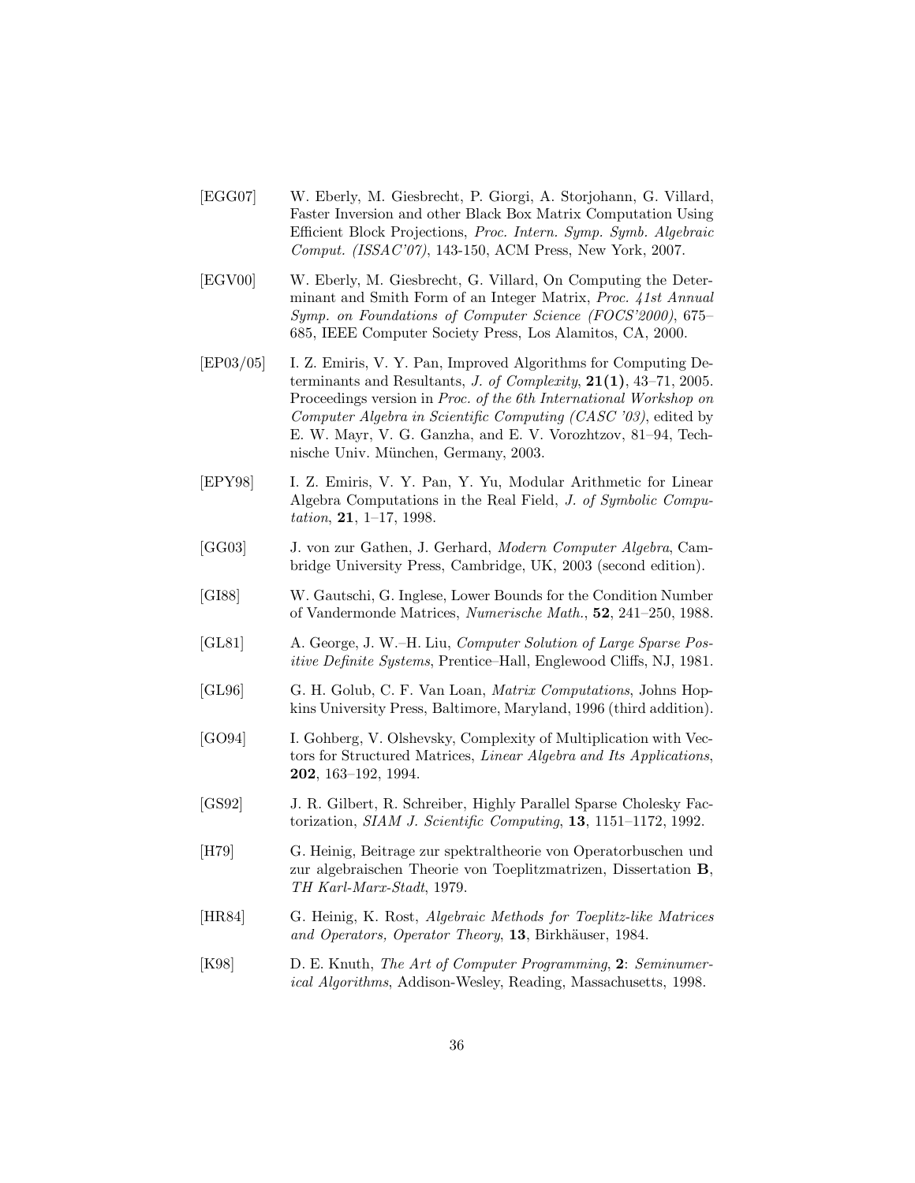[EGG07] W. Eberly, M. Giesbrecht, P. Giorgi, A. Storjohann, G. Villard, Faster Inversion and other Black Box Matrix Computation Using Efficient Block Projections, *Proc. Intern. Symp. Symb. Algebraic Comput. (ISSAC'07)*, 143-150, ACM Press, New York, 2007.

[EGV00] W. Eberly, M. Giesbrecht, G. Villard, On Computing the Determinant and Smith Form of an Integer Matrix, *Proc. 41st Annual Symp. on Foundations of Computer Science (FOCS'2000)*, 675–685, IEEE Computer Society Press, Los Alamitos, CA, 2000.

[EP03/05] I. Z. Emiris, V. Y. Pan, Improved Algorithms for Computing Determinants and Resultants, *J. of Complexity*, **21(1)**, 43–71, 2005. Proceedings version in *Proc. of the 6th International Workshop on Computer Algebra in Scientific Computing (CASC '03)*, edited by E. W. Mayr, V. G. Ganzha, and E. V. Vorozhtzov, 81–94, Technische Univ. München, Germany, 2003.

[EPY98] I. Z. Emiris, V. Y. Pan, Y. Yu, Modular Arithmetic for Linear Algebra Computations in the Real Field, *J. of Symbolic Computation*, **21**, 1–17, 1998.

[GG03] J. von zur Gathen, J. Gerhard, *Modern Computer Algebra*, Cambridge University Press, Cambridge, UK, 2003 (second edition).

[GI88] W. Gautschi, G. Inglese, Lower Bounds for the Condition Number of Vandermonde Matrices, *Numerische Math.*, **52**, 241–250, 1988.

[GL81] A. George, J. W.–H. Liu, *Computer Solution of Large Sparse Positive Definite Systems*, Prentice–Hall, Englewood Cliffs, NJ, 1981.

[GL96] G. H. Golub, C. F. Van Loan, *Matrix Computations*, Johns Hopkins University Press, Baltimore, Maryland, 1996 (third addition).

[GO94] I. Gohberg, V. Olshevsky, Complexity of Multiplication with Vectors for Structured Matrices, *Linear Algebra and Its Applications*, **202**, 163–192, 1994.

[GS92] J. R. Gilbert, R. Schreiber, Highly Parallel Sparse Cholesky Factorization, *SIAM J. Scientific Computing*, **13**, 1151–1172, 1992.

[H79] G. Heinig, Beitrage zur spektraltheorie von Operatorbuschen und zur algebraischen Theorie von Toeplitzmatrizen, Dissertation **B**, *TH Karl-Marx-Stadt*, 1979.

[HR84] G. Heinig, K. Rost, *Algebraic Methods for Toeplitz-like Matrices and Operators, Operator Theory*, **13**, Birkhäuser, 1984.

[K98] D. E. Knuth, *The Art of Computer Programming*, **2**: *Seminumerical Algorithms*, Addison-Wesley, Reading, Massachusetts, 1998.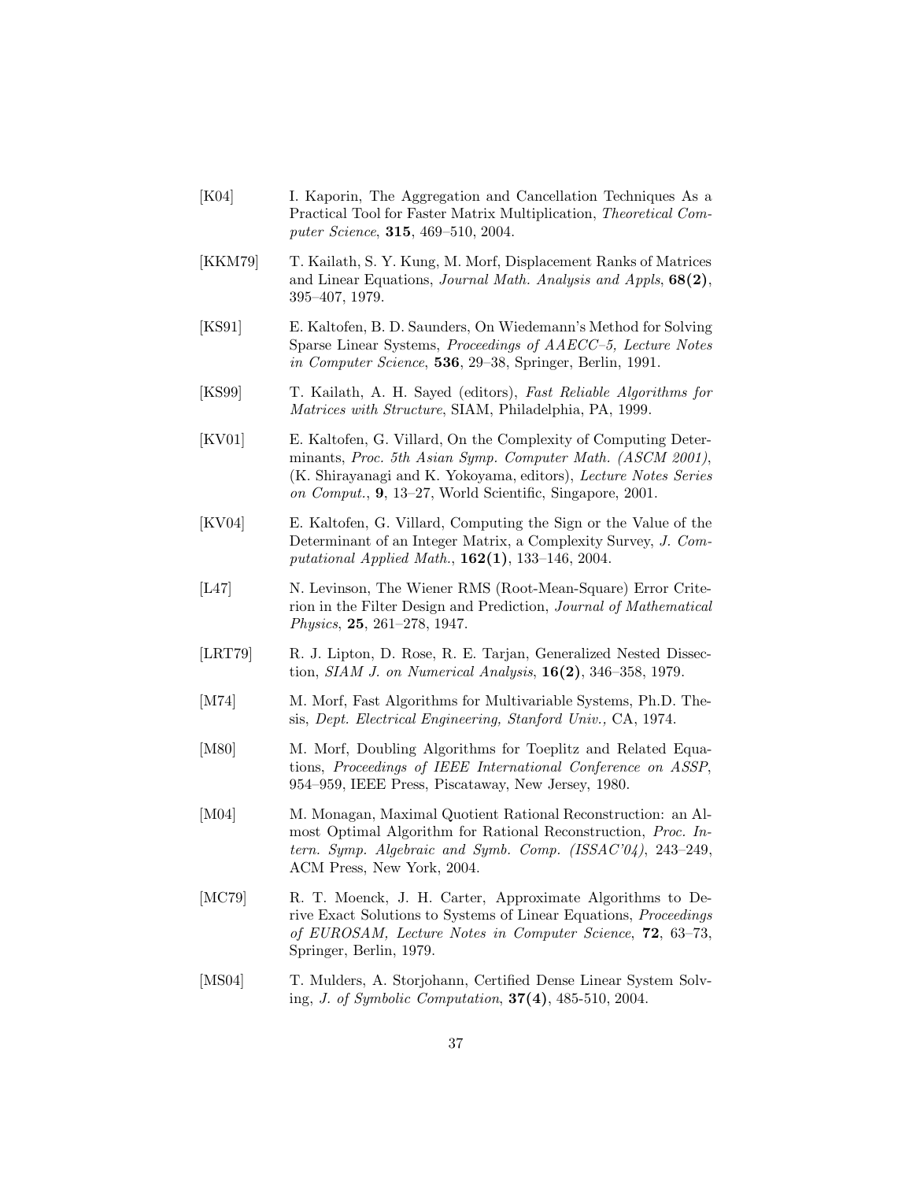[K04] I. Kaporin, The Aggregation and Cancellation Techniques As a Practical Tool for Faster Matrix Multiplication, *Theoretical Computer Science*, **315**, 469–510, 2004.

[KKM79] T. Kailath, S. Y. Kung, M. Morf, Displacement Ranks of Matrices and Linear Equations, *Journal Math. Analysis and Appls*, **68(2)**, 395–407, 1979.

[KS91] E. Kaltofen, B. D. Saunders, On Wiedemann's Method for Solving Sparse Linear Systems, *Proceedings of AAECC–5, Lecture Notes in Computer Science*, **536**, 29–38, Springer, Berlin, 1991.

[KS99] T. Kailath, A. H. Sayed (editors), *Fast Reliable Algorithms for Matrices with Structure*, SIAM, Philadelphia, PA, 1999.

[KV01] E. Kaltofen, G. Villard, On the Complexity of Computing Determinants, *Proc. 5th Asian Symp. Computer Math. (ASCM 2001)*, (K. Shirayanagi and K. Yokoyama, editors), *Lecture Notes Series on Comput.*, **9**, 13–27, World Scientific, Singapore, 2001.

[KV04] E. Kaltofen, G. Villard, Computing the Sign or the Value of the Determinant of an Integer Matrix, a Complexity Survey, *J. Computational Applied Math.*, **162(1)**, 133–146, 2004.

[L47] N. Levinson, The Wiener RMS (Root-Mean-Square) Error Criterion in the Filter Design and Prediction, *Journal of Mathematical Physics*, **25**, 261–278, 1947.

[LRT79] R. J. Lipton, D. Rose, R. E. Tarjan, Generalized Nested Dissection, *SIAM J. on Numerical Analysis*, **16(2)**, 346–358, 1979.

[M74] M. Morf, Fast Algorithms for Multivariable Systems, Ph.D. Thesis, *Dept. Electrical Engineering, Stanford Univ.,* CA, 1974.

[M80] M. Morf, Doubling Algorithms for Toeplitz and Related Equations, *Proceedings of IEEE International Conference on ASSP*, 954–959, IEEE Press, Piscataway, New Jersey, 1980.

[M04] M. Monagan, Maximal Quotient Rational Reconstruction: an Almost Optimal Algorithm for Rational Reconstruction, *Proc. Intern. Symp. Algebraic and Symb. Comp. (ISSAC'04)*, 243–249, ACM Press, New York, 2004.

[MC79] R. T. Moenck, J. H. Carter, Approximate Algorithms to Derive Exact Solutions to Systems of Linear Equations, *Proceedings of EUROSAM, Lecture Notes in Computer Science*, **72**, 63–73, Springer, Berlin, 1979.

[MS04] T. Mulders, A. Storjohann, Certified Dense Linear System Solving, *J. of Symbolic Computation*, **37(4)**, 485-510, 2004.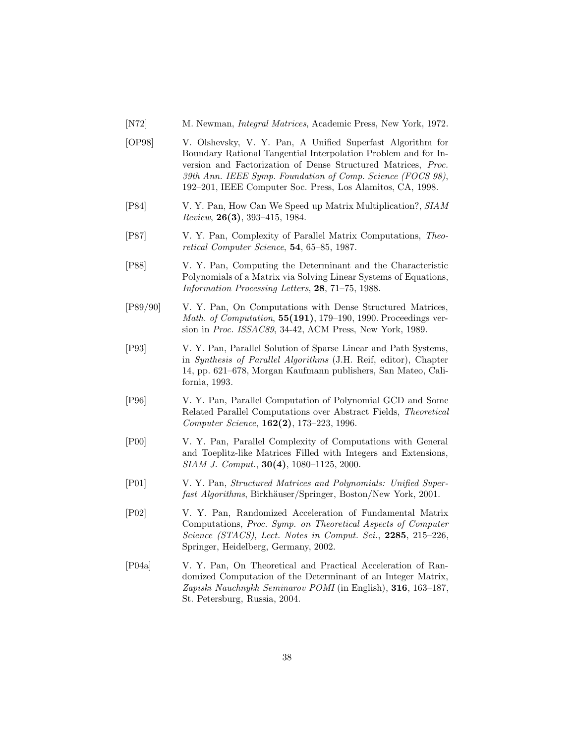[N72] M. Newman, *Integral Matrices*, Academic Press, New York, 1972.

[OP98] V. Olshevsky, V. Y. Pan, A Unified Superfast Algorithm for Boundary Rational Tangential Interpolation Problem and for Inversion and Factorization of Dense Structured Matrices, *Proc. 39th Ann. IEEE Symp. Foundation of Comp. Science (FOCS 98)*, 192–201, IEEE Computer Soc. Press, Los Alamitos, CA, 1998.

[P84] V. Y. Pan, How Can We Speed up Matrix Multiplication?, *SIAM Review*, **26(3)**, 393–415, 1984.

[P87] V. Y. Pan, Complexity of Parallel Matrix Computations, *Theoretical Computer Science*, **54**, 65–85, 1987.

[P88] V. Y. Pan, Computing the Determinant and the Characteristic Polynomials of a Matrix via Solving Linear Systems of Equations, *Information Processing Letters*, **28**, 71–75, 1988.

[P89/90] V. Y. Pan, On Computations with Dense Structured Matrices, *Math. of Computation*, **55(191)**, 179–190, 1990. Proceedings version in *Proc. ISSAC89*, 34-42, ACM Press, New York, 1989.

[P93] V. Y. Pan, Parallel Solution of Sparse Linear and Path Systems, in *Synthesis of Parallel Algorithms* (J.H. Reif, editor), Chapter 14, pp. 621–678, Morgan Kaufmann publishers, San Mateo, California, 1993.

[P96] V. Y. Pan, Parallel Computation of Polynomial GCD and Some Related Parallel Computations over Abstract Fields, *Theoretical Computer Science*, **162(2)**, 173–223, 1996.

[P00] V. Y. Pan, Parallel Complexity of Computations with General and Toeplitz-like Matrices Filled with Integers and Extensions, *SIAM J. Comput.*, **30(4)**, 1080–1125, 2000.

[P01] V. Y. Pan, *Structured Matrices and Polynomials: Unified Superfast Algorithms*, Birkhäuser/Springer, Boston/New York, 2001.

[P02] V. Y. Pan, Randomized Acceleration of Fundamental Matrix Computations, *Proc. Symp. on Theoretical Aspects of Computer Science (STACS)*, *Lect. Notes in Comput. Sci.*, **2285**, 215–226, Springer, Heidelberg, Germany, 2002.

[P04a] V. Y. Pan, On Theoretical and Practical Acceleration of Randomized Computation of the Determinant of an Integer Matrix, *Zapiski Nauchnykh Seminarov POMI* (in English), **316**, 163–187, St. Petersburg, Russia, 2004.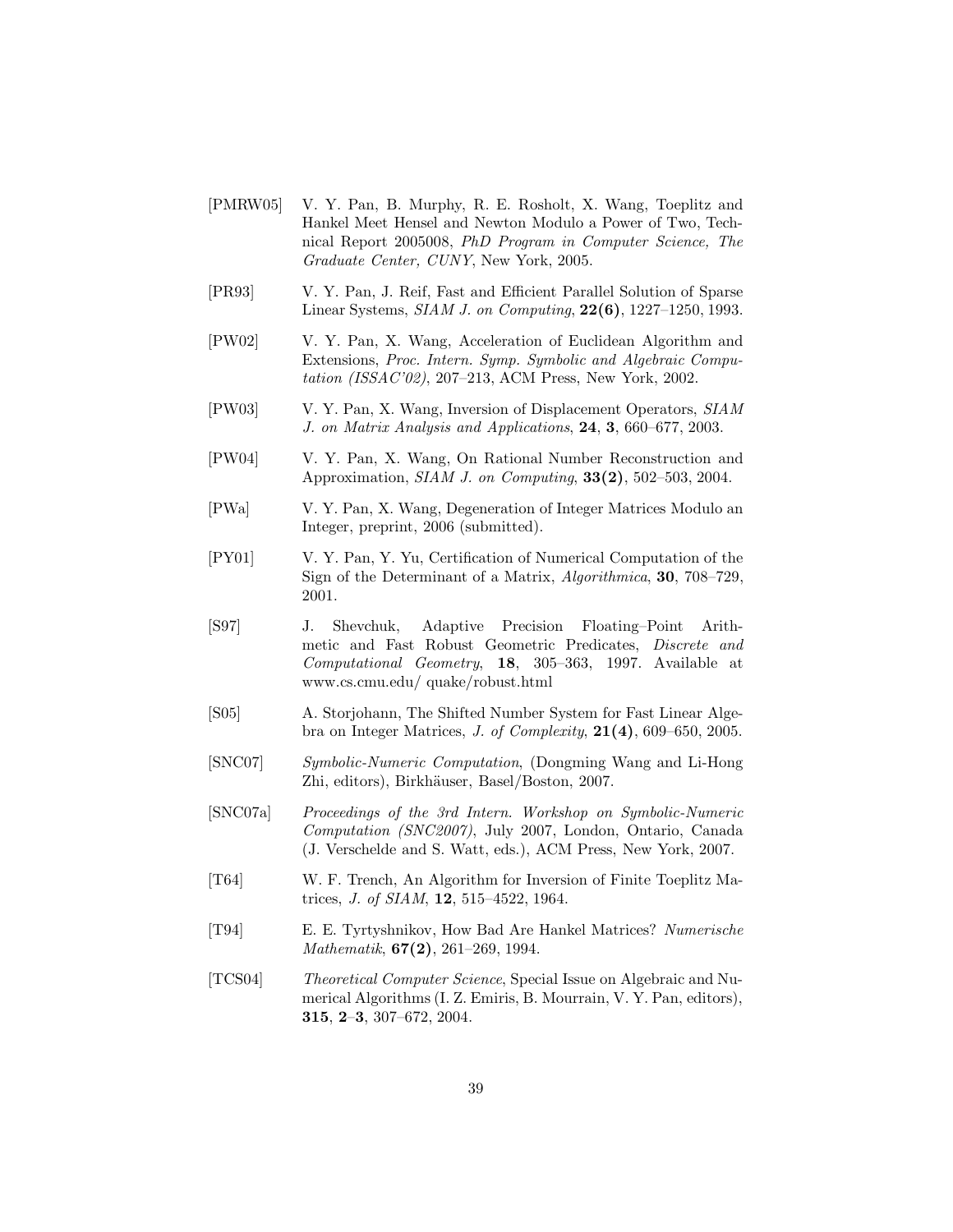[PMRW05] V. Y. Pan, B. Murphy, R. E. Rosholt, X. Wang, Toeplitz and Hankel Meet Hensel and Newton Modulo a Power of Two, Technical Report 2005008, *PhD Program in Computer Science, The Graduate Center, CUNY*, New York, 2005.

[PR93] V. Y. Pan, J. Reif, Fast and Efficient Parallel Solution of Sparse Linear Systems, *SIAM J. on Computing*, **22(6)**, 1227–1250, 1993.

[PW02] V. Y. Pan, X. Wang, Acceleration of Euclidean Algorithm and Extensions, *Proc. Intern. Symp. Symbolic and Algebraic Computation (ISSAC'02)*, 207–213, ACM Press, New York, 2002.

[PW03] V. Y. Pan, X. Wang, Inversion of Displacement Operators, *SIAM J. on Matrix Analysis and Applications*, **24**, **3**, 660–677, 2003.

[PW04] V. Y. Pan, X. Wang, On Rational Number Reconstruction and Approximation, *SIAM J. on Computing*, **33(2)**, 502–503, 2004.

[PWa] V. Y. Pan, X. Wang, Degeneration of Integer Matrices Modulo an Integer, preprint, 2006 (submitted).

[PY01] V. Y. Pan, Y. Yu, Certification of Numerical Computation of the Sign of the Determinant of a Matrix, *Algorithmica*, **30**, 708–729, 2001.

[S97] J. Shevchuk, Adaptive Precision Floating–Point Arithmetic and Fast Robust Geometric Predicates, *Discrete and Computational Geometry*, **18**, 305–363, 1997. Available at www.cs.cmu.edu/ quake/robust.html

[S05] A. Storjohann, The Shifted Number System for Fast Linear Algebra on Integer Matrices, *J. of Complexity*, **21(4)**, 609–650, 2005.

[SNC07] *Symbolic-Numeric Computation*, (Dongming Wang and Li-Hong Zhi, editors), Birkhäuser, Basel/Boston, 2007.

[SNC07a] *Proceedings of the 3rd Intern. Workshop on Symbolic-Numeric Computation (SNC2007)*, July 2007, London, Ontario, Canada (J. Verschelde and S. Watt, eds.), ACM Press, New York, 2007.

[T64] W. F. Trench, An Algorithm for Inversion of Finite Toeplitz Matrices, *J. of SIAM*, **12**, 515–4522, 1964.

[T94] E. E. Tyrtyshnikov, How Bad Are Hankel Matrices? *Numerische Mathematik*, **67(2)**, 261–269, 1994.

[TCS04] *Theoretical Computer Science*, Special Issue on Algebraic and Numerical Algorithms (I. Z. Emiris, B. Mourrain, V. Y. Pan, editors), **315**, **2–3**, 307–672, 2004.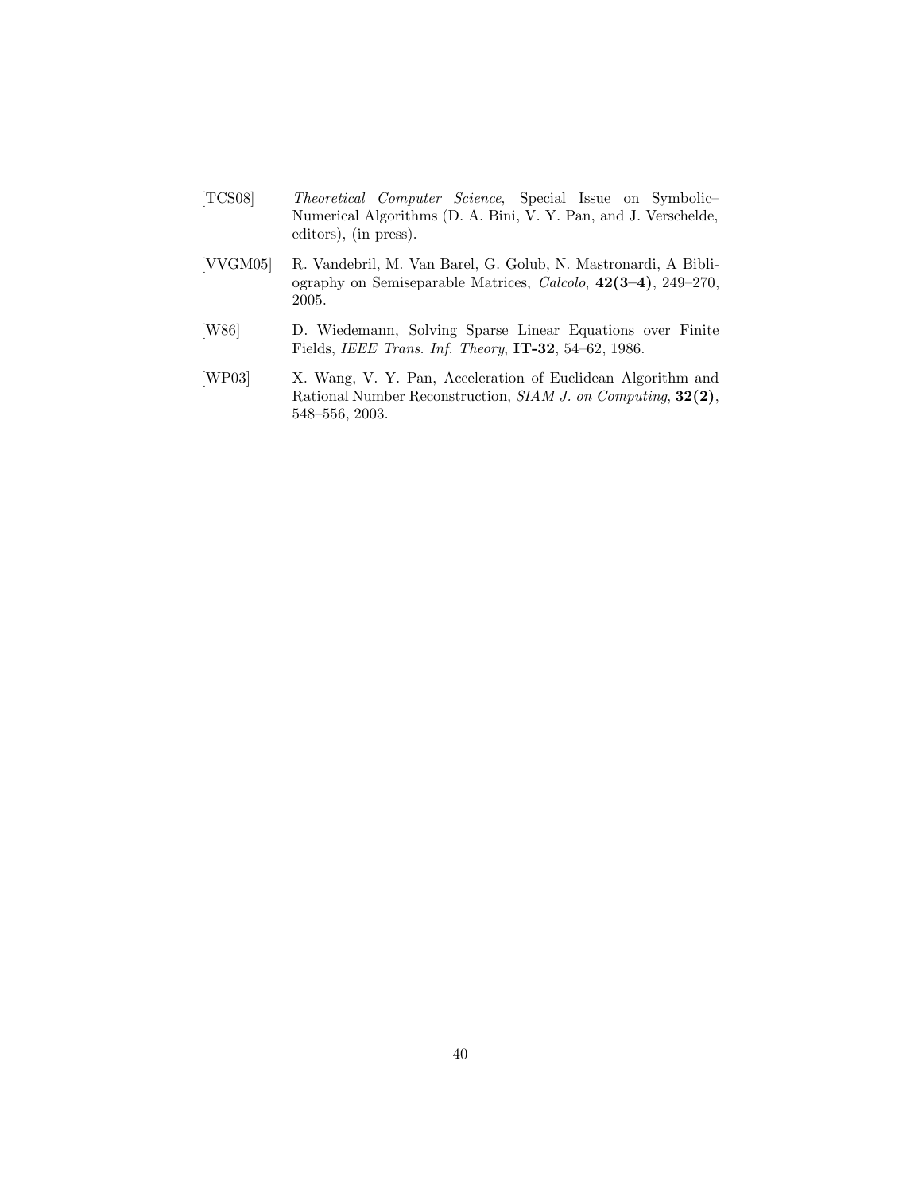[TCS08] *Theoretical Computer Science*, Special Issue on Symbolic–Numerical Algorithms (D. A. Bini, V. Y. Pan, and J. Verschelde, editors), (in press).

[VVGM05] R. Vandebril, M. Van Barel, G. Golub, N. Mastronardi, A Bibliography on Semiseparable Matrices, *Calcolo*, **42(3–4)**, 249–270, 2005.

[W86] D. Wiedemann, Solving Sparse Linear Equations over Finite Fields, *IEEE Trans. Inf. Theory*, **IT-32**, 54–62, 1986.

[WP03] X. Wang, V. Y. Pan, Acceleration of Euclidean Algorithm and Rational Number Reconstruction, *SIAM J. on Computing*, **32(2)**, 548–556, 2003.